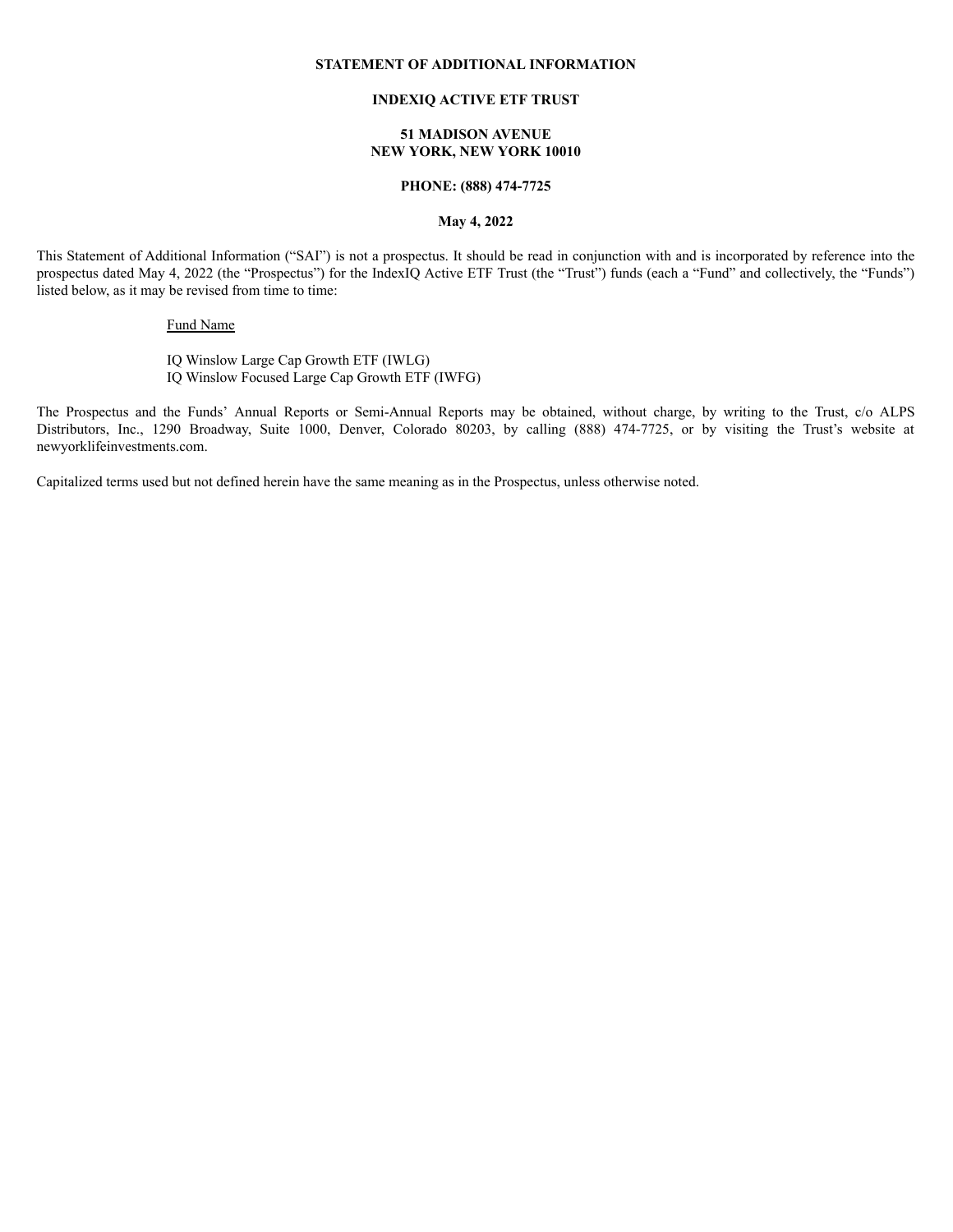# STATEMENT OF ADDITIONAL INFORMATION

## INDEXIQ ACTIVE ETF TRUST

**51 MADISON AVENUE**
**NEW YORK, NEW YORK 10010**

**PHONE: (888) 474-7725**

**May 4, 2022**

This Statement of Additional Information (“SAI”) is not a prospectus. It should be read in conjunction with and is incorporated by reference into the prospectus dated May 4, 2022 (the “Prospectus”) for the IndexIQ Active ETF Trust (the “Trust”) funds (each a “Fund” and collectively, the “Funds”) listed below, as it may be revised from time to time:

Fund Name

IQ Winslow Large Cap Growth ETF (IWLG)
IQ Winslow Focused Large Cap Growth ETF (IWFG)

The Prospectus and the Funds’ Annual Reports or Semi-Annual Reports may be obtained, without charge, by writing to the Trust, c/o ALPS Distributors, Inc., 1290 Broadway, Suite 1000, Denver, Colorado 80203, by calling (888) 474-7725, or by visiting the Trust’s website at newyorklifeinvestments.com.

Capitalized terms used but not defined herein have the same meaning as in the Prospectus, unless otherwise noted.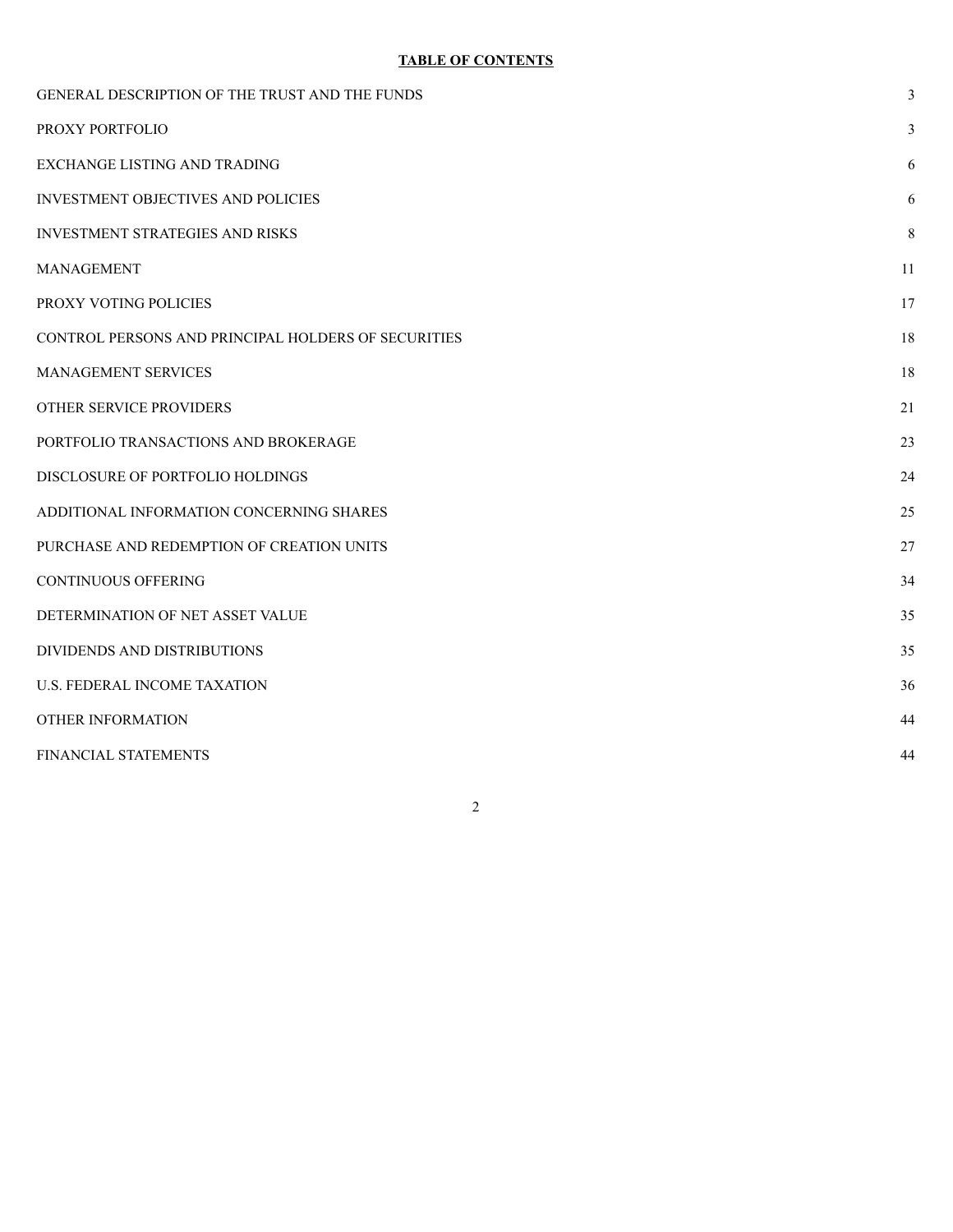**TABLE OF CONTENTS**

| | |
|---|---|
| GENERAL DESCRIPTION OF THE TRUST AND THE FUNDS | 3 |
| PROXY PORTFOLIO | 3 |
| EXCHANGE LISTING AND TRADING | 6 |
| INVESTMENT OBJECTIVES AND POLICIES | 6 |
| INVESTMENT STRATEGIES AND RISKS | 8 |
| MANAGEMENT | 11 |
| PROXY VOTING POLICIES | 17 |
| CONTROL PERSONS AND PRINCIPAL HOLDERS OF SECURITIES | 18 |
| MANAGEMENT SERVICES | 18 |
| OTHER SERVICE PROVIDERS | 21 |
| PORTFOLIO TRANSACTIONS AND BROKERAGE | 23 |
| DISCLOSURE OF PORTFOLIO HOLDINGS | 24 |
| ADDITIONAL INFORMATION CONCERNING SHARES | 25 |
| PURCHASE AND REDEMPTION OF CREATION UNITS | 27 |
| CONTINUOUS OFFERING | 34 |
| DETERMINATION OF NET ASSET VALUE | 35 |
| DIVIDENDS AND DISTRIBUTIONS | 35 |
| U.S. FEDERAL INCOME TAXATION | 36 |
| OTHER INFORMATION | 44 |
| FINANCIAL STATEMENTS | 44 |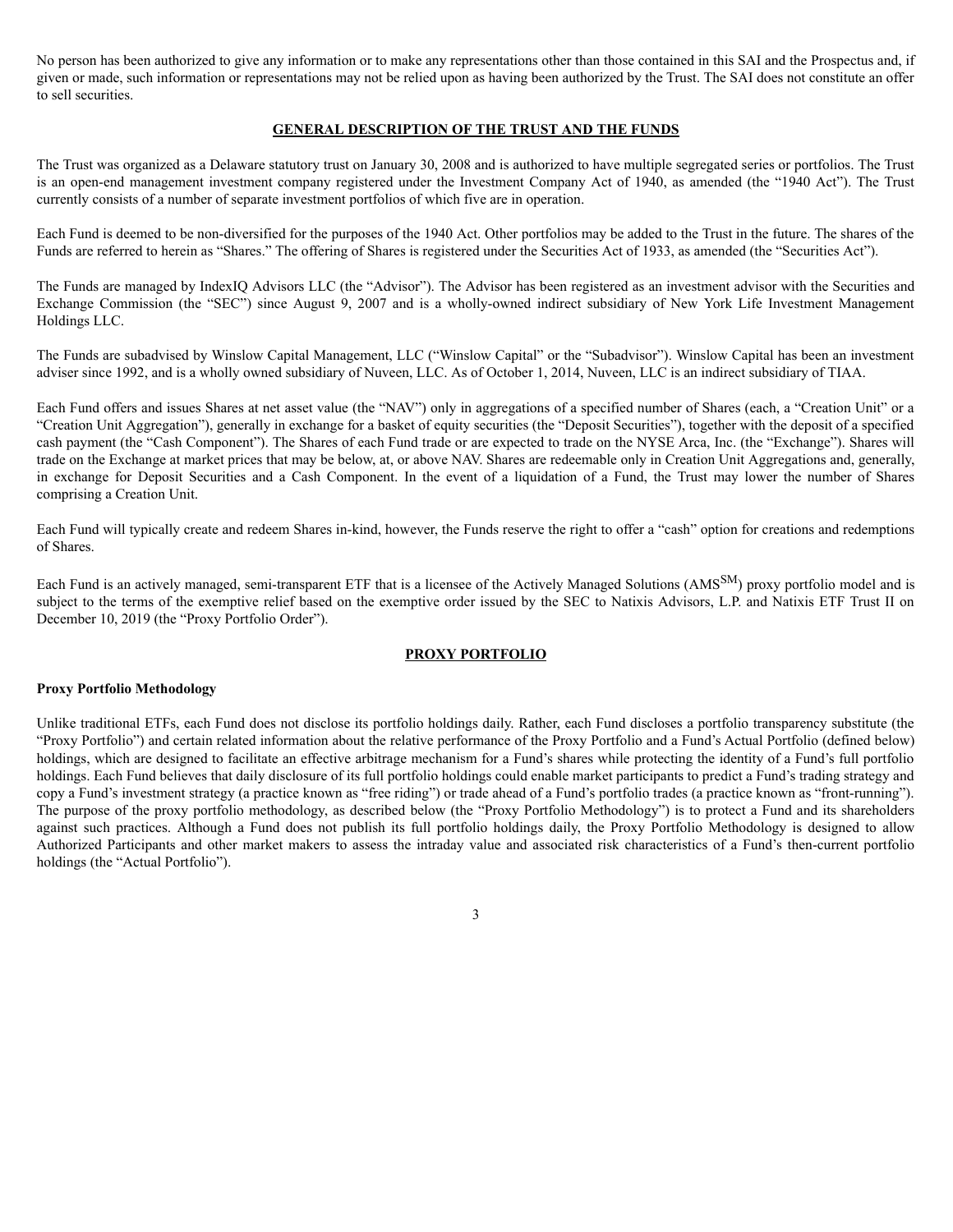No person has been authorized to give any information or to make any representations other than those contained in this SAI and the Prospectus and, if given or made, such information or representations may not be relied upon as having been authorized by the Trust. The SAI does not constitute an offer to sell securities.

## GENERAL DESCRIPTION OF THE TRUST AND THE FUNDS

The Trust was organized as a Delaware statutory trust on January 30, 2008 and is authorized to have multiple segregated series or portfolios. The Trust is an open-end management investment company registered under the Investment Company Act of 1940, as amended (the "1940 Act"). The Trust currently consists of a number of separate investment portfolios of which five are in operation.

Each Fund is deemed to be non-diversified for the purposes of the 1940 Act. Other portfolios may be added to the Trust in the future. The shares of the Funds are referred to herein as "Shares." The offering of Shares is registered under the Securities Act of 1933, as amended (the "Securities Act").

The Funds are managed by IndexIQ Advisors LLC (the "Advisor"). The Advisor has been registered as an investment advisor with the Securities and Exchange Commission (the "SEC") since August 9, 2007 and is a wholly-owned indirect subsidiary of New York Life Investment Management Holdings LLC.

The Funds are subadvised by Winslow Capital Management, LLC ("Winslow Capital" or the "Subadvisor"). Winslow Capital has been an investment adviser since 1992, and is a wholly owned subsidiary of Nuveen, LLC. As of October 1, 2014, Nuveen, LLC is an indirect subsidiary of TIAA.

Each Fund offers and issues Shares at net asset value (the "NAV") only in aggregations of a specified number of Shares (each, a "Creation Unit" or a "Creation Unit Aggregation"), generally in exchange for a basket of equity securities (the "Deposit Securities"), together with the deposit of a specified cash payment (the "Cash Component"). The Shares of each Fund trade or are expected to trade on the NYSE Arca, Inc. (the "Exchange"). Shares will trade on the Exchange at market prices that may be below, at, or above NAV. Shares are redeemable only in Creation Unit Aggregations and, generally, in exchange for Deposit Securities and a Cash Component. In the event of a liquidation of a Fund, the Trust may lower the number of Shares comprising a Creation Unit.

Each Fund will typically create and redeem Shares in-kind, however, the Funds reserve the right to offer a "cash" option for creations and redemptions of Shares.

Each Fund is an actively managed, semi-transparent ETF that is a licensee of the Actively Managed Solutions (AMS[SM]) proxy portfolio model and is subject to the terms of the exemptive relief based on the exemptive order issued by the SEC to Natixis Advisors, L.P. and Natixis ETF Trust II on December 10, 2019 (the "Proxy Portfolio Order").

## PROXY PORTFOLIO

### Proxy Portfolio Methodology

Unlike traditional ETFs, each Fund does not disclose its portfolio holdings daily. Rather, each Fund discloses a portfolio transparency substitute (the "Proxy Portfolio") and certain related information about the relative performance of the Proxy Portfolio and a Fund's Actual Portfolio (defined below) holdings, which are designed to facilitate an effective arbitrage mechanism for a Fund's shares while protecting the identity of a Fund's full portfolio holdings. Each Fund believes that daily disclosure of its full portfolio holdings could enable market participants to predict a Fund's trading strategy and copy a Fund's investment strategy (a practice known as "free riding") or trade ahead of a Fund's portfolio trades (a practice known as "front-running"). The purpose of the proxy portfolio methodology, as described below (the "Proxy Portfolio Methodology") is to protect a Fund and its shareholders against such practices. Although a Fund does not publish its full portfolio holdings daily, the Proxy Portfolio Methodology is designed to allow Authorized Participants and other market makers to assess the intraday value and associated risk characteristics of a Fund's then-current portfolio holdings (the "Actual Portfolio").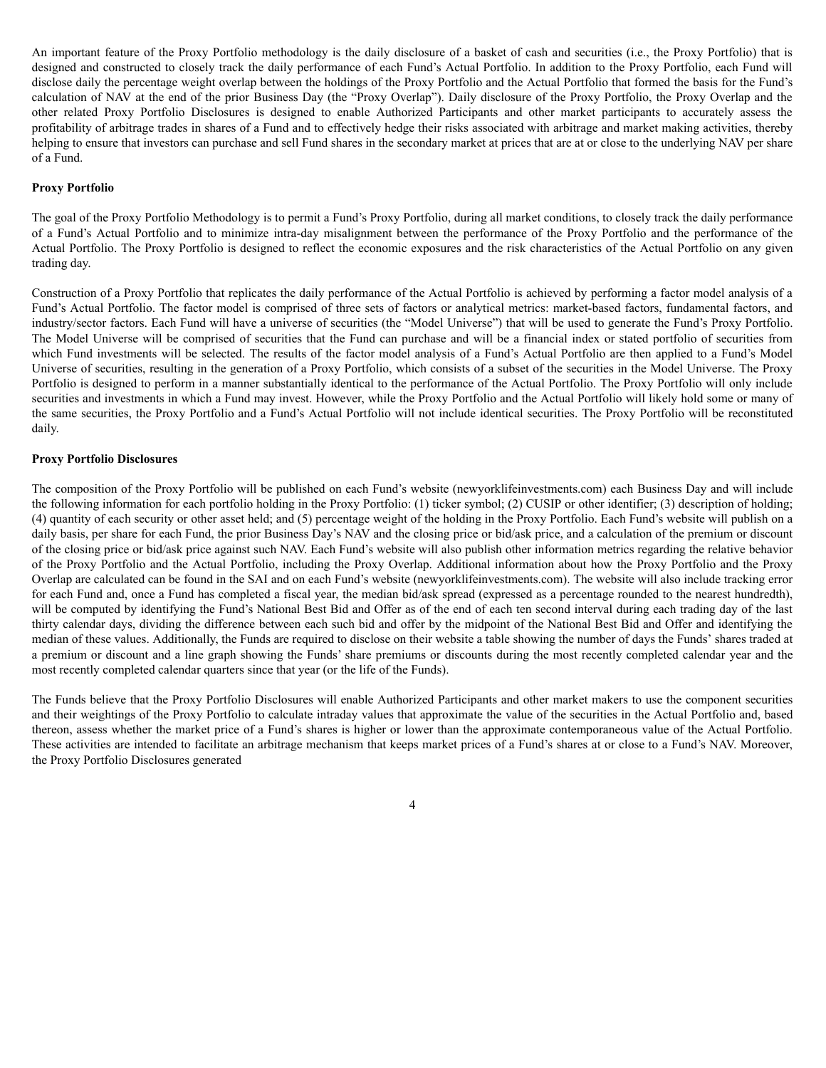An important feature of the Proxy Portfolio methodology is the daily disclosure of a basket of cash and securities (i.e., the Proxy Portfolio) that is designed and constructed to closely track the daily performance of each Fund's Actual Portfolio. In addition to the Proxy Portfolio, each Fund will disclose daily the percentage weight overlap between the holdings of the Proxy Portfolio and the Actual Portfolio that formed the basis for the Fund's calculation of NAV at the end of the prior Business Day (the "Proxy Overlap"). Daily disclosure of the Proxy Portfolio, the Proxy Overlap and the other related Proxy Portfolio Disclosures is designed to enable Authorized Participants and other market participants to accurately assess the profitability of arbitrage trades in shares of a Fund and to effectively hedge their risks associated with arbitrage and market making activities, thereby helping to ensure that investors can purchase and sell Fund shares in the secondary market at prices that are at or close to the underlying NAV per share of a Fund.

**Proxy Portfolio**

The goal of the Proxy Portfolio Methodology is to permit a Fund's Proxy Portfolio, during all market conditions, to closely track the daily performance of a Fund's Actual Portfolio and to minimize intra-day misalignment between the performance of the Proxy Portfolio and the performance of the Actual Portfolio. The Proxy Portfolio is designed to reflect the economic exposures and the risk characteristics of the Actual Portfolio on any given trading day.

Construction of a Proxy Portfolio that replicates the daily performance of the Actual Portfolio is achieved by performing a factor model analysis of a Fund's Actual Portfolio. The factor model is comprised of three sets of factors or analytical metrics: market-based factors, fundamental factors, and industry/sector factors. Each Fund will have a universe of securities (the "Model Universe") that will be used to generate the Fund's Proxy Portfolio. The Model Universe will be comprised of securities that the Fund can purchase and will be a financial index or stated portfolio of securities from which Fund investments will be selected. The results of the factor model analysis of a Fund's Actual Portfolio are then applied to a Fund's Model Universe of securities, resulting in the generation of a Proxy Portfolio, which consists of a subset of the securities in the Model Universe. The Proxy Portfolio is designed to perform in a manner substantially identical to the performance of the Actual Portfolio. The Proxy Portfolio will only include securities and investments in which a Fund may invest. However, while the Proxy Portfolio and the Actual Portfolio will likely hold some or many of the same securities, the Proxy Portfolio and a Fund's Actual Portfolio will not include identical securities. The Proxy Portfolio will be reconstituted daily.

**Proxy Portfolio Disclosures**

The composition of the Proxy Portfolio will be published on each Fund's website (newyorklifeinvestments.com) each Business Day and will include the following information for each portfolio holding in the Proxy Portfolio: (1) ticker symbol; (2) CUSIP or other identifier; (3) description of holding; (4) quantity of each security or other asset held; and (5) percentage weight of the holding in the Proxy Portfolio. Each Fund's website will publish on a daily basis, per share for each Fund, the prior Business Day's NAV and the closing price or bid/ask price, and a calculation of the premium or discount of the closing price or bid/ask price against such NAV. Each Fund's website will also publish other information metrics regarding the relative behavior of the Proxy Portfolio and the Actual Portfolio, including the Proxy Overlap. Additional information about how the Proxy Portfolio and the Proxy Overlap are calculated can be found in the SAI and on each Fund's website (newyorklifeinvestments.com). The website will also include tracking error for each Fund and, once a Fund has completed a fiscal year, the median bid/ask spread (expressed as a percentage rounded to the nearest hundredth), will be computed by identifying the Fund's National Best Bid and Offer as of the end of each ten second interval during each trading day of the last thirty calendar days, dividing the difference between each such bid and offer by the midpoint of the National Best Bid and Offer and identifying the median of these values. Additionally, the Funds are required to disclose on their website a table showing the number of days the Funds' shares traded at a premium or discount and a line graph showing the Funds' share premiums or discounts during the most recently completed calendar year and the most recently completed calendar quarters since that year (or the life of the Funds).

The Funds believe that the Proxy Portfolio Disclosures will enable Authorized Participants and other market makers to use the component securities and their weightings of the Proxy Portfolio to calculate intraday values that approximate the value of the securities in the Actual Portfolio and, based thereon, assess whether the market price of a Fund's shares is higher or lower than the approximate contemporaneous value of the Actual Portfolio. These activities are intended to facilitate an arbitrage mechanism that keeps market prices of a Fund's shares at or close to a Fund's NAV. Moreover, the Proxy Portfolio Disclosures generated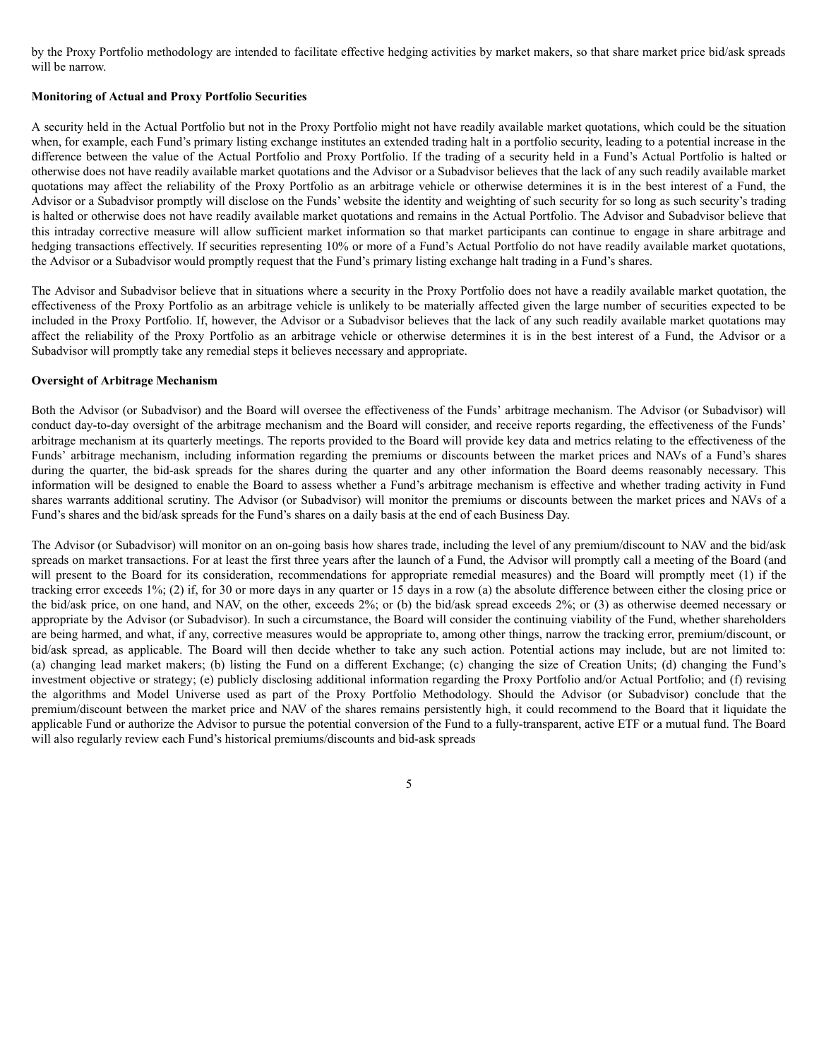by the Proxy Portfolio methodology are intended to facilitate effective hedging activities by market makers, so that share market price bid/ask spreads will be narrow.

**Monitoring of Actual and Proxy Portfolio Securities**

A security held in the Actual Portfolio but not in the Proxy Portfolio might not have readily available market quotations, which could be the situation when, for example, each Fund's primary listing exchange institutes an extended trading halt in a portfolio security, leading to a potential increase in the difference between the value of the Actual Portfolio and Proxy Portfolio. If the trading of a security held in a Fund's Actual Portfolio is halted or otherwise does not have readily available market quotations and the Advisor or a Subadvisor believes that the lack of any such readily available market quotations may affect the reliability of the Proxy Portfolio as an arbitrage vehicle or otherwise determines it is in the best interest of a Fund, the Advisor or a Subadvisor promptly will disclose on the Funds' website the identity and weighting of such security for so long as such security's trading is halted or otherwise does not have readily available market quotations and remains in the Actual Portfolio. The Advisor and Subadvisor believe that this intraday corrective measure will allow sufficient market information so that market participants can continue to engage in share arbitrage and hedging transactions effectively. If securities representing 10% or more of a Fund's Actual Portfolio do not have readily available market quotations, the Advisor or a Subadvisor would promptly request that the Fund's primary listing exchange halt trading in a Fund's shares.

The Advisor and Subadvisor believe that in situations where a security in the Proxy Portfolio does not have a readily available market quotation, the effectiveness of the Proxy Portfolio as an arbitrage vehicle is unlikely to be materially affected given the large number of securities expected to be included in the Proxy Portfolio. If, however, the Advisor or a Subadvisor believes that the lack of any such readily available market quotations may affect the reliability of the Proxy Portfolio as an arbitrage vehicle or otherwise determines it is in the best interest of a Fund, the Advisor or a Subadvisor will promptly take any remedial steps it believes necessary and appropriate.

**Oversight of Arbitrage Mechanism**

Both the Advisor (or Subadvisor) and the Board will oversee the effectiveness of the Funds' arbitrage mechanism. The Advisor (or Subadvisor) will conduct day-to-day oversight of the arbitrage mechanism and the Board will consider, and receive reports regarding, the effectiveness of the Funds' arbitrage mechanism at its quarterly meetings. The reports provided to the Board will provide key data and metrics relating to the effectiveness of the Funds' arbitrage mechanism, including information regarding the premiums or discounts between the market prices and NAVs of a Fund's shares during the quarter, the bid-ask spreads for the shares during the quarter and any other information the Board deems reasonably necessary. This information will be designed to enable the Board to assess whether a Fund's arbitrage mechanism is effective and whether trading activity in Fund shares warrants additional scrutiny. The Advisor (or Subadvisor) will monitor the premiums or discounts between the market prices and NAVs of a Fund's shares and the bid/ask spreads for the Fund's shares on a daily basis at the end of each Business Day.

The Advisor (or Subadvisor) will monitor on an on-going basis how shares trade, including the level of any premium/discount to NAV and the bid/ask spreads on market transactions. For at least the first three years after the launch of a Fund, the Advisor will promptly call a meeting of the Board (and will present to the Board for its consideration, recommendations for appropriate remedial measures) and the Board will promptly meet (1) if the tracking error exceeds 1%; (2) if, for 30 or more days in any quarter or 15 days in a row (a) the absolute difference between either the closing price or the bid/ask price, on one hand, and NAV, on the other, exceeds 2%; or (b) the bid/ask spread exceeds 2%; or (3) as otherwise deemed necessary or appropriate by the Advisor (or Subadvisor). In such a circumstance, the Board will consider the continuing viability of the Fund, whether shareholders are being harmed, and what, if any, corrective measures would be appropriate to, among other things, narrow the tracking error, premium/discount, or bid/ask spread, as applicable. The Board will then decide whether to take any such action. Potential actions may include, but are not limited to: (a) changing lead market makers; (b) listing the Fund on a different Exchange; (c) changing the size of Creation Units; (d) changing the Fund's investment objective or strategy; (e) publicly disclosing additional information regarding the Proxy Portfolio and/or Actual Portfolio; and (f) revising the algorithms and Model Universe used as part of the Proxy Portfolio Methodology. Should the Advisor (or Subadvisor) conclude that the premium/discount between the market price and NAV of the shares remains persistently high, it could recommend to the Board that it liquidate the applicable Fund or authorize the Advisor to pursue the potential conversion of the Fund to a fully-transparent, active ETF or a mutual fund. The Board will also regularly review each Fund's historical premiums/discounts and bid-ask spreads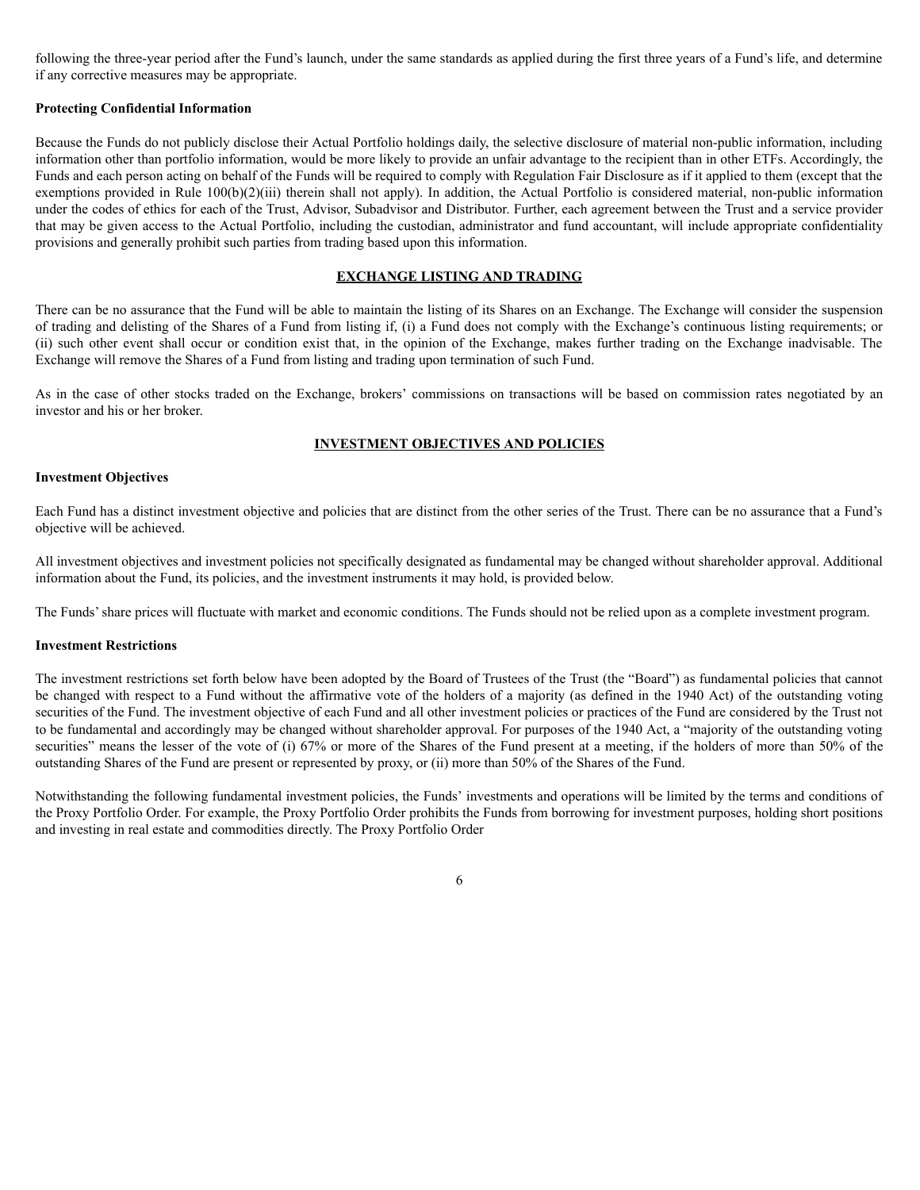following the three-year period after the Fund's launch, under the same standards as applied during the first three years of a Fund's life, and determine if any corrective measures may be appropriate.

**Protecting Confidential Information**

Because the Funds do not publicly disclose their Actual Portfolio holdings daily, the selective disclosure of material non-public information, including information other than portfolio information, would be more likely to provide an unfair advantage to the recipient than in other ETFs. Accordingly, the Funds and each person acting on behalf of the Funds will be required to comply with Regulation Fair Disclosure as if it applied to them (except that the exemptions provided in Rule 100(b)(2)(iii) therein shall not apply). In addition, the Actual Portfolio is considered material, non-public information under the codes of ethics for each of the Trust, Advisor, Subadvisor and Distributor. Further, each agreement between the Trust and a service provider that may be given access to the Actual Portfolio, including the custodian, administrator and fund accountant, will include appropriate confidentiality provisions and generally prohibit such parties from trading based upon this information.

## EXCHANGE LISTING AND TRADING

There can be no assurance that the Fund will be able to maintain the listing of its Shares on an Exchange. The Exchange will consider the suspension of trading and delisting of the Shares of a Fund from listing if, (i) a Fund does not comply with the Exchange's continuous listing requirements; or (ii) such other event shall occur or condition exist that, in the opinion of the Exchange, makes further trading on the Exchange inadvisable. The Exchange will remove the Shares of a Fund from listing and trading upon termination of such Fund.

As in the case of other stocks traded on the Exchange, brokers' commissions on transactions will be based on commission rates negotiated by an investor and his or her broker.

## INVESTMENT OBJECTIVES AND POLICIES

**Investment Objectives**

Each Fund has a distinct investment objective and policies that are distinct from the other series of the Trust. There can be no assurance that a Fund's objective will be achieved.

All investment objectives and investment policies not specifically designated as fundamental may be changed without shareholder approval. Additional information about the Fund, its policies, and the investment instruments it may hold, is provided below.

The Funds' share prices will fluctuate with market and economic conditions. The Funds should not be relied upon as a complete investment program.

**Investment Restrictions**

The investment restrictions set forth below have been adopted by the Board of Trustees of the Trust (the "Board") as fundamental policies that cannot be changed with respect to a Fund without the affirmative vote of the holders of a majority (as defined in the 1940 Act) of the outstanding voting securities of the Fund. The investment objective of each Fund and all other investment policies or practices of the Fund are considered by the Trust not to be fundamental and accordingly may be changed without shareholder approval. For purposes of the 1940 Act, a "majority of the outstanding voting securities" means the lesser of the vote of (i) 67% or more of the Shares of the Fund present at a meeting, if the holders of more than 50% of the outstanding Shares of the Fund are present or represented by proxy, or (ii) more than 50% of the Shares of the Fund.

Notwithstanding the following fundamental investment policies, the Funds' investments and operations will be limited by the terms and conditions of the Proxy Portfolio Order. For example, the Proxy Portfolio Order prohibits the Funds from borrowing for investment purposes, holding short positions and investing in real estate and commodities directly. The Proxy Portfolio Order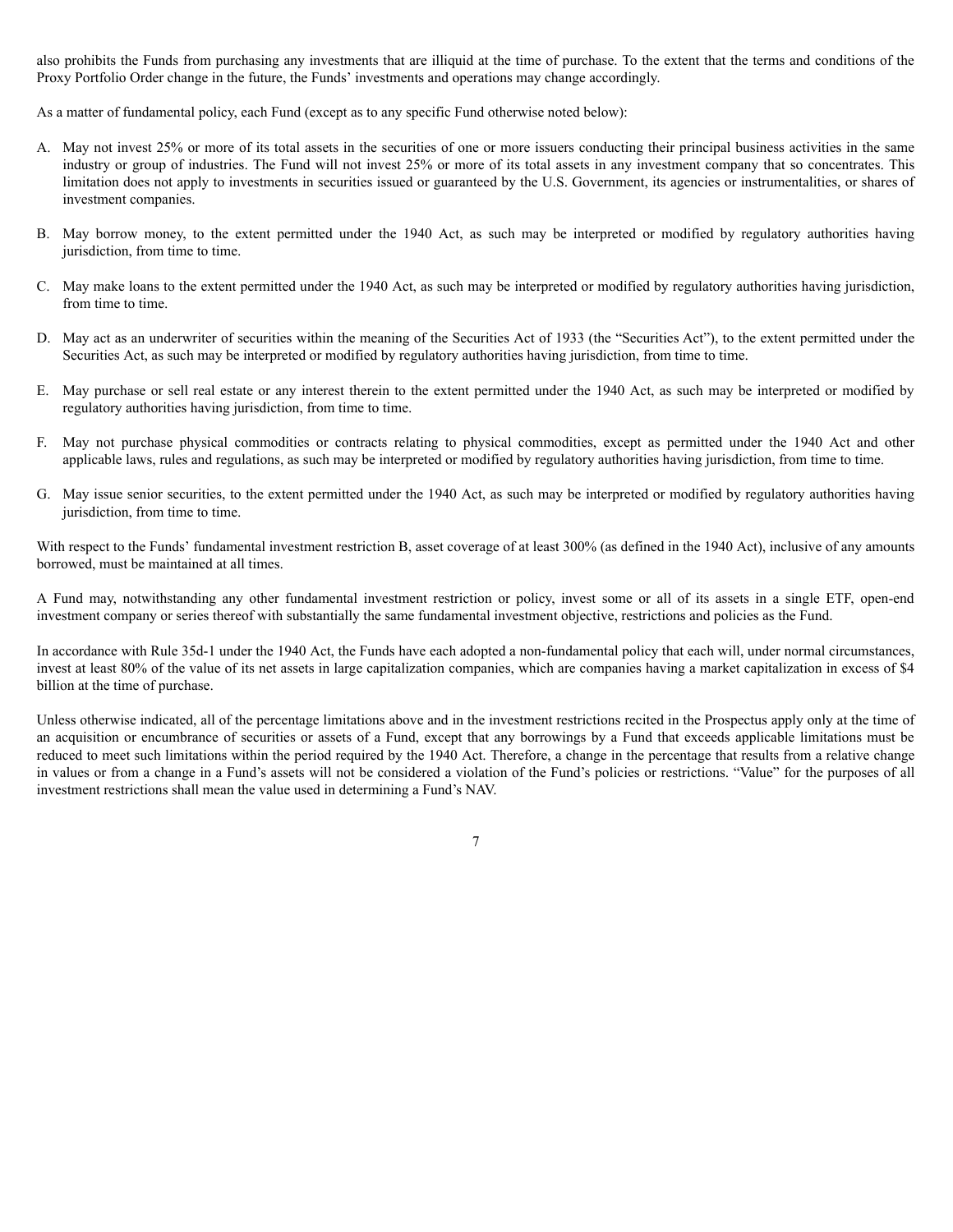also prohibits the Funds from purchasing any investments that are illiquid at the time of purchase. To the extent that the terms and conditions of the Proxy Portfolio Order change in the future, the Funds' investments and operations may change accordingly.

As a matter of fundamental policy, each Fund (except as to any specific Fund otherwise noted below):

A. May not invest 25% or more of its total assets in the securities of one or more issuers conducting their principal business activities in the same industry or group of industries. The Fund will not invest 25% or more of its total assets in any investment company that so concentrates. This limitation does not apply to investments in securities issued or guaranteed by the U.S. Government, its agencies or instrumentalities, or shares of investment companies.

B. May borrow money, to the extent permitted under the 1940 Act, as such may be interpreted or modified by regulatory authorities having jurisdiction, from time to time.

C. May make loans to the extent permitted under the 1940 Act, as such may be interpreted or modified by regulatory authorities having jurisdiction, from time to time.

D. May act as an underwriter of securities within the meaning of the Securities Act of 1933 (the "Securities Act"), to the extent permitted under the Securities Act, as such may be interpreted or modified by regulatory authorities having jurisdiction, from time to time.

E. May purchase or sell real estate or any interest therein to the extent permitted under the 1940 Act, as such may be interpreted or modified by regulatory authorities having jurisdiction, from time to time.

F. May not purchase physical commodities or contracts relating to physical commodities, except as permitted under the 1940 Act and other applicable laws, rules and regulations, as such may be interpreted or modified by regulatory authorities having jurisdiction, from time to time.

G. May issue senior securities, to the extent permitted under the 1940 Act, as such may be interpreted or modified by regulatory authorities having jurisdiction, from time to time.

With respect to the Funds' fundamental investment restriction B, asset coverage of at least 300% (as defined in the 1940 Act), inclusive of any amounts borrowed, must be maintained at all times.

A Fund may, notwithstanding any other fundamental investment restriction or policy, invest some or all of its assets in a single ETF, open-end investment company or series thereof with substantially the same fundamental investment objective, restrictions and policies as the Fund.

In accordance with Rule 35d-1 under the 1940 Act, the Funds have each adopted a non-fundamental policy that each will, under normal circumstances, invest at least 80% of the value of its net assets in large capitalization companies, which are companies having a market capitalization in excess of $4 billion at the time of purchase.

Unless otherwise indicated, all of the percentage limitations above and in the investment restrictions recited in the Prospectus apply only at the time of an acquisition or encumbrance of securities or assets of a Fund, except that any borrowings by a Fund that exceeds applicable limitations must be reduced to meet such limitations within the period required by the 1940 Act. Therefore, a change in the percentage that results from a relative change in values or from a change in a Fund's assets will not be considered a violation of the Fund's policies or restrictions. "Value" for the purposes of all investment restrictions shall mean the value used in determining a Fund's NAV.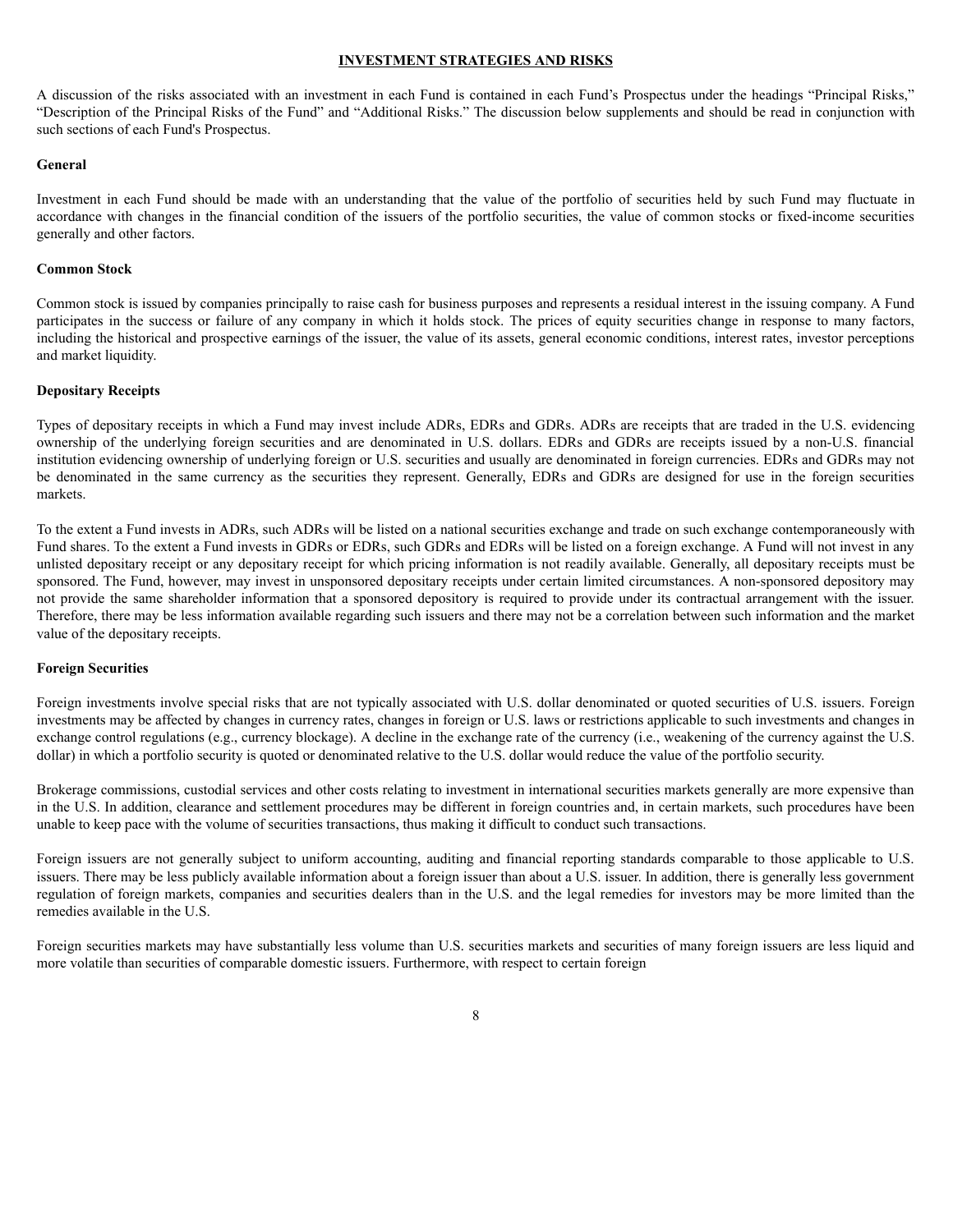## INVESTMENT STRATEGIES AND RISKS

A discussion of the risks associated with an investment in each Fund is contained in each Fund's Prospectus under the headings "Principal Risks," "Description of the Principal Risks of the Fund" and "Additional Risks." The discussion below supplements and should be read in conjunction with such sections of each Fund's Prospectus.

### General

Investment in each Fund should be made with an understanding that the value of the portfolio of securities held by such Fund may fluctuate in accordance with changes in the financial condition of the issuers of the portfolio securities, the value of common stocks or fixed-income securities generally and other factors.

### Common Stock

Common stock is issued by companies principally to raise cash for business purposes and represents a residual interest in the issuing company. A Fund participates in the success or failure of any company in which it holds stock. The prices of equity securities change in response to many factors, including the historical and prospective earnings of the issuer, the value of its assets, general economic conditions, interest rates, investor perceptions and market liquidity.

### Depositary Receipts

Types of depositary receipts in which a Fund may invest include ADRs, EDRs and GDRs. ADRs are receipts that are traded in the U.S. evidencing ownership of the underlying foreign securities and are denominated in U.S. dollars. EDRs and GDRs are receipts issued by a non-U.S. financial institution evidencing ownership of underlying foreign or U.S. securities and usually are denominated in foreign currencies. EDRs and GDRs may not be denominated in the same currency as the securities they represent. Generally, EDRs and GDRs are designed for use in the foreign securities markets.

To the extent a Fund invests in ADRs, such ADRs will be listed on a national securities exchange and trade on such exchange contemporaneously with Fund shares. To the extent a Fund invests in GDRs or EDRs, such GDRs and EDRs will be listed on a foreign exchange. A Fund will not invest in any unlisted depositary receipt or any depositary receipt for which pricing information is not readily available. Generally, all depositary receipts must be sponsored. The Fund, however, may invest in unsponsored depositary receipts under certain limited circumstances. A non-sponsored depository may not provide the same shareholder information that a sponsored depository is required to provide under its contractual arrangement with the issuer. Therefore, there may be less information available regarding such issuers and there may not be a correlation between such information and the market value of the depositary receipts.

### Foreign Securities

Foreign investments involve special risks that are not typically associated with U.S. dollar denominated or quoted securities of U.S. issuers. Foreign investments may be affected by changes in currency rates, changes in foreign or U.S. laws or restrictions applicable to such investments and changes in exchange control regulations (e.g., currency blockage). A decline in the exchange rate of the currency (i.e., weakening of the currency against the U.S. dollar) in which a portfolio security is quoted or denominated relative to the U.S. dollar would reduce the value of the portfolio security.

Brokerage commissions, custodial services and other costs relating to investment in international securities markets generally are more expensive than in the U.S. In addition, clearance and settlement procedures may be different in foreign countries and, in certain markets, such procedures have been unable to keep pace with the volume of securities transactions, thus making it difficult to conduct such transactions.

Foreign issuers are not generally subject to uniform accounting, auditing and financial reporting standards comparable to those applicable to U.S. issuers. There may be less publicly available information about a foreign issuer than about a U.S. issuer. In addition, there is generally less government regulation of foreign markets, companies and securities dealers than in the U.S. and the legal remedies for investors may be more limited than the remedies available in the U.S.

Foreign securities markets may have substantially less volume than U.S. securities markets and securities of many foreign issuers are less liquid and more volatile than securities of comparable domestic issuers. Furthermore, with respect to certain foreign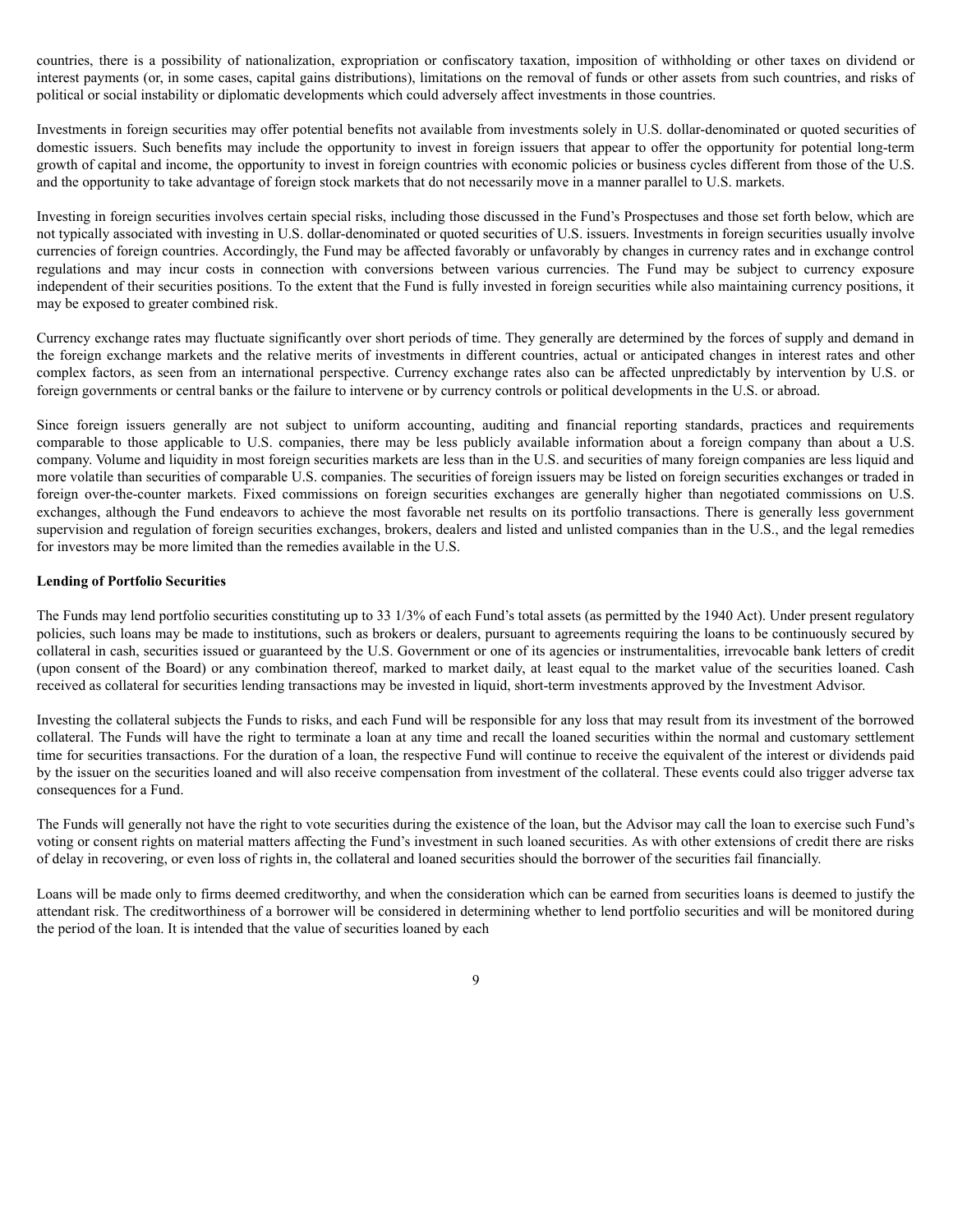countries, there is a possibility of nationalization, expropriation or confiscatory taxation, imposition of withholding or other taxes on dividend or interest payments (or, in some cases, capital gains distributions), limitations on the removal of funds or other assets from such countries, and risks of political or social instability or diplomatic developments which could adversely affect investments in those countries.

Investments in foreign securities may offer potential benefits not available from investments solely in U.S. dollar-denominated or quoted securities of domestic issuers. Such benefits may include the opportunity to invest in foreign issuers that appear to offer the opportunity for potential long-term growth of capital and income, the opportunity to invest in foreign countries with economic policies or business cycles different from those of the U.S. and the opportunity to take advantage of foreign stock markets that do not necessarily move in a manner parallel to U.S. markets.

Investing in foreign securities involves certain special risks, including those discussed in the Fund's Prospectuses and those set forth below, which are not typically associated with investing in U.S. dollar-denominated or quoted securities of U.S. issuers. Investments in foreign securities usually involve currencies of foreign countries. Accordingly, the Fund may be affected favorably or unfavorably by changes in currency rates and in exchange control regulations and may incur costs in connection with conversions between various currencies. The Fund may be subject to currency exposure independent of their securities positions. To the extent that the Fund is fully invested in foreign securities while also maintaining currency positions, it may be exposed to greater combined risk.

Currency exchange rates may fluctuate significantly over short periods of time. They generally are determined by the forces of supply and demand in the foreign exchange markets and the relative merits of investments in different countries, actual or anticipated changes in interest rates and other complex factors, as seen from an international perspective. Currency exchange rates also can be affected unpredictably by intervention by U.S. or foreign governments or central banks or the failure to intervene or by currency controls or political developments in the U.S. or abroad.

Since foreign issuers generally are not subject to uniform accounting, auditing and financial reporting standards, practices and requirements comparable to those applicable to U.S. companies, there may be less publicly available information about a foreign company than about a U.S. company. Volume and liquidity in most foreign securities markets are less than in the U.S. and securities of many foreign companies are less liquid and more volatile than securities of comparable U.S. companies. The securities of foreign issuers may be listed on foreign securities exchanges or traded in foreign over-the-counter markets. Fixed commissions on foreign securities exchanges are generally higher than negotiated commissions on U.S. exchanges, although the Fund endeavors to achieve the most favorable net results on its portfolio transactions. There is generally less government supervision and regulation of foreign securities exchanges, brokers, dealers and listed and unlisted companies than in the U.S., and the legal remedies for investors may be more limited than the remedies available in the U.S.

**Lending of Portfolio Securities**

The Funds may lend portfolio securities constituting up to 33 1/3% of each Fund's total assets (as permitted by the 1940 Act). Under present regulatory policies, such loans may be made to institutions, such as brokers or dealers, pursuant to agreements requiring the loans to be continuously secured by collateral in cash, securities issued or guaranteed by the U.S. Government or one of its agencies or instrumentalities, irrevocable bank letters of credit (upon consent of the Board) or any combination thereof, marked to market daily, at least equal to the market value of the securities loaned. Cash received as collateral for securities lending transactions may be invested in liquid, short-term investments approved by the Investment Advisor.

Investing the collateral subjects the Funds to risks, and each Fund will be responsible for any loss that may result from its investment of the borrowed collateral. The Funds will have the right to terminate a loan at any time and recall the loaned securities within the normal and customary settlement time for securities transactions. For the duration of a loan, the respective Fund will continue to receive the equivalent of the interest or dividends paid by the issuer on the securities loaned and will also receive compensation from investment of the collateral. These events could also trigger adverse tax consequences for a Fund.

The Funds will generally not have the right to vote securities during the existence of the loan, but the Advisor may call the loan to exercise such Fund's voting or consent rights on material matters affecting the Fund's investment in such loaned securities. As with other extensions of credit there are risks of delay in recovering, or even loss of rights in, the collateral and loaned securities should the borrower of the securities fail financially.

Loans will be made only to firms deemed creditworthy, and when the consideration which can be earned from securities loans is deemed to justify the attendant risk. The creditworthiness of a borrower will be considered in determining whether to lend portfolio securities and will be monitored during the period of the loan. It is intended that the value of securities loaned by each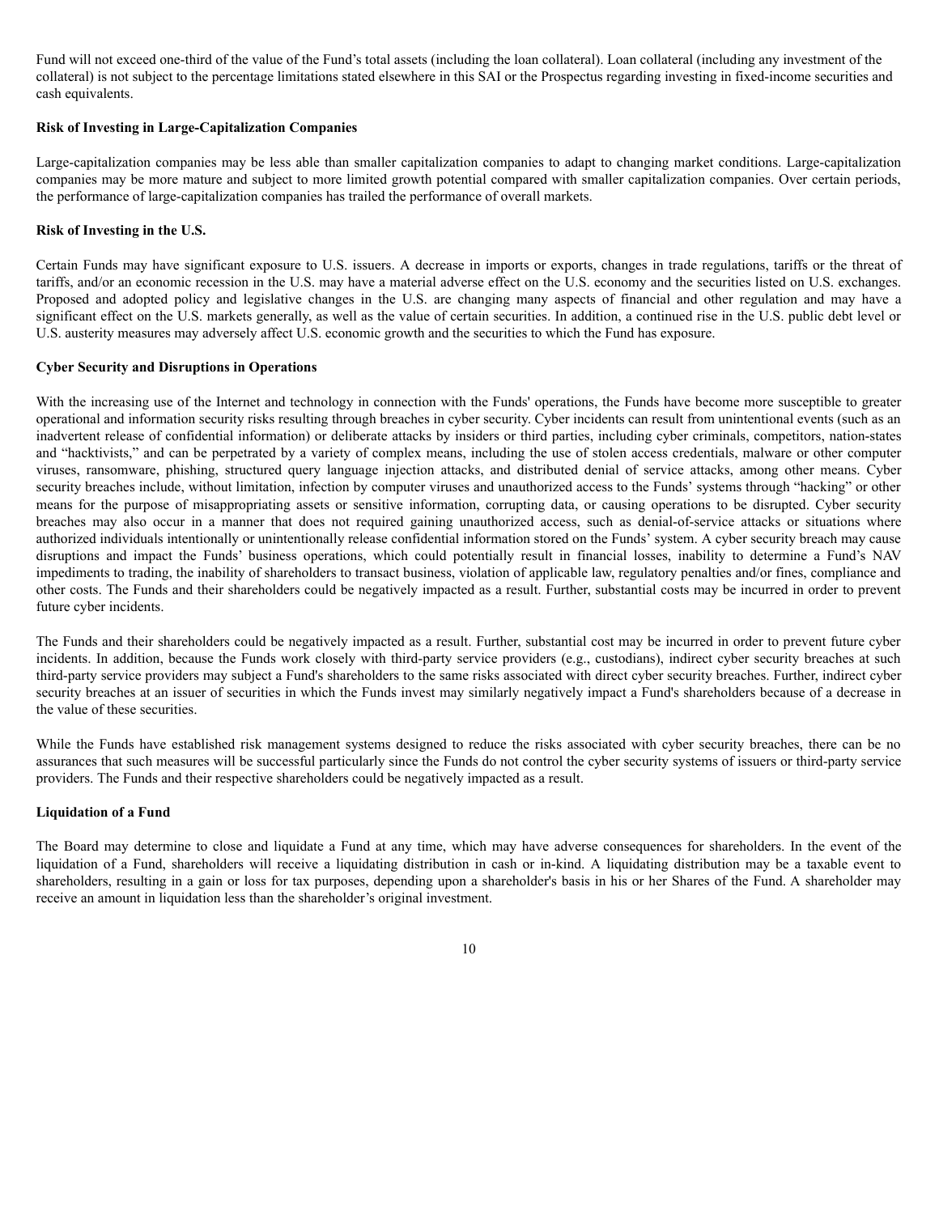Fund will not exceed one-third of the value of the Fund's total assets (including the loan collateral). Loan collateral (including any investment of the collateral) is not subject to the percentage limitations stated elsewhere in this SAI or the Prospectus regarding investing in fixed-income securities and cash equivalents.

**Risk of Investing in Large-Capitalization Companies**

Large-capitalization companies may be less able than smaller capitalization companies to adapt to changing market conditions. Large-capitalization companies may be more mature and subject to more limited growth potential compared with smaller capitalization companies. Over certain periods, the performance of large-capitalization companies has trailed the performance of overall markets.

**Risk of Investing in the U.S.**

Certain Funds may have significant exposure to U.S. issuers. A decrease in imports or exports, changes in trade regulations, tariffs or the threat of tariffs, and/or an economic recession in the U.S. may have a material adverse effect on the U.S. economy and the securities listed on U.S. exchanges. Proposed and adopted policy and legislative changes in the U.S. are changing many aspects of financial and other regulation and may have a significant effect on the U.S. markets generally, as well as the value of certain securities. In addition, a continued rise in the U.S. public debt level or U.S. austerity measures may adversely affect U.S. economic growth and the securities to which the Fund has exposure.

**Cyber Security and Disruptions in Operations**

With the increasing use of the Internet and technology in connection with the Funds' operations, the Funds have become more susceptible to greater operational and information security risks resulting through breaches in cyber security. Cyber incidents can result from unintentional events (such as an inadvertent release of confidential information) or deliberate attacks by insiders or third parties, including cyber criminals, competitors, nation-states and "hacktivists," and can be perpetrated by a variety of complex means, including the use of stolen access credentials, malware or other computer viruses, ransomware, phishing, structured query language injection attacks, and distributed denial of service attacks, among other means. Cyber security breaches include, without limitation, infection by computer viruses and unauthorized access to the Funds' systems through "hacking" or other means for the purpose of misappropriating assets or sensitive information, corrupting data, or causing operations to be disrupted. Cyber security breaches may also occur in a manner that does not required gaining unauthorized access, such as denial-of-service attacks or situations where authorized individuals intentionally or unintentionally release confidential information stored on the Funds' system. A cyber security breach may cause disruptions and impact the Funds' business operations, which could potentially result in financial losses, inability to determine a Fund's NAV impediments to trading, the inability of shareholders to transact business, violation of applicable law, regulatory penalties and/or fines, compliance and other costs. The Funds and their shareholders could be negatively impacted as a result. Further, substantial costs may be incurred in order to prevent future cyber incidents.

The Funds and their shareholders could be negatively impacted as a result. Further, substantial cost may be incurred in order to prevent future cyber incidents. In addition, because the Funds work closely with third-party service providers (e.g., custodians), indirect cyber security breaches at such third-party service providers may subject a Fund's shareholders to the same risks associated with direct cyber security breaches. Further, indirect cyber security breaches at an issuer of securities in which the Funds invest may similarly negatively impact a Fund's shareholders because of a decrease in the value of these securities.

While the Funds have established risk management systems designed to reduce the risks associated with cyber security breaches, there can be no assurances that such measures will be successful particularly since the Funds do not control the cyber security systems of issuers or third-party service providers. The Funds and their respective shareholders could be negatively impacted as a result.

**Liquidation of a Fund**

The Board may determine to close and liquidate a Fund at any time, which may have adverse consequences for shareholders. In the event of the liquidation of a Fund, shareholders will receive a liquidating distribution in cash or in-kind. A liquidating distribution may be a taxable event to shareholders, resulting in a gain or loss for tax purposes, depending upon a shareholder's basis in his or her Shares of the Fund. A shareholder may receive an amount in liquidation less than the shareholder's original investment.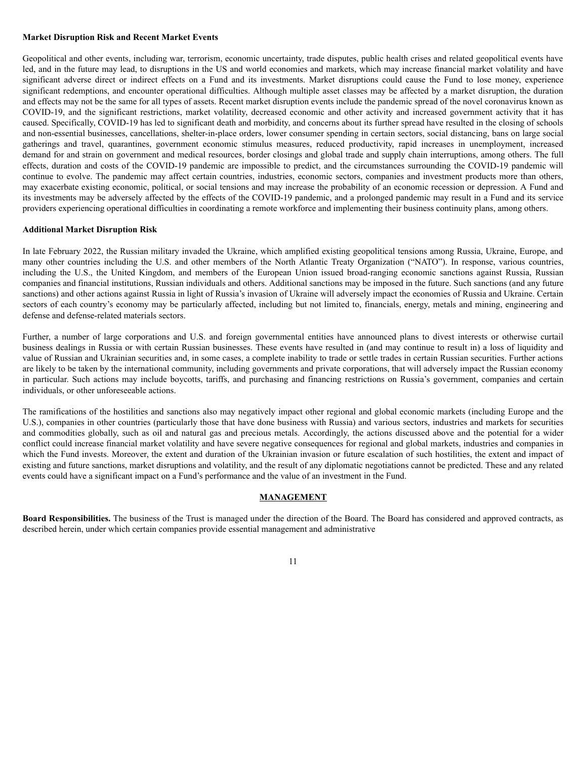**Market Disruption Risk and Recent Market Events**

Geopolitical and other events, including war, terrorism, economic uncertainty, trade disputes, public health crises and related geopolitical events have led, and in the future may lead, to disruptions in the US and world economies and markets, which may increase financial market volatility and have significant adverse direct or indirect effects on a Fund and its investments. Market disruptions could cause the Fund to lose money, experience significant redemptions, and encounter operational difficulties. Although multiple asset classes may be affected by a market disruption, the duration and effects may not be the same for all types of assets. Recent market disruption events include the pandemic spread of the novel coronavirus known as COVID-19, and the significant restrictions, market volatility, decreased economic and other activity and increased government activity that it has caused. Specifically, COVID-19 has led to significant death and morbidity, and concerns about its further spread have resulted in the closing of schools and non-essential businesses, cancellations, shelter-in-place orders, lower consumer spending in certain sectors, social distancing, bans on large social gatherings and travel, quarantines, government economic stimulus measures, reduced productivity, rapid increases in unemployment, increased demand for and strain on government and medical resources, border closings and global trade and supply chain interruptions, among others. The full effects, duration and costs of the COVID-19 pandemic are impossible to predict, and the circumstances surrounding the COVID-19 pandemic will continue to evolve. The pandemic may affect certain countries, industries, economic sectors, companies and investment products more than others, may exacerbate existing economic, political, or social tensions and may increase the probability of an economic recession or depression. A Fund and its investments may be adversely affected by the effects of the COVID-19 pandemic, and a prolonged pandemic may result in a Fund and its service providers experiencing operational difficulties in coordinating a remote workforce and implementing their business continuity plans, among others.

**Additional Market Disruption Risk**

In late February 2022, the Russian military invaded the Ukraine, which amplified existing geopolitical tensions among Russia, Ukraine, Europe, and many other countries including the U.S. and other members of the North Atlantic Treaty Organization ("NATO"). In response, various countries, including the U.S., the United Kingdom, and members of the European Union issued broad-ranging economic sanctions against Russia, Russian companies and financial institutions, Russian individuals and others. Additional sanctions may be imposed in the future. Such sanctions (and any future sanctions) and other actions against Russia in light of Russia's invasion of Ukraine will adversely impact the economies of Russia and Ukraine. Certain sectors of each country's economy may be particularly affected, including but not limited to, financials, energy, metals and mining, engineering and defense and defense-related materials sectors.

Further, a number of large corporations and U.S. and foreign governmental entities have announced plans to divest interests or otherwise curtail business dealings in Russia or with certain Russian businesses. These events have resulted in (and may continue to result in) a loss of liquidity and value of Russian and Ukrainian securities and, in some cases, a complete inability to trade or settle trades in certain Russian securities. Further actions are likely to be taken by the international community, including governments and private corporations, that will adversely impact the Russian economy in particular. Such actions may include boycotts, tariffs, and purchasing and financing restrictions on Russia's government, companies and certain individuals, or other unforeseeable actions.

The ramifications of the hostilities and sanctions also may negatively impact other regional and global economic markets (including Europe and the U.S.), companies in other countries (particularly those that have done business with Russia) and various sectors, industries and markets for securities and commodities globally, such as oil and natural gas and precious metals. Accordingly, the actions discussed above and the potential for a wider conflict could increase financial market volatility and have severe negative consequences for regional and global markets, industries and companies in which the Fund invests. Moreover, the extent and duration of the Ukrainian invasion or future escalation of such hostilities, the extent and impact of existing and future sanctions, market disruptions and volatility, and the result of any diplomatic negotiations cannot be predicted. These and any related events could have a significant impact on a Fund's performance and the value of an investment in the Fund.

## MANAGEMENT

**Board Responsibilities.** The business of the Trust is managed under the direction of the Board. The Board has considered and approved contracts, as described herein, under which certain companies provide essential management and administrative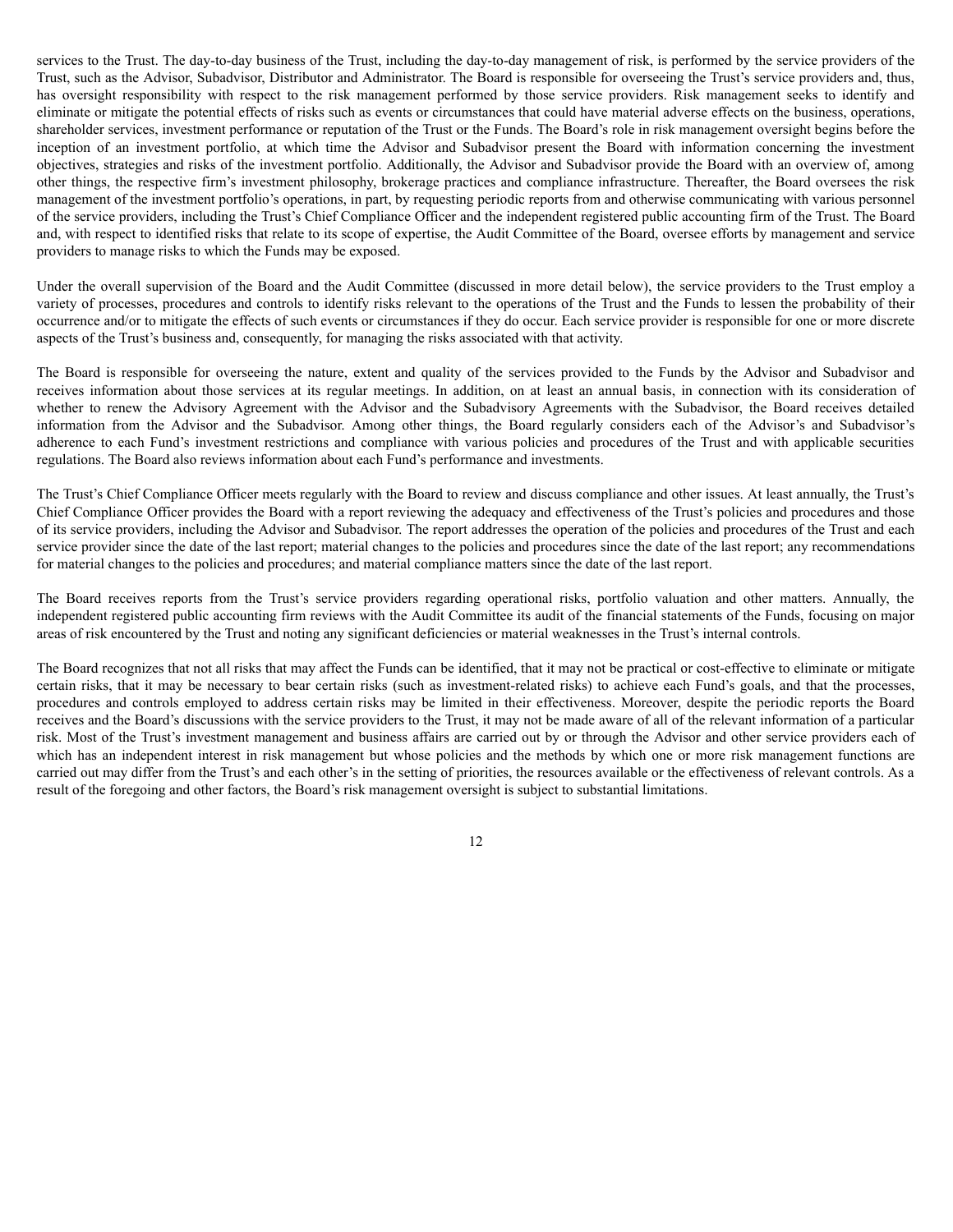services to the Trust. The day-to-day business of the Trust, including the day-to-day management of risk, is performed by the service providers of the Trust, such as the Advisor, Subadvisor, Distributor and Administrator. The Board is responsible for overseeing the Trust's service providers and, thus, has oversight responsibility with respect to the risk management performed by those service providers. Risk management seeks to identify and eliminate or mitigate the potential effects of risks such as events or circumstances that could have material adverse effects on the business, operations, shareholder services, investment performance or reputation of the Trust or the Funds. The Board's role in risk management oversight begins before the inception of an investment portfolio, at which time the Advisor and Subadvisor present the Board with information concerning the investment objectives, strategies and risks of the investment portfolio. Additionally, the Advisor and Subadvisor provide the Board with an overview of, among other things, the respective firm's investment philosophy, brokerage practices and compliance infrastructure. Thereafter, the Board oversees the risk management of the investment portfolio's operations, in part, by requesting periodic reports from and otherwise communicating with various personnel of the service providers, including the Trust's Chief Compliance Officer and the independent registered public accounting firm of the Trust. The Board and, with respect to identified risks that relate to its scope of expertise, the Audit Committee of the Board, oversee efforts by management and service providers to manage risks to which the Funds may be exposed.

Under the overall supervision of the Board and the Audit Committee (discussed in more detail below), the service providers to the Trust employ a variety of processes, procedures and controls to identify risks relevant to the operations of the Trust and the Funds to lessen the probability of their occurrence and/or to mitigate the effects of such events or circumstances if they do occur. Each service provider is responsible for one or more discrete aspects of the Trust's business and, consequently, for managing the risks associated with that activity.

The Board is responsible for overseeing the nature, extent and quality of the services provided to the Funds by the Advisor and Subadvisor and receives information about those services at its regular meetings. In addition, on at least an annual basis, in connection with its consideration of whether to renew the Advisory Agreement with the Advisor and the Subadvisory Agreements with the Subadvisor, the Board receives detailed information from the Advisor and the Subadvisor. Among other things, the Board regularly considers each of the Advisor's and Subadvisor's adherence to each Fund's investment restrictions and compliance with various policies and procedures of the Trust and with applicable securities regulations. The Board also reviews information about each Fund's performance and investments.

The Trust's Chief Compliance Officer meets regularly with the Board to review and discuss compliance and other issues. At least annually, the Trust's Chief Compliance Officer provides the Board with a report reviewing the adequacy and effectiveness of the Trust's policies and procedures and those of its service providers, including the Advisor and Subadvisor. The report addresses the operation of the policies and procedures of the Trust and each service provider since the date of the last report; material changes to the policies and procedures since the date of the last report; any recommendations for material changes to the policies and procedures; and material compliance matters since the date of the last report.

The Board receives reports from the Trust's service providers regarding operational risks, portfolio valuation and other matters. Annually, the independent registered public accounting firm reviews with the Audit Committee its audit of the financial statements of the Funds, focusing on major areas of risk encountered by the Trust and noting any significant deficiencies or material weaknesses in the Trust's internal controls.

The Board recognizes that not all risks that may affect the Funds can be identified, that it may not be practical or cost-effective to eliminate or mitigate certain risks, that it may be necessary to bear certain risks (such as investment-related risks) to achieve each Fund's goals, and that the processes, procedures and controls employed to address certain risks may be limited in their effectiveness. Moreover, despite the periodic reports the Board receives and the Board's discussions with the service providers to the Trust, it may not be made aware of all of the relevant information of a particular risk. Most of the Trust's investment management and business affairs are carried out by or through the Advisor and other service providers each of which has an independent interest in risk management but whose policies and the methods by which one or more risk management functions are carried out may differ from the Trust's and each other's in the setting of priorities, the resources available or the effectiveness of relevant controls. As a result of the foregoing and other factors, the Board's risk management oversight is subject to substantial limitations.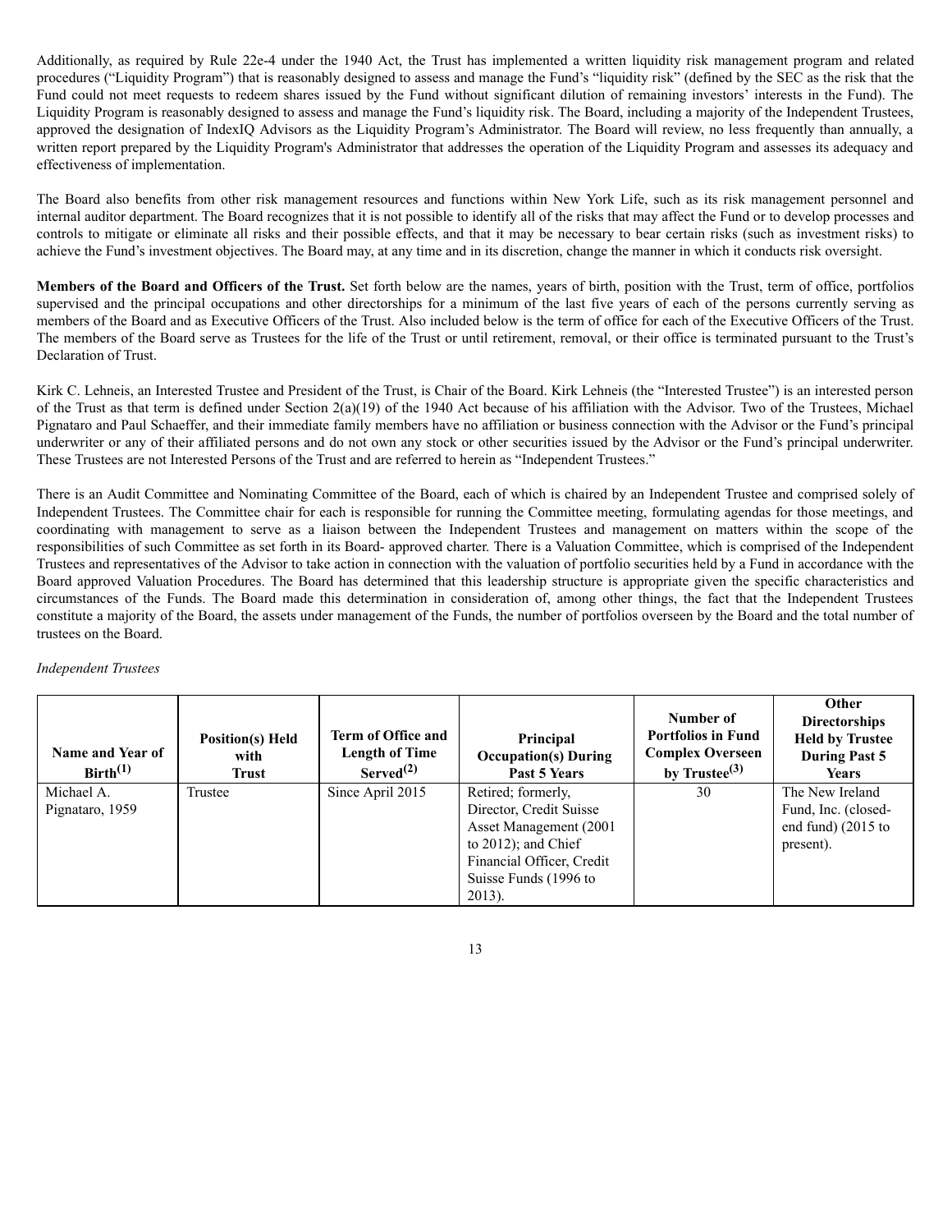Additionally, as required by Rule 22e-4 under the 1940 Act, the Trust has implemented a written liquidity risk management program and related procedures ("Liquidity Program") that is reasonably designed to assess and manage the Fund's "liquidity risk" (defined by the SEC as the risk that the Fund could not meet requests to redeem shares issued by the Fund without significant dilution of remaining investors' interests in the Fund). The Liquidity Program is reasonably designed to assess and manage the Fund's liquidity risk. The Board, including a majority of the Independent Trustees, approved the designation of IndexIQ Advisors as the Liquidity Program's Administrator. The Board will review, no less frequently than annually, a written report prepared by the Liquidity Program's Administrator that addresses the operation of the Liquidity Program and assesses its adequacy and effectiveness of implementation.

The Board also benefits from other risk management resources and functions within New York Life, such as its risk management personnel and internal auditor department. The Board recognizes that it is not possible to identify all of the risks that may affect the Fund or to develop processes and controls to mitigate or eliminate all risks and their possible effects, and that it may be necessary to bear certain risks (such as investment risks) to achieve the Fund's investment objectives. The Board may, at any time and in its discretion, change the manner in which it conducts risk oversight.

**Members of the Board and Officers of the Trust.** Set forth below are the names, years of birth, position with the Trust, term of office, portfolios supervised and the principal occupations and other directorships for a minimum of the last five years of each of the persons currently serving as members of the Board and as Executive Officers of the Trust. Also included below is the term of office for each of the Executive Officers of the Trust. The members of the Board serve as Trustees for the life of the Trust or until retirement, removal, or their office is terminated pursuant to the Trust's Declaration of Trust.

Kirk C. Lehneis, an Interested Trustee and President of the Trust, is Chair of the Board. Kirk Lehneis (the "Interested Trustee") is an interested person of the Trust as that term is defined under Section 2(a)(19) of the 1940 Act because of his affiliation with the Advisor. Two of the Trustees, Michael Pignataro and Paul Schaeffer, and their immediate family members have no affiliation or business connection with the Advisor or the Fund's principal underwriter or any of their affiliated persons and do not own any stock or other securities issued by the Advisor or the Fund's principal underwriter. These Trustees are not Interested Persons of the Trust and are referred to herein as "Independent Trustees."

There is an Audit Committee and Nominating Committee of the Board, each of which is chaired by an Independent Trustee and comprised solely of Independent Trustees. The Committee chair for each is responsible for running the Committee meeting, formulating agendas for those meetings, and coordinating with management to serve as a liaison between the Independent Trustees and management on matters within the scope of the responsibilities of such Committee as set forth in its Board- approved charter. There is a Valuation Committee, which is comprised of the Independent Trustees and representatives of the Advisor to take action in connection with the valuation of portfolio securities held by a Fund in accordance with the Board approved Valuation Procedures. The Board has determined that this leadership structure is appropriate given the specific characteristics and circumstances of the Funds. The Board made this determination in consideration of, among other things, the fact that the Independent Trustees constitute a majority of the Board, the assets under management of the Funds, the number of portfolios overseen by the Board and the total number of trustees on the Board.

*Independent Trustees*

| Name and Year of Birth[(1)] | Position(s) Held with Trust | Term of Office and Length of Time Served[(2)] | Principal Occupation(s) During Past 5 Years | Number of Portfolios in Fund Complex Overseen by Trustee[(3)] | Other Directorships Held by Trustee During Past 5 Years |
|---|---|---|---|---|---|
| Michael A. Pignataro, 1959 | Trustee | Since April 2015 | Retired; formerly, Director, Credit Suisse Asset Management (2001 to 2012); and Chief Financial Officer, Credit Suisse Funds (1996 to 2013). | 30 | The New Ireland Fund, Inc. (closed-end fund) (2015 to present). |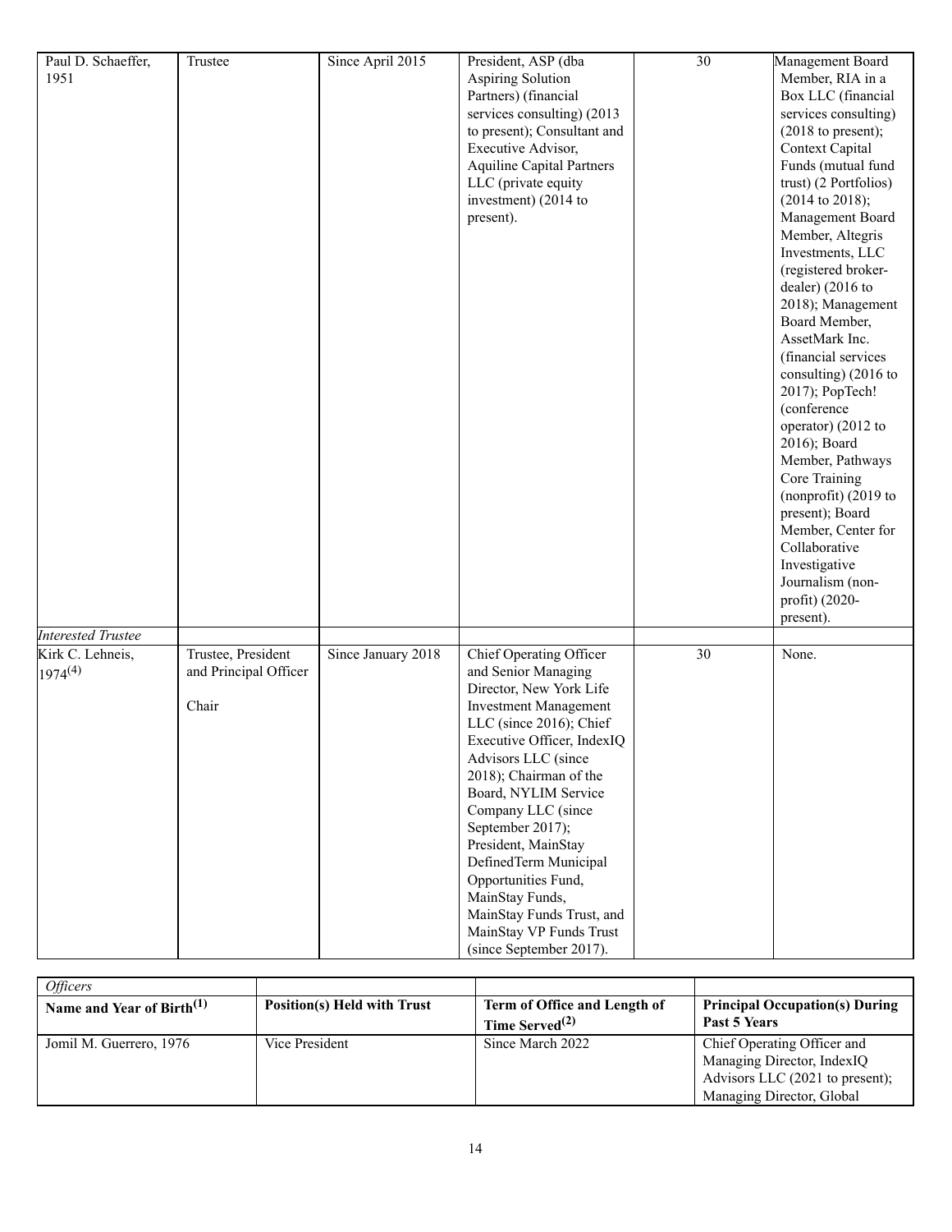| | | | | | |
|---|---|---|---|---|---|
| Paul D. Schaeffer, 1951 | Trustee | Since April 2015 | President, ASP (dba Aspiring Solution Partners) (financial services consulting) (2013 to present); Consultant and Executive Advisor, Aquiline Capital Partners LLC (private equity investment) (2014 to present). | 30 | Management Board Member, RIA in a Box LLC (financial services consulting) (2018 to present); Context Capital Funds (mutual fund trust) (2 Portfolios) (2014 to 2018); Management Board Member, Altegris Investments, LLC (registered broker-dealer) (2016 to 2018); Management Board Member, AssetMark Inc. (financial services consulting) (2016 to 2017); PopTech! (conference operator) (2012 to 2016); Board Member, Pathways Core Training (nonprofit) (2019 to present); Board Member, Center for Collaborative Investigative Journalism (non-profit) (2020-present). |
| *Interested Trustee* | | | | | |
| Kirk C. Lehneis, 1974[4] | Trustee, President and Principal Officer<br><br>Chair | Since January 2018 | Chief Operating Officer and Senior Managing Director, New York Life Investment Management LLC (since 2016); Chief Executive Officer, IndexIQ Advisors LLC (since 2018); Chairman of the Board, NYLIM Service Company LLC (since September 2017); President, MainStay DefinedTerm Municipal Opportunities Fund, MainStay Funds, MainStay Funds Trust, and MainStay VP Funds Trust (since September 2017). | 30 | None. |

| *Officers* | | | |
|---|---|---|---|
| **Name and Year of Birth[1]** | **Position(s) Held with Trust** | **Term of Office and Length of Time Served[2]** | **Principal Occupation(s) During Past 5 Years** |
| Jomil M. Guerrero, 1976 | Vice President | Since March 2022 | Chief Operating Officer and Managing Director, IndexIQ Advisors LLC (2021 to present); Managing Director, Global |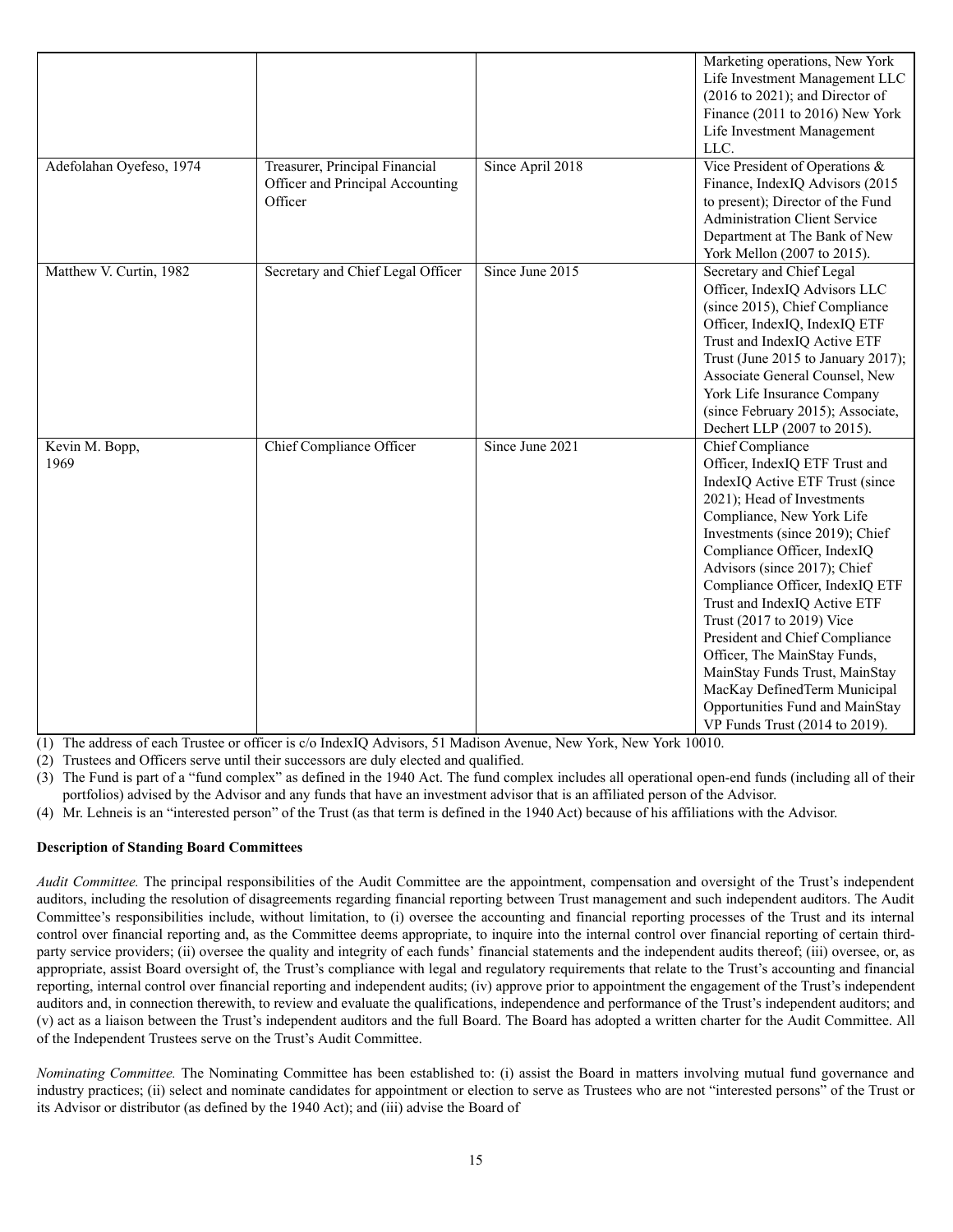| | | | |
|---|---|---|---|
| | | | Marketing operations, New York Life Investment Management LLC (2016 to 2021); and Director of Finance (2011 to 2016) New York Life Investment Management LLC. |
| Adefolahan Oyefeso, 1974 | Treasurer, Principal Financial Officer and Principal Accounting Officer | Since April 2018 | Vice President of Operations & Finance, IndexIQ Advisors (2015 to present); Director of the Fund Administration Client Service Department at The Bank of New York Mellon (2007 to 2015). |
| Matthew V. Curtin, 1982 | Secretary and Chief Legal Officer | Since June 2015 | Secretary and Chief Legal Officer, IndexIQ Advisors LLC (since 2015), Chief Compliance Officer, IndexIQ, IndexIQ ETF Trust and IndexIQ Active ETF Trust (June 2015 to January 2017); Associate General Counsel, New York Life Insurance Company (since February 2015); Associate, Dechert LLP (2007 to 2015). |
| Kevin M. Bopp, 1969 | Chief Compliance Officer | Since June 2021 | Chief Compliance Officer, IndexIQ ETF Trust and IndexIQ Active ETF Trust (since 2021); Head of Investments Compliance, New York Life Investments (since 2019); Chief Compliance Officer, IndexIQ Advisors (since 2017); Chief Compliance Officer, IndexIQ ETF Trust and IndexIQ Active ETF Trust (2017 to 2019) Vice President and Chief Compliance Officer, The MainStay Funds, MainStay Funds Trust, MainStay MacKay DefinedTerm Municipal Opportunities Fund and MainStay VP Funds Trust (2014 to 2019). |

(1) The address of each Trustee or officer is c/o IndexIQ Advisors, 51 Madison Avenue, New York, New York 10010.

(2) Trustees and Officers serve until their successors are duly elected and qualified.

(3) The Fund is part of a "fund complex" as defined in the 1940 Act. The fund complex includes all operational open-end funds (including all of their portfolios) advised by the Advisor and any funds that have an investment advisor that is an affiliated person of the Advisor.

(4) Mr. Lehneis is an "interested person" of the Trust (as that term is defined in the 1940 Act) because of his affiliations with the Advisor.

**Description of Standing Board Committees**

*Audit Committee.* The principal responsibilities of the Audit Committee are the appointment, compensation and oversight of the Trust's independent auditors, including the resolution of disagreements regarding financial reporting between Trust management and such independent auditors. The Audit Committee's responsibilities include, without limitation, to (i) oversee the accounting and financial reporting processes of the Trust and its internal control over financial reporting and, as the Committee deems appropriate, to inquire into the internal control over financial reporting of certain third-party service providers; (ii) oversee the quality and integrity of each funds' financial statements and the independent audits thereof; (iii) oversee, or, as appropriate, assist Board oversight of, the Trust's compliance with legal and regulatory requirements that relate to the Trust's accounting and financial reporting, internal control over financial reporting and independent audits; (iv) approve prior to appointment the engagement of the Trust's independent auditors and, in connection therewith, to review and evaluate the qualifications, independence and performance of the Trust's independent auditors; and (v) act as a liaison between the Trust's independent auditors and the full Board. The Board has adopted a written charter for the Audit Committee. All of the Independent Trustees serve on the Trust's Audit Committee.

*Nominating Committee.* The Nominating Committee has been established to: (i) assist the Board in matters involving mutual fund governance and industry practices; (ii) select and nominate candidates for appointment or election to serve as Trustees who are not "interested persons" of the Trust or its Advisor or distributor (as defined by the 1940 Act); and (iii) advise the Board of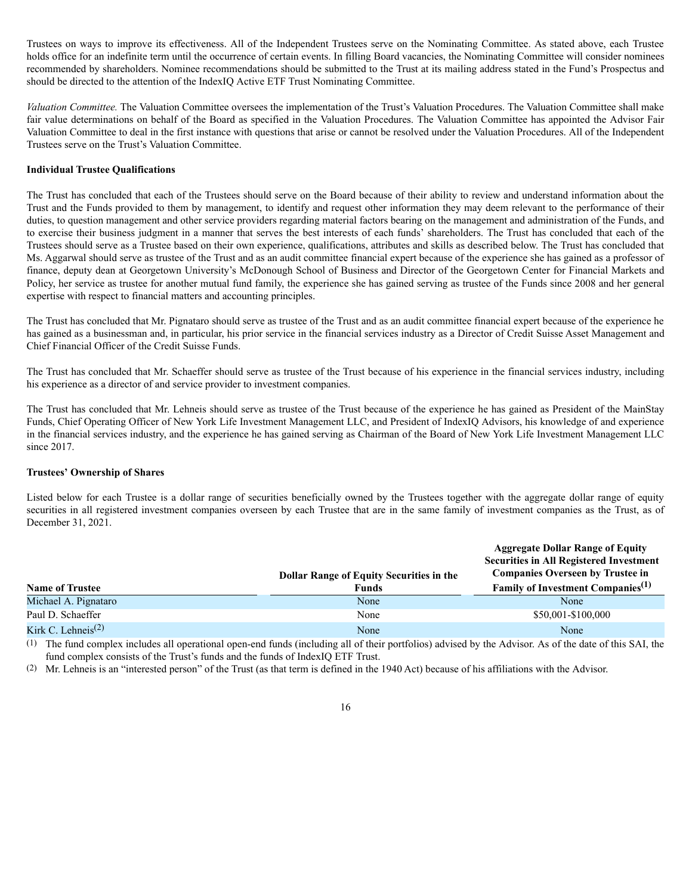Trustees on ways to improve its effectiveness. All of the Independent Trustees serve on the Nominating Committee. As stated above, each Trustee holds office for an indefinite term until the occurrence of certain events. In filling Board vacancies, the Nominating Committee will consider nominees recommended by shareholders. Nominee recommendations should be submitted to the Trust at its mailing address stated in the Fund's Prospectus and should be directed to the attention of the IndexIQ Active ETF Trust Nominating Committee.

*Valuation Committee.* The Valuation Committee oversees the implementation of the Trust's Valuation Procedures. The Valuation Committee shall make fair value determinations on behalf of the Board as specified in the Valuation Procedures. The Valuation Committee has appointed the Advisor Fair Valuation Committee to deal in the first instance with questions that arise or cannot be resolved under the Valuation Procedures. All of the Independent Trustees serve on the Trust's Valuation Committee.

**Individual Trustee Qualifications**

The Trust has concluded that each of the Trustees should serve on the Board because of their ability to review and understand information about the Trust and the Funds provided to them by management, to identify and request other information they may deem relevant to the performance of their duties, to question management and other service providers regarding material factors bearing on the management and administration of the Funds, and to exercise their business judgment in a manner that serves the best interests of each funds' shareholders. The Trust has concluded that each of the Trustees should serve as a Trustee based on their own experience, qualifications, attributes and skills as described below. The Trust has concluded that Ms. Aggarwal should serve as trustee of the Trust and as an audit committee financial expert because of the experience she has gained as a professor of finance, deputy dean at Georgetown University's McDonough School of Business and Director of the Georgetown Center for Financial Markets and Policy, her service as trustee for another mutual fund family, the experience she has gained serving as trustee of the Funds since 2008 and her general expertise with respect to financial matters and accounting principles.

The Trust has concluded that Mr. Pignataro should serve as trustee of the Trust and as an audit committee financial expert because of the experience he has gained as a businessman and, in particular, his prior service in the financial services industry as a Director of Credit Suisse Asset Management and Chief Financial Officer of the Credit Suisse Funds.

The Trust has concluded that Mr. Schaeffer should serve as trustee of the Trust because of his experience in the financial services industry, including his experience as a director of and service provider to investment companies.

The Trust has concluded that Mr. Lehneis should serve as trustee of the Trust because of the experience he has gained as President of the MainStay Funds, Chief Operating Officer of New York Life Investment Management LLC, and President of IndexIQ Advisors, his knowledge of and experience in the financial services industry, and the experience he has gained serving as Chairman of the Board of New York Life Investment Management LLC since 2017.

**Trustees' Ownership of Shares**

Listed below for each Trustee is a dollar range of securities beneficially owned by the Trustees together with the aggregate dollar range of equity securities in all registered investment companies overseen by each Trustee that are in the same family of investment companies as the Trust, as of December 31, 2021.

| Name of Trustee | Dollar Range of Equity Securities in the Funds | Aggregate Dollar Range of Equity Securities in All Registered Investment Companies Overseen by Trustee in Family of Investment Companies[(1)] |
|---|---|---|
| Michael A. Pignataro | None | None |
| Paul D. Schaeffer | None | \$50,001-\$100,000 |
| Kirk C. Lehneis[(2)] | None | None |

(1) The fund complex includes all operational open-end funds (including all of their portfolios) advised by the Advisor. As of the date of this SAI, the fund complex consists of the Trust's funds and the funds of IndexIQ ETF Trust.

(2) Mr. Lehneis is an "interested person" of the Trust (as that term is defined in the 1940 Act) because of his affiliations with the Advisor.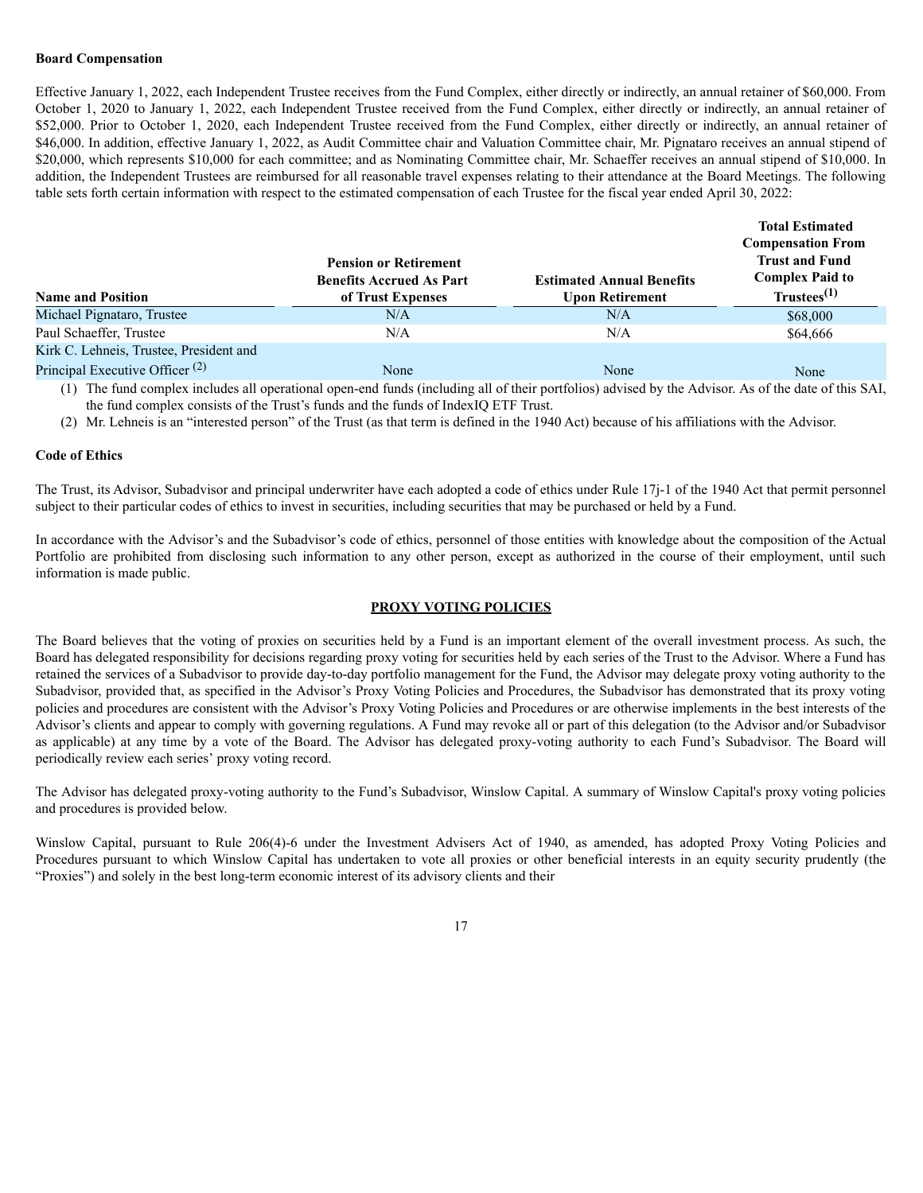**Board Compensation**

Effective January 1, 2022, each Independent Trustee receives from the Fund Complex, either directly or indirectly, an annual retainer of $60,000. From October 1, 2020 to January 1, 2022, each Independent Trustee received from the Fund Complex, either directly or indirectly, an annual retainer of $52,000. Prior to October 1, 2020, each Independent Trustee received from the Fund Complex, either directly or indirectly, an annual retainer of $46,000. In addition, effective January 1, 2022, as Audit Committee chair and Valuation Committee chair, Mr. Pignataro receives an annual stipend of $20,000, which represents $10,000 for each committee; and as Nominating Committee chair, Mr. Schaeffer receives an annual stipend of $10,000. In addition, the Independent Trustees are reimbursed for all reasonable travel expenses relating to their attendance at the Board Meetings. The following table sets forth certain information with respect to the estimated compensation of each Trustee for the fiscal year ended April 30, 2022:

| Name and Position | Pension or Retirement Benefits Accrued As Part of Trust Expenses | Estimated Annual Benefits Upon Retirement | Total Estimated Compensation From Trust and Fund Complex Paid to Trustees(1) |
|---|---|---|---|
| Michael Pignataro, Trustee | N/A | N/A | $68,000 |
| Paul Schaeffer, Trustee | N/A | N/A | $64,666 |
| Kirk C. Lehneis, Trustee, President and Principal Executive Officer (2) | None | None | None |

(1) The fund complex includes all operational open-end funds (including all of their portfolios) advised by the Advisor. As of the date of this SAI, the fund complex consists of the Trust's funds and the funds of IndexIQ ETF Trust.

(2) Mr. Lehneis is an "interested person" of the Trust (as that term is defined in the 1940 Act) because of his affiliations with the Advisor.

**Code of Ethics**

The Trust, its Advisor, Subadvisor and principal underwriter have each adopted a code of ethics under Rule 17j-1 of the 1940 Act that permit personnel subject to their particular codes of ethics to invest in securities, including securities that may be purchased or held by a Fund.

In accordance with the Advisor's and the Subadvisor's code of ethics, personnel of those entities with knowledge about the composition of the Actual Portfolio are prohibited from disclosing such information to any other person, except as authorized in the course of their employment, until such information is made public.

## PROXY VOTING POLICIES

The Board believes that the voting of proxies on securities held by a Fund is an important element of the overall investment process. As such, the Board has delegated responsibility for decisions regarding proxy voting for securities held by each series of the Trust to the Advisor. Where a Fund has retained the services of a Subadvisor to provide day-to-day portfolio management for the Fund, the Advisor may delegate proxy voting authority to the Subadvisor, provided that, as specified in the Advisor's Proxy Voting Policies and Procedures, the Subadvisor has demonstrated that its proxy voting policies and procedures are consistent with the Advisor's Proxy Voting Policies and Procedures or are otherwise implements in the best interests of the Advisor's clients and appear to comply with governing regulations. A Fund may revoke all or part of this delegation (to the Advisor and/or Subadvisor as applicable) at any time by a vote of the Board. The Advisor has delegated proxy-voting authority to each Fund's Subadvisor. The Board will periodically review each series' proxy voting record.

The Advisor has delegated proxy-voting authority to the Fund's Subadvisor, Winslow Capital. A summary of Winslow Capital's proxy voting policies and procedures is provided below.

Winslow Capital, pursuant to Rule 206(4)-6 under the Investment Advisers Act of 1940, as amended, has adopted Proxy Voting Policies and Procedures pursuant to which Winslow Capital has undertaken to vote all proxies or other beneficial interests in an equity security prudently (the "Proxies") and solely in the best long-term economic interest of its advisory clients and their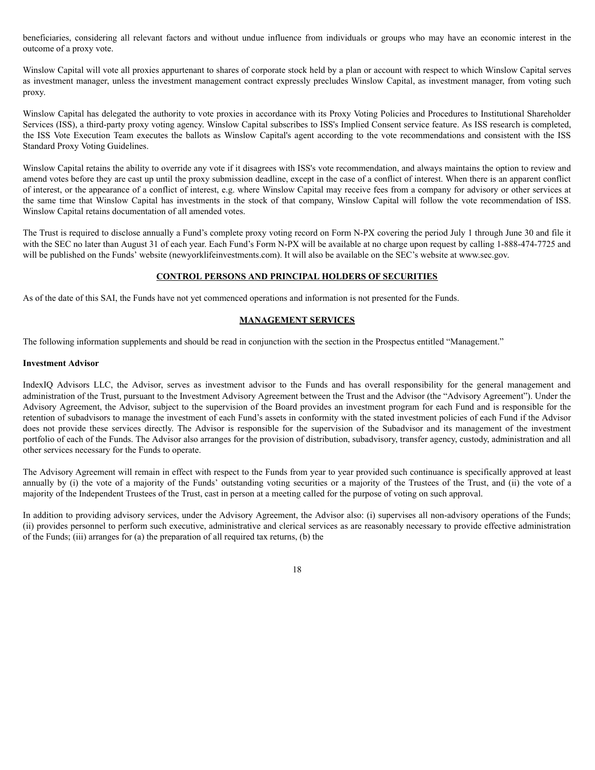beneficiaries, considering all relevant factors and without undue influence from individuals or groups who may have an economic interest in the outcome of a proxy vote.

Winslow Capital will vote all proxies appurtenant to shares of corporate stock held by a plan or account with respect to which Winslow Capital serves as investment manager, unless the investment management contract expressly precludes Winslow Capital, as investment manager, from voting such proxy.

Winslow Capital has delegated the authority to vote proxies in accordance with its Proxy Voting Policies and Procedures to Institutional Shareholder Services (ISS), a third-party proxy voting agency. Winslow Capital subscribes to ISS's Implied Consent service feature. As ISS research is completed, the ISS Vote Execution Team executes the ballots as Winslow Capital's agent according to the vote recommendations and consistent with the ISS Standard Proxy Voting Guidelines.

Winslow Capital retains the ability to override any vote if it disagrees with ISS's vote recommendation, and always maintains the option to review and amend votes before they are cast up until the proxy submission deadline, except in the case of a conflict of interest. When there is an apparent conflict of interest, or the appearance of a conflict of interest, e.g. where Winslow Capital may receive fees from a company for advisory or other services at the same time that Winslow Capital has investments in the stock of that company, Winslow Capital will follow the vote recommendation of ISS. Winslow Capital retains documentation of all amended votes.

The Trust is required to disclose annually a Fund's complete proxy voting record on Form N-PX covering the period July 1 through June 30 and file it with the SEC no later than August 31 of each year. Each Fund's Form N-PX will be available at no charge upon request by calling 1-888-474-7725 and will be published on the Funds' website (newyorklifeinvestments.com). It will also be available on the SEC's website at www.sec.gov.

## CONTROL PERSONS AND PRINCIPAL HOLDERS OF SECURITIES

As of the date of this SAI, the Funds have not yet commenced operations and information is not presented for the Funds.

## MANAGEMENT SERVICES

The following information supplements and should be read in conjunction with the section in the Prospectus entitled "Management."

### Investment Advisor

IndexIQ Advisors LLC, the Advisor, serves as investment advisor to the Funds and has overall responsibility for the general management and administration of the Trust, pursuant to the Investment Advisory Agreement between the Trust and the Advisor (the "Advisory Agreement"). Under the Advisory Agreement, the Advisor, subject to the supervision of the Board provides an investment program for each Fund and is responsible for the retention of subadvisors to manage the investment of each Fund's assets in conformity with the stated investment policies of each Fund if the Advisor does not provide these services directly. The Advisor is responsible for the supervision of the Subadvisor and its management of the investment portfolio of each of the Funds. The Advisor also arranges for the provision of distribution, subadvisory, transfer agency, custody, administration and all other services necessary for the Funds to operate.

The Advisory Agreement will remain in effect with respect to the Funds from year to year provided such continuance is specifically approved at least annually by (i) the vote of a majority of the Funds' outstanding voting securities or a majority of the Trustees of the Trust, and (ii) the vote of a majority of the Independent Trustees of the Trust, cast in person at a meeting called for the purpose of voting on such approval.

In addition to providing advisory services, under the Advisory Agreement, the Advisor also: (i) supervises all non-advisory operations of the Funds; (ii) provides personnel to perform such executive, administrative and clerical services as are reasonably necessary to provide effective administration of the Funds; (iii) arranges for (a) the preparation of all required tax returns, (b) the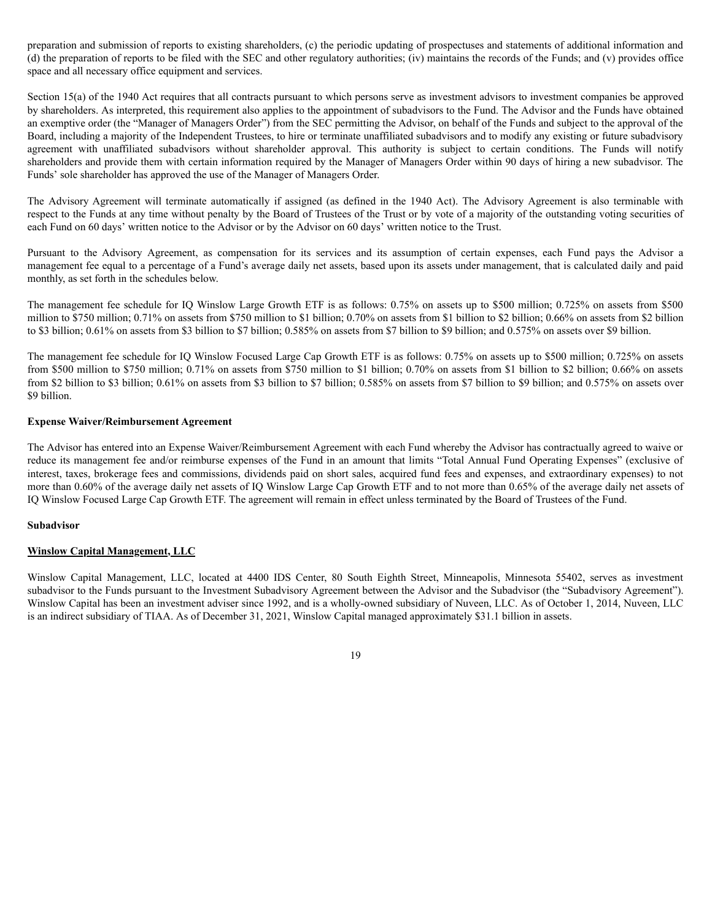preparation and submission of reports to existing shareholders, (c) the periodic updating of prospectuses and statements of additional information and (d) the preparation of reports to be filed with the SEC and other regulatory authorities; (iv) maintains the records of the Funds; and (v) provides office space and all necessary office equipment and services.

Section 15(a) of the 1940 Act requires that all contracts pursuant to which persons serve as investment advisors to investment companies be approved by shareholders. As interpreted, this requirement also applies to the appointment of subadvisors to the Fund. The Advisor and the Funds have obtained an exemptive order (the "Manager of Managers Order") from the SEC permitting the Advisor, on behalf of the Funds and subject to the approval of the Board, including a majority of the Independent Trustees, to hire or terminate unaffiliated subadvisors and to modify any existing or future subadvisory agreement with unaffiliated subadvisors without shareholder approval. This authority is subject to certain conditions. The Funds will notify shareholders and provide them with certain information required by the Manager of Managers Order within 90 days of hiring a new subadvisor. The Funds' sole shareholder has approved the use of the Manager of Managers Order.

The Advisory Agreement will terminate automatically if assigned (as defined in the 1940 Act). The Advisory Agreement is also terminable with respect to the Funds at any time without penalty by the Board of Trustees of the Trust or by vote of a majority of the outstanding voting securities of each Fund on 60 days' written notice to the Advisor or by the Advisor on 60 days' written notice to the Trust.

Pursuant to the Advisory Agreement, as compensation for its services and its assumption of certain expenses, each Fund pays the Advisor a management fee equal to a percentage of a Fund's average daily net assets, based upon its assets under management, that is calculated daily and paid monthly, as set forth in the schedules below.

The management fee schedule for IQ Winslow Large Growth ETF is as follows: 0.75% on assets up to $500 million; 0.725% on assets from $500 million to $750 million; 0.71% on assets from $750 million to $1 billion; 0.70% on assets from $1 billion to $2 billion; 0.66% on assets from $2 billion to $3 billion; 0.61% on assets from $3 billion to $7 billion; 0.585% on assets from $7 billion to $9 billion; and 0.575% on assets over $9 billion.

The management fee schedule for IQ Winslow Focused Large Cap Growth ETF is as follows: 0.75% on assets up to $500 million; 0.725% on assets from $500 million to $750 million; 0.71% on assets from $750 million to $1 billion; 0.70% on assets from $1 billion to $2 billion; 0.66% on assets from $2 billion to $3 billion; 0.61% on assets from $3 billion to $7 billion; 0.585% on assets from $7 billion to $9 billion; and 0.575% on assets over $9 billion.

**Expense Waiver/Reimbursement Agreement**

The Advisor has entered into an Expense Waiver/Reimbursement Agreement with each Fund whereby the Advisor has contractually agreed to waive or reduce its management fee and/or reimburse expenses of the Fund in an amount that limits "Total Annual Fund Operating Expenses" (exclusive of interest, taxes, brokerage fees and commissions, dividends paid on short sales, acquired fund fees and expenses, and extraordinary expenses) to not more than 0.60% of the average daily net assets of IQ Winslow Large Cap Growth ETF and to not more than 0.65% of the average daily net assets of IQ Winslow Focused Large Cap Growth ETF. The agreement will remain in effect unless terminated by the Board of Trustees of the Fund.

**Subadvisor**

**Winslow Capital Management, LLC**

Winslow Capital Management, LLC, located at 4400 IDS Center, 80 South Eighth Street, Minneapolis, Minnesota 55402, serves as investment subadvisor to the Funds pursuant to the Investment Subadvisory Agreement between the Advisor and the Subadvisor (the "Subadvisory Agreement"). Winslow Capital has been an investment adviser since 1992, and is a wholly-owned subsidiary of Nuveen, LLC. As of October 1, 2014, Nuveen, LLC is an indirect subsidiary of TIAA. As of December 31, 2021, Winslow Capital managed approximately $31.1 billion in assets.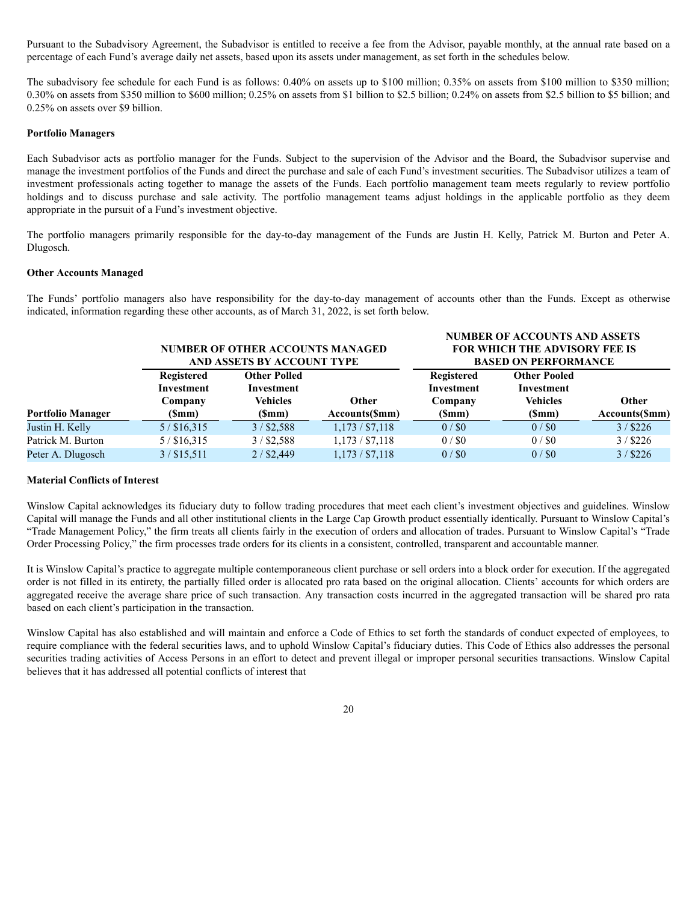Pursuant to the Subadvisory Agreement, the Subadvisor is entitled to receive a fee from the Advisor, payable monthly, at the annual rate based on a percentage of each Fund's average daily net assets, based upon its assets under management, as set forth in the schedules below.

The subadvisory fee schedule for each Fund is as follows: 0.40% on assets up to $100 million; 0.35% on assets from $100 million to $350 million; 0.30% on assets from $350 million to $600 million; 0.25% on assets from $1 billion to $2.5 billion; 0.24% on assets from $2.5 billion to $5 billion; and 0.25% on assets over $9 billion.

**Portfolio Managers**

Each Subadvisor acts as portfolio manager for the Funds. Subject to the supervision of the Advisor and the Board, the Subadvisor supervise and manage the investment portfolios of the Funds and direct the purchase and sale of each Fund's investment securities. The Subadvisor utilizes a team of investment professionals acting together to manage the assets of the Funds. Each portfolio management team meets regularly to review portfolio holdings and to discuss purchase and sale activity. The portfolio management teams adjust holdings in the applicable portfolio as they deem appropriate in the pursuit of a Fund's investment objective.

The portfolio managers primarily responsible for the day-to-day management of the Funds are Justin H. Kelly, Patrick M. Burton and Peter A. Dlugosch.

**Other Accounts Managed**

The Funds' portfolio managers also have responsibility for the day-to-day management of accounts other than the Funds. Except as otherwise indicated, information regarding these other accounts, as of March 31, 2022, is set forth below.

| | NUMBER OF OTHER ACCOUNTS MANAGED AND ASSETS BY ACCOUNT TYPE | | | NUMBER OF ACCOUNTS AND ASSETS FOR WHICH THE ADVISORY FEE IS BASED ON PERFORMANCE | | |
|---|---|---|---|---|---|---|
| **Portfolio Manager** | **Registered Investment Company ($mm)** | **Other Polled Investment Vehicles ($mm)** | **Other Accounts($mm)** | **Registered Investment Company ($mm)** | **Other Pooled Investment Vehicles ($mm)** | **Other Accounts($mm)** |
| Justin H. Kelly | 5 / $16,315 | 3 / $2,588 | 1,173 / $7,118 | 0 / $0 | 0 / $0 | 3 / $226 |
| Patrick M. Burton | 5 / $16,315 | 3 / $2,588 | 1,173 / $7,118 | 0 / $0 | 0 / $0 | 3 / $226 |
| Peter A. Dlugosch | 3 / $15,511 | 2 / $2,449 | 1,173 / $7,118 | 0 / $0 | 0 / $0 | 3 / $226 |

**Material Conflicts of Interest**

Winslow Capital acknowledges its fiduciary duty to follow trading procedures that meet each client's investment objectives and guidelines. Winslow Capital will manage the Funds and all other institutional clients in the Large Cap Growth product essentially identically. Pursuant to Winslow Capital's "Trade Management Policy," the firm treats all clients fairly in the execution of orders and allocation of trades. Pursuant to Winslow Capital's "Trade Order Processing Policy," the firm processes trade orders for its clients in a consistent, controlled, transparent and accountable manner.

It is Winslow Capital's practice to aggregate multiple contemporaneous client purchase or sell orders into a block order for execution. If the aggregated order is not filled in its entirety, the partially filled order is allocated pro rata based on the original allocation. Clients' accounts for which orders are aggregated receive the average share price of such transaction. Any transaction costs incurred in the aggregated transaction will be shared pro rata based on each client's participation in the transaction.

Winslow Capital has also established and will maintain and enforce a Code of Ethics to set forth the standards of conduct expected of employees, to require compliance with the federal securities laws, and to uphold Winslow Capital's fiduciary duties. This Code of Ethics also addresses the personal securities trading activities of Access Persons in an effort to detect and prevent illegal or improper personal securities transactions. Winslow Capital believes that it has addressed all potential conflicts of interest that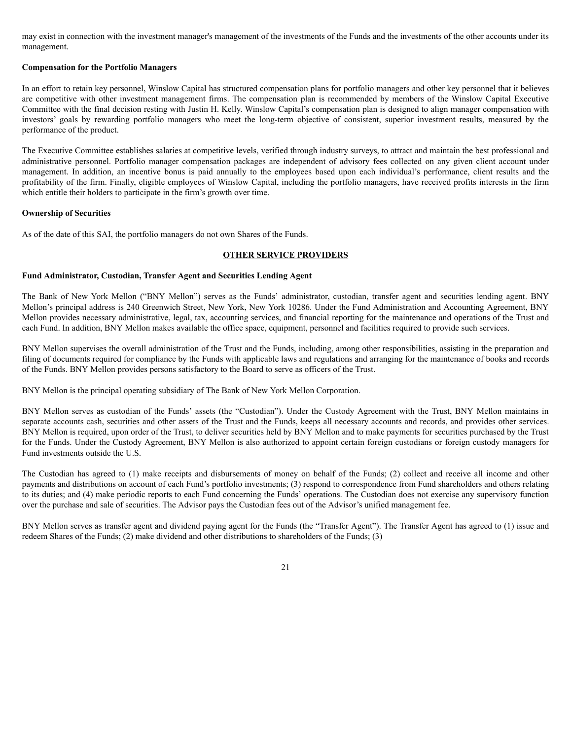may exist in connection with the investment manager's management of the investments of the Funds and the investments of the other accounts under its management.

**Compensation for the Portfolio Managers**

In an effort to retain key personnel, Winslow Capital has structured compensation plans for portfolio managers and other key personnel that it believes are competitive with other investment management firms. The compensation plan is recommended by members of the Winslow Capital Executive Committee with the final decision resting with Justin H. Kelly. Winslow Capital's compensation plan is designed to align manager compensation with investors' goals by rewarding portfolio managers who meet the long-term objective of consistent, superior investment results, measured by the performance of the product.

The Executive Committee establishes salaries at competitive levels, verified through industry surveys, to attract and maintain the best professional and administrative personnel. Portfolio manager compensation packages are independent of advisory fees collected on any given client account under management. In addition, an incentive bonus is paid annually to the employees based upon each individual's performance, client results and the profitability of the firm. Finally, eligible employees of Winslow Capital, including the portfolio managers, have received profits interests in the firm which entitle their holders to participate in the firm's growth over time.

**Ownership of Securities**

As of the date of this SAI, the portfolio managers do not own Shares of the Funds.

## OTHER SERVICE PROVIDERS

**Fund Administrator, Custodian, Transfer Agent and Securities Lending Agent**

The Bank of New York Mellon ("BNY Mellon") serves as the Funds' administrator, custodian, transfer agent and securities lending agent. BNY Mellon's principal address is 240 Greenwich Street, New York, New York 10286. Under the Fund Administration and Accounting Agreement, BNY Mellon provides necessary administrative, legal, tax, accounting services, and financial reporting for the maintenance and operations of the Trust and each Fund. In addition, BNY Mellon makes available the office space, equipment, personnel and facilities required to provide such services.

BNY Mellon supervises the overall administration of the Trust and the Funds, including, among other responsibilities, assisting in the preparation and filing of documents required for compliance by the Funds with applicable laws and regulations and arranging for the maintenance of books and records of the Funds. BNY Mellon provides persons satisfactory to the Board to serve as officers of the Trust.

BNY Mellon is the principal operating subsidiary of The Bank of New York Mellon Corporation.

BNY Mellon serves as custodian of the Funds' assets (the "Custodian"). Under the Custody Agreement with the Trust, BNY Mellon maintains in separate accounts cash, securities and other assets of the Trust and the Funds, keeps all necessary accounts and records, and provides other services. BNY Mellon is required, upon order of the Trust, to deliver securities held by BNY Mellon and to make payments for securities purchased by the Trust for the Funds. Under the Custody Agreement, BNY Mellon is also authorized to appoint certain foreign custodians or foreign custody managers for Fund investments outside the U.S.

The Custodian has agreed to (1) make receipts and disbursements of money on behalf of the Funds; (2) collect and receive all income and other payments and distributions on account of each Fund's portfolio investments; (3) respond to correspondence from Fund shareholders and others relating to its duties; and (4) make periodic reports to each Fund concerning the Funds' operations. The Custodian does not exercise any supervisory function over the purchase and sale of securities. The Advisor pays the Custodian fees out of the Advisor's unified management fee.

BNY Mellon serves as transfer agent and dividend paying agent for the Funds (the "Transfer Agent"). The Transfer Agent has agreed to (1) issue and redeem Shares of the Funds; (2) make dividend and other distributions to shareholders of the Funds; (3)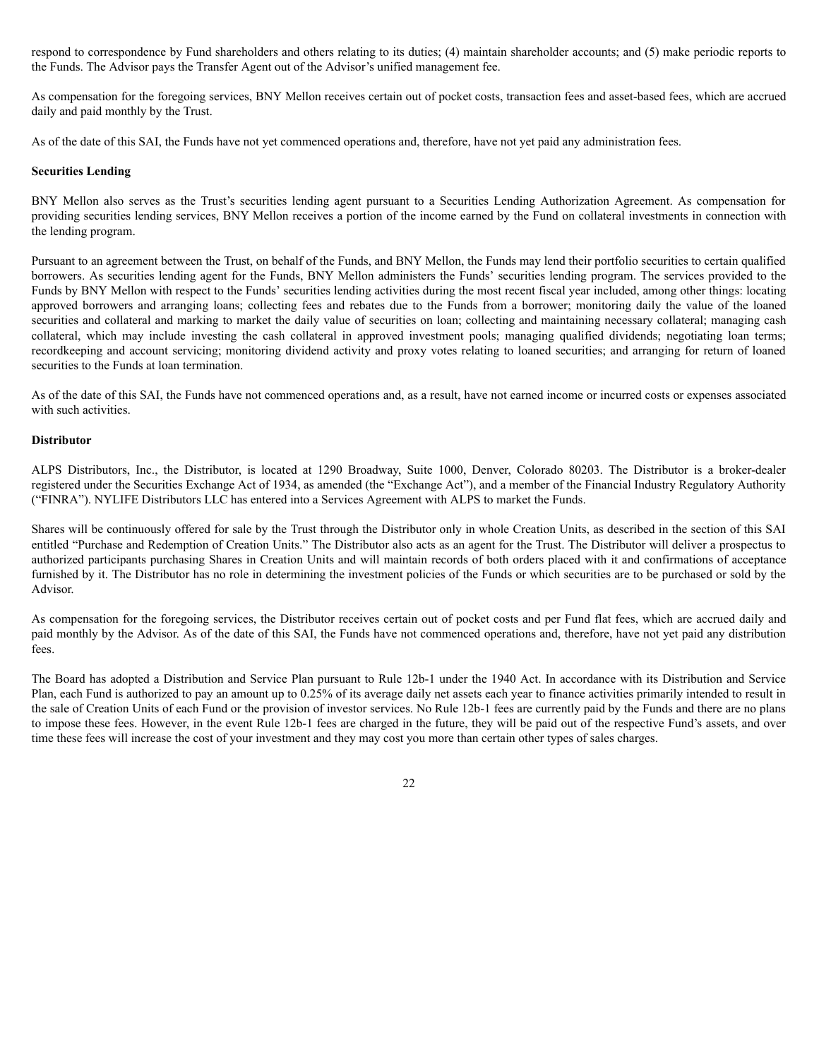respond to correspondence by Fund shareholders and others relating to its duties; (4) maintain shareholder accounts; and (5) make periodic reports to the Funds. The Advisor pays the Transfer Agent out of the Advisor's unified management fee.

As compensation for the foregoing services, BNY Mellon receives certain out of pocket costs, transaction fees and asset-based fees, which are accrued daily and paid monthly by the Trust.

As of the date of this SAI, the Funds have not yet commenced operations and, therefore, have not yet paid any administration fees.

**Securities Lending**

BNY Mellon also serves as the Trust's securities lending agent pursuant to a Securities Lending Authorization Agreement. As compensation for providing securities lending services, BNY Mellon receives a portion of the income earned by the Fund on collateral investments in connection with the lending program.

Pursuant to an agreement between the Trust, on behalf of the Funds, and BNY Mellon, the Funds may lend their portfolio securities to certain qualified borrowers. As securities lending agent for the Funds, BNY Mellon administers the Funds' securities lending program. The services provided to the Funds by BNY Mellon with respect to the Funds' securities lending activities during the most recent fiscal year included, among other things: locating approved borrowers and arranging loans; collecting fees and rebates due to the Funds from a borrower; monitoring daily the value of the loaned securities and collateral and marking to market the daily value of securities on loan; collecting and maintaining necessary collateral; managing cash collateral, which may include investing the cash collateral in approved investment pools; managing qualified dividends; negotiating loan terms; recordkeeping and account servicing; monitoring dividend activity and proxy votes relating to loaned securities; and arranging for return of loaned securities to the Funds at loan termination.

As of the date of this SAI, the Funds have not commenced operations and, as a result, have not earned income or incurred costs or expenses associated with such activities.

**Distributor**

ALPS Distributors, Inc., the Distributor, is located at 1290 Broadway, Suite 1000, Denver, Colorado 80203. The Distributor is a broker-dealer registered under the Securities Exchange Act of 1934, as amended (the "Exchange Act"), and a member of the Financial Industry Regulatory Authority ("FINRA"). NYLIFE Distributors LLC has entered into a Services Agreement with ALPS to market the Funds.

Shares will be continuously offered for sale by the Trust through the Distributor only in whole Creation Units, as described in the section of this SAI entitled "Purchase and Redemption of Creation Units." The Distributor also acts as an agent for the Trust. The Distributor will deliver a prospectus to authorized participants purchasing Shares in Creation Units and will maintain records of both orders placed with it and confirmations of acceptance furnished by it. The Distributor has no role in determining the investment policies of the Funds or which securities are to be purchased or sold by the Advisor.

As compensation for the foregoing services, the Distributor receives certain out of pocket costs and per Fund flat fees, which are accrued daily and paid monthly by the Advisor. As of the date of this SAI, the Funds have not commenced operations and, therefore, have not yet paid any distribution fees.

The Board has adopted a Distribution and Service Plan pursuant to Rule 12b-1 under the 1940 Act. In accordance with its Distribution and Service Plan, each Fund is authorized to pay an amount up to 0.25% of its average daily net assets each year to finance activities primarily intended to result in the sale of Creation Units of each Fund or the provision of investor services. No Rule 12b-1 fees are currently paid by the Funds and there are no plans to impose these fees. However, in the event Rule 12b-1 fees are charged in the future, they will be paid out of the respective Fund's assets, and over time these fees will increase the cost of your investment and they may cost you more than certain other types of sales charges.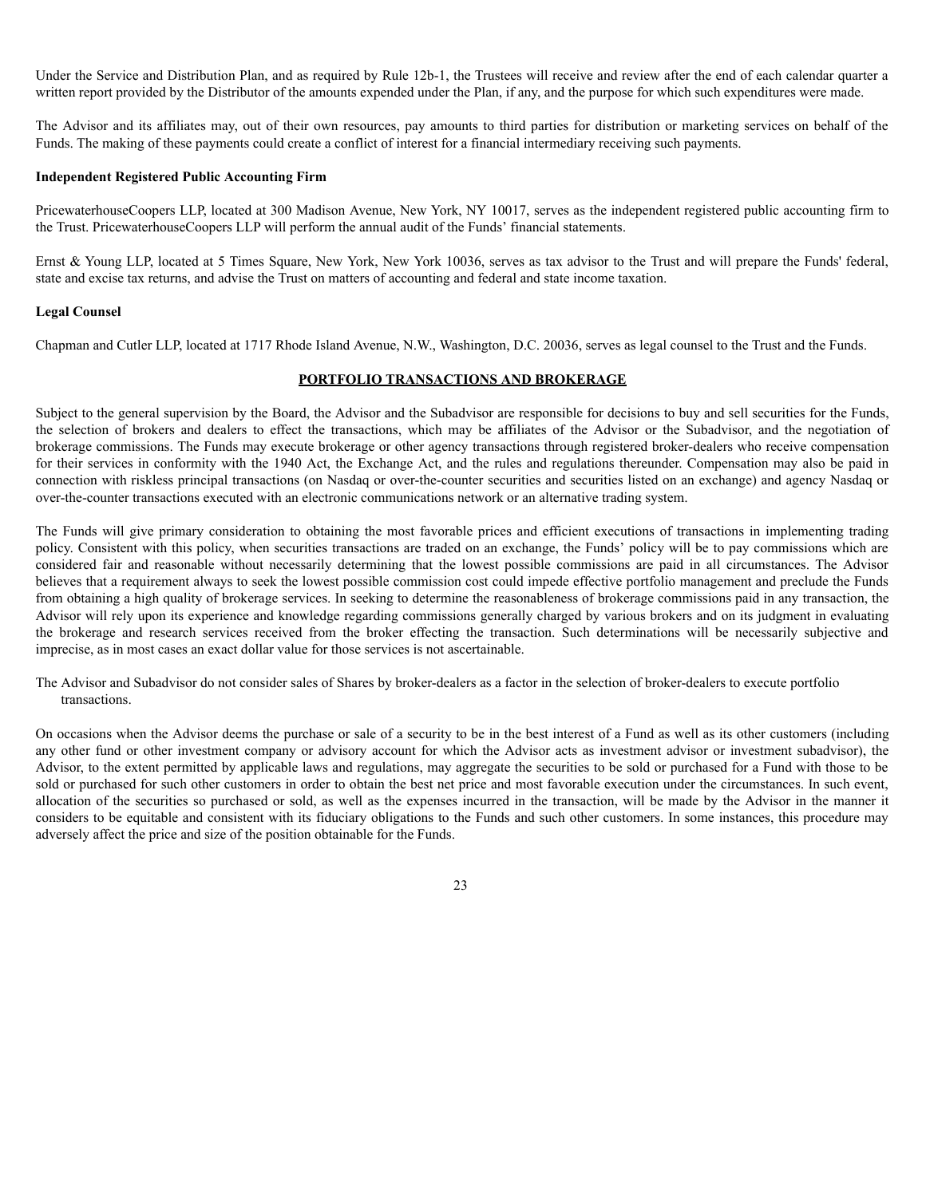Under the Service and Distribution Plan, and as required by Rule 12b-1, the Trustees will receive and review after the end of each calendar quarter a written report provided by the Distributor of the amounts expended under the Plan, if any, and the purpose for which such expenditures were made.

The Advisor and its affiliates may, out of their own resources, pay amounts to third parties for distribution or marketing services on behalf of the Funds. The making of these payments could create a conflict of interest for a financial intermediary receiving such payments.

**Independent Registered Public Accounting Firm**

PricewaterhouseCoopers LLP, located at 300 Madison Avenue, New York, NY 10017, serves as the independent registered public accounting firm to the Trust. PricewaterhouseCoopers LLP will perform the annual audit of the Funds' financial statements.

Ernst & Young LLP, located at 5 Times Square, New York, New York 10036, serves as tax advisor to the Trust and will prepare the Funds' federal, state and excise tax returns, and advise the Trust on matters of accounting and federal and state income taxation.

**Legal Counsel**

Chapman and Cutler LLP, located at 1717 Rhode Island Avenue, N.W., Washington, D.C. 20036, serves as legal counsel to the Trust and the Funds.

## PORTFOLIO TRANSACTIONS AND BROKERAGE

Subject to the general supervision by the Board, the Advisor and the Subadvisor are responsible for decisions to buy and sell securities for the Funds, the selection of brokers and dealers to effect the transactions, which may be affiliates of the Advisor or the Subadvisor, and the negotiation of brokerage commissions. The Funds may execute brokerage or other agency transactions through registered broker-dealers who receive compensation for their services in conformity with the 1940 Act, the Exchange Act, and the rules and regulations thereunder. Compensation may also be paid in connection with riskless principal transactions (on Nasdaq or over-the-counter securities and securities listed on an exchange) and agency Nasdaq or over-the-counter transactions executed with an electronic communications network or an alternative trading system.

The Funds will give primary consideration to obtaining the most favorable prices and efficient executions of transactions in implementing trading policy. Consistent with this policy, when securities transactions are traded on an exchange, the Funds' policy will be to pay commissions which are considered fair and reasonable without necessarily determining that the lowest possible commissions are paid in all circumstances. The Advisor believes that a requirement always to seek the lowest possible commission cost could impede effective portfolio management and preclude the Funds from obtaining a high quality of brokerage services. In seeking to determine the reasonableness of brokerage commissions paid in any transaction, the Advisor will rely upon its experience and knowledge regarding commissions generally charged by various brokers and on its judgment in evaluating the brokerage and research services received from the broker effecting the transaction. Such determinations will be necessarily subjective and imprecise, as in most cases an exact dollar value for those services is not ascertainable.

The Advisor and Subadvisor do not consider sales of Shares by broker-dealers as a factor in the selection of broker-dealers to execute portfolio transactions.

On occasions when the Advisor deems the purchase or sale of a security to be in the best interest of a Fund as well as its other customers (including any other fund or other investment company or advisory account for which the Advisor acts as investment advisor or investment subadvisor), the Advisor, to the extent permitted by applicable laws and regulations, may aggregate the securities to be sold or purchased for a Fund with those to be sold or purchased for such other customers in order to obtain the best net price and most favorable execution under the circumstances. In such event, allocation of the securities so purchased or sold, as well as the expenses incurred in the transaction, will be made by the Advisor in the manner it considers to be equitable and consistent with its fiduciary obligations to the Funds and such other customers. In some instances, this procedure may adversely affect the price and size of the position obtainable for the Funds.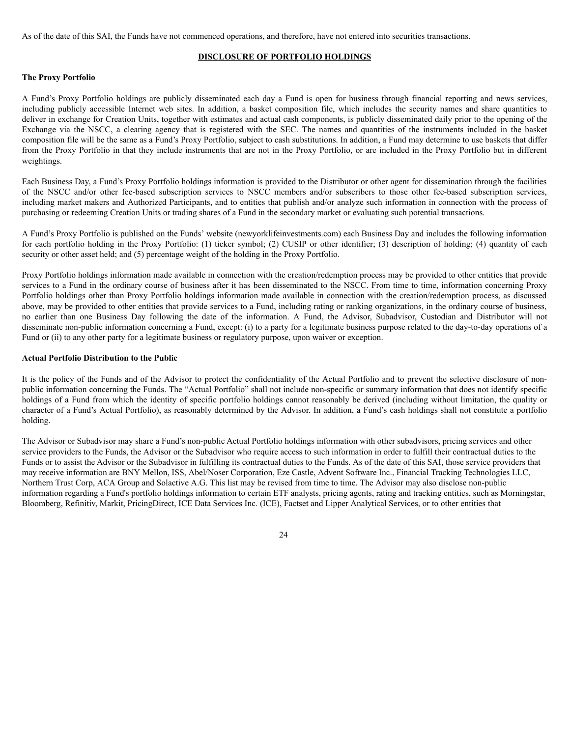As of the date of this SAI, the Funds have not commenced operations, and therefore, have not entered into securities transactions.

## DISCLOSURE OF PORTFOLIO HOLDINGS

**The Proxy Portfolio**

A Fund's Proxy Portfolio holdings are publicly disseminated each day a Fund is open for business through financial reporting and news services, including publicly accessible Internet web sites. In addition, a basket composition file, which includes the security names and share quantities to deliver in exchange for Creation Units, together with estimates and actual cash components, is publicly disseminated daily prior to the opening of the Exchange via the NSCC, a clearing agency that is registered with the SEC. The names and quantities of the instruments included in the basket composition file will be the same as a Fund's Proxy Portfolio, subject to cash substitutions. In addition, a Fund may determine to use baskets that differ from the Proxy Portfolio in that they include instruments that are not in the Proxy Portfolio, or are included in the Proxy Portfolio but in different weightings.

Each Business Day, a Fund's Proxy Portfolio holdings information is provided to the Distributor or other agent for dissemination through the facilities of the NSCC and/or other fee-based subscription services to NSCC members and/or subscribers to those other fee-based subscription services, including market makers and Authorized Participants, and to entities that publish and/or analyze such information in connection with the process of purchasing or redeeming Creation Units or trading shares of a Fund in the secondary market or evaluating such potential transactions.

A Fund's Proxy Portfolio is published on the Funds' website (newyorklifeinvestments.com) each Business Day and includes the following information for each portfolio holding in the Proxy Portfolio: (1) ticker symbol; (2) CUSIP or other identifier; (3) description of holding; (4) quantity of each security or other asset held; and (5) percentage weight of the holding in the Proxy Portfolio.

Proxy Portfolio holdings information made available in connection with the creation/redemption process may be provided to other entities that provide services to a Fund in the ordinary course of business after it has been disseminated to the NSCC. From time to time, information concerning Proxy Portfolio holdings other than Proxy Portfolio holdings information made available in connection with the creation/redemption process, as discussed above, may be provided to other entities that provide services to a Fund, including rating or ranking organizations, in the ordinary course of business, no earlier than one Business Day following the date of the information. A Fund, the Advisor, Subadvisor, Custodian and Distributor will not disseminate non-public information concerning a Fund, except: (i) to a party for a legitimate business purpose related to the day-to-day operations of a Fund or (ii) to any other party for a legitimate business or regulatory purpose, upon waiver or exception.

**Actual Portfolio Distribution to the Public**

It is the policy of the Funds and of the Advisor to protect the confidentiality of the Actual Portfolio and to prevent the selective disclosure of non-public information concerning the Funds. The "Actual Portfolio" shall not include non-specific or summary information that does not identify specific holdings of a Fund from which the identity of specific portfolio holdings cannot reasonably be derived (including without limitation, the quality or character of a Fund's Actual Portfolio), as reasonably determined by the Advisor. In addition, a Fund's cash holdings shall not constitute a portfolio holding.

The Advisor or Subadvisor may share a Fund's non-public Actual Portfolio holdings information with other subadvisors, pricing services and other service providers to the Funds, the Advisor or the Subadvisor who require access to such information in order to fulfill their contractual duties to the Funds or to assist the Advisor or the Subadvisor in fulfilling its contractual duties to the Funds. As of the date of this SAI, those service providers that may receive information are BNY Mellon, ISS, Abel/Noser Corporation, Eze Castle, Advent Software Inc., Financial Tracking Technologies LLC, Northern Trust Corp, ACA Group and Solactive A.G. This list may be revised from time to time. The Advisor may also disclose non-public information regarding a Fund's portfolio holdings information to certain ETF analysts, pricing agents, rating and tracking entities, such as Morningstar, Bloomberg, Refinitiv, Markit, PricingDirect, ICE Data Services Inc. (ICE), Factset and Lipper Analytical Services, or to other entities that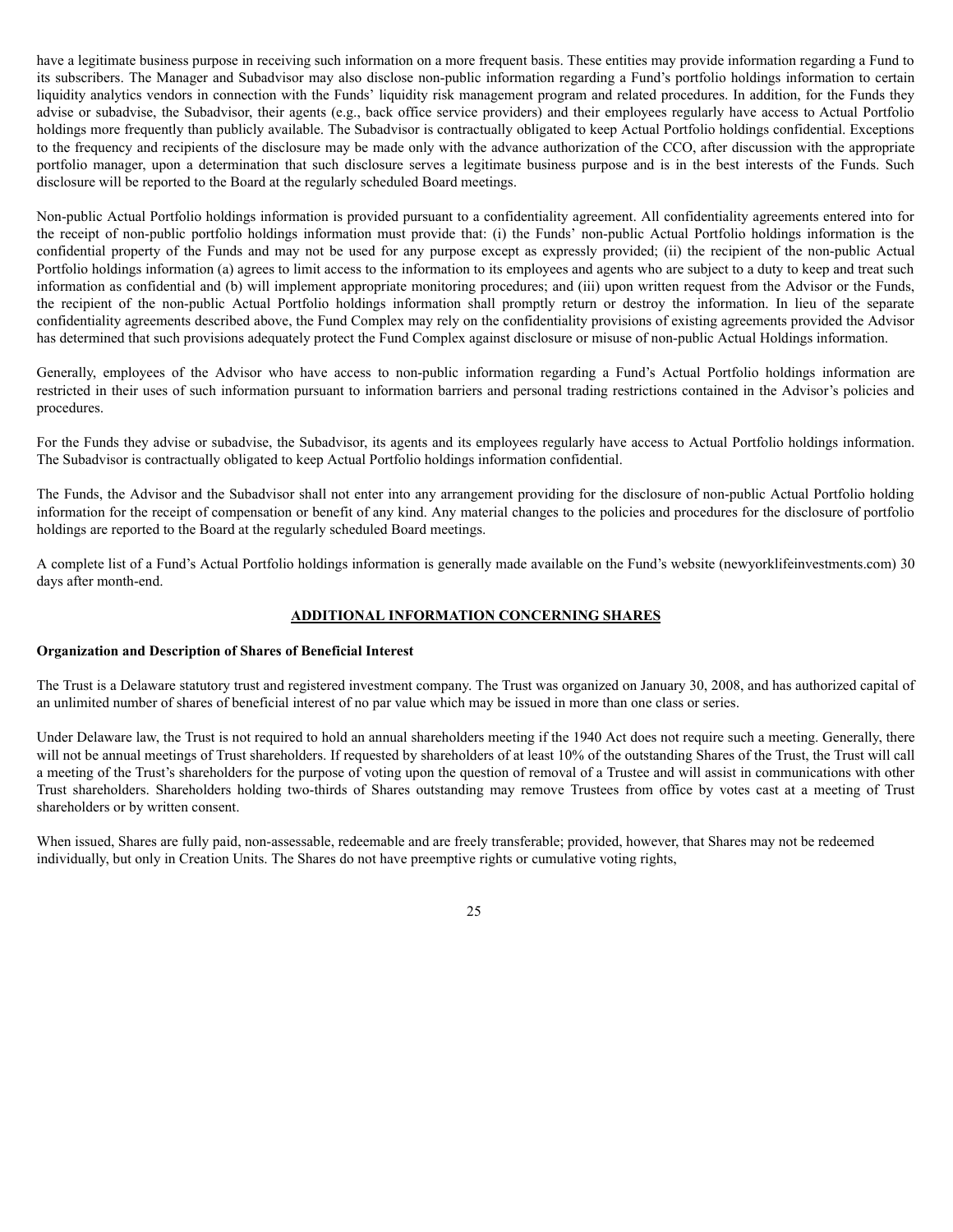have a legitimate business purpose in receiving such information on a more frequent basis. These entities may provide information regarding a Fund to its subscribers. The Manager and Subadvisor may also disclose non-public information regarding a Fund's portfolio holdings information to certain liquidity analytics vendors in connection with the Funds' liquidity risk management program and related procedures. In addition, for the Funds they advise or subadvise, the Subadvisor, their agents (e.g., back office service providers) and their employees regularly have access to Actual Portfolio holdings more frequently than publicly available. The Subadvisor is contractually obligated to keep Actual Portfolio holdings confidential. Exceptions to the frequency and recipients of the disclosure may be made only with the advance authorization of the CCO, after discussion with the appropriate portfolio manager, upon a determination that such disclosure serves a legitimate business purpose and is in the best interests of the Funds. Such disclosure will be reported to the Board at the regularly scheduled Board meetings.

Non-public Actual Portfolio holdings information is provided pursuant to a confidentiality agreement. All confidentiality agreements entered into for the receipt of non-public portfolio holdings information must provide that: (i) the Funds' non-public Actual Portfolio holdings information is the confidential property of the Funds and may not be used for any purpose except as expressly provided; (ii) the recipient of the non-public Actual Portfolio holdings information (a) agrees to limit access to the information to its employees and agents who are subject to a duty to keep and treat such information as confidential and (b) will implement appropriate monitoring procedures; and (iii) upon written request from the Advisor or the Funds, the recipient of the non-public Actual Portfolio holdings information shall promptly return or destroy the information. In lieu of the separate confidentiality agreements described above, the Fund Complex may rely on the confidentiality provisions of existing agreements provided the Advisor has determined that such provisions adequately protect the Fund Complex against disclosure or misuse of non-public Actual Holdings information.

Generally, employees of the Advisor who have access to non-public information regarding a Fund's Actual Portfolio holdings information are restricted in their uses of such information pursuant to information barriers and personal trading restrictions contained in the Advisor's policies and procedures.

For the Funds they advise or subadvise, the Subadvisor, its agents and its employees regularly have access to Actual Portfolio holdings information. The Subadvisor is contractually obligated to keep Actual Portfolio holdings information confidential.

The Funds, the Advisor and the Subadvisor shall not enter into any arrangement providing for the disclosure of non-public Actual Portfolio holding information for the receipt of compensation or benefit of any kind. Any material changes to the policies and procedures for the disclosure of portfolio holdings are reported to the Board at the regularly scheduled Board meetings.

A complete list of a Fund's Actual Portfolio holdings information is generally made available on the Fund's website (newyorklifeinvestments.com) 30 days after month-end.

## ADDITIONAL INFORMATION CONCERNING SHARES

**Organization and Description of Shares of Beneficial Interest**

The Trust is a Delaware statutory trust and registered investment company. The Trust was organized on January 30, 2008, and has authorized capital of an unlimited number of shares of beneficial interest of no par value which may be issued in more than one class or series.

Under Delaware law, the Trust is not required to hold an annual shareholders meeting if the 1940 Act does not require such a meeting. Generally, there will not be annual meetings of Trust shareholders. If requested by shareholders of at least 10% of the outstanding Shares of the Trust, the Trust will call a meeting of the Trust's shareholders for the purpose of voting upon the question of removal of a Trustee and will assist in communications with other Trust shareholders. Shareholders holding two-thirds of Shares outstanding may remove Trustees from office by votes cast at a meeting of Trust shareholders or by written consent.

When issued, Shares are fully paid, non-assessable, redeemable and are freely transferable; provided, however, that Shares may not be redeemed individually, but only in Creation Units. The Shares do not have preemptive rights or cumulative voting rights,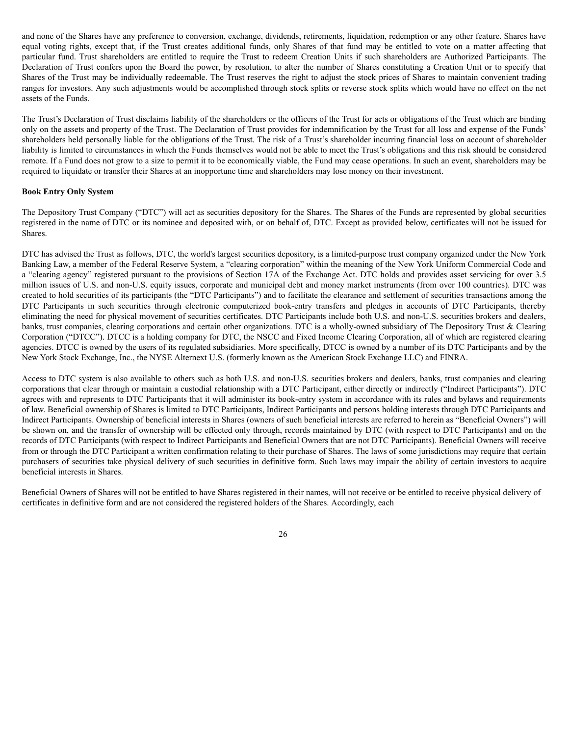and none of the Shares have any preference to conversion, exchange, dividends, retirements, liquidation, redemption or any other feature. Shares have equal voting rights, except that, if the Trust creates additional funds, only Shares of that fund may be entitled to vote on a matter affecting that particular fund. Trust shareholders are entitled to require the Trust to redeem Creation Units if such shareholders are Authorized Participants. The Declaration of Trust confers upon the Board the power, by resolution, to alter the number of Shares constituting a Creation Unit or to specify that Shares of the Trust may be individually redeemable. The Trust reserves the right to adjust the stock prices of Shares to maintain convenient trading ranges for investors. Any such adjustments would be accomplished through stock splits or reverse stock splits which would have no effect on the net assets of the Funds.

The Trust's Declaration of Trust disclaims liability of the shareholders or the officers of the Trust for acts or obligations of the Trust which are binding only on the assets and property of the Trust. The Declaration of Trust provides for indemnification by the Trust for all loss and expense of the Funds' shareholders held personally liable for the obligations of the Trust. The risk of a Trust's shareholder incurring financial loss on account of shareholder liability is limited to circumstances in which the Funds themselves would not be able to meet the Trust's obligations and this risk should be considered remote. If a Fund does not grow to a size to permit it to be economically viable, the Fund may cease operations. In such an event, shareholders may be required to liquidate or transfer their Shares at an inopportune time and shareholders may lose money on their investment.

**Book Entry Only System**

The Depository Trust Company ("DTC") will act as securities depository for the Shares. The Shares of the Funds are represented by global securities registered in the name of DTC or its nominee and deposited with, or on behalf of, DTC. Except as provided below, certificates will not be issued for Shares.

DTC has advised the Trust as follows, DTC, the world's largest securities depository, is a limited-purpose trust company organized under the New York Banking Law, a member of the Federal Reserve System, a "clearing corporation" within the meaning of the New York Uniform Commercial Code and a "clearing agency" registered pursuant to the provisions of Section 17A of the Exchange Act. DTC holds and provides asset servicing for over 3.5 million issues of U.S. and non-U.S. equity issues, corporate and municipal debt and money market instruments (from over 100 countries). DTC was created to hold securities of its participants (the "DTC Participants") and to facilitate the clearance and settlement of securities transactions among the DTC Participants in such securities through electronic computerized book-entry transfers and pledges in accounts of DTC Participants, thereby eliminating the need for physical movement of securities certificates. DTC Participants include both U.S. and non-U.S. securities brokers and dealers, banks, trust companies, clearing corporations and certain other organizations. DTC is a wholly-owned subsidiary of The Depository Trust & Clearing Corporation ("DTCC"). DTCC is a holding company for DTC, the NSCC and Fixed Income Clearing Corporation, all of which are registered clearing agencies. DTCC is owned by the users of its regulated subsidiaries. More specifically, DTCC is owned by a number of its DTC Participants and by the New York Stock Exchange, Inc., the NYSE Alternext U.S. (formerly known as the American Stock Exchange LLC) and FINRA.

Access to DTC system is also available to others such as both U.S. and non-U.S. securities brokers and dealers, banks, trust companies and clearing corporations that clear through or maintain a custodial relationship with a DTC Participant, either directly or indirectly ("Indirect Participants"). DTC agrees with and represents to DTC Participants that it will administer its book-entry system in accordance with its rules and bylaws and requirements of law. Beneficial ownership of Shares is limited to DTC Participants, Indirect Participants and persons holding interests through DTC Participants and Indirect Participants. Ownership of beneficial interests in Shares (owners of such beneficial interests are referred to herein as "Beneficial Owners") will be shown on, and the transfer of ownership will be effected only through, records maintained by DTC (with respect to DTC Participants) and on the records of DTC Participants (with respect to Indirect Participants and Beneficial Owners that are not DTC Participants). Beneficial Owners will receive from or through the DTC Participant a written confirmation relating to their purchase of Shares. The laws of some jurisdictions may require that certain purchasers of securities take physical delivery of such securities in definitive form. Such laws may impair the ability of certain investors to acquire beneficial interests in Shares.

Beneficial Owners of Shares will not be entitled to have Shares registered in their names, will not receive or be entitled to receive physical delivery of certificates in definitive form and are not considered the registered holders of the Shares. Accordingly, each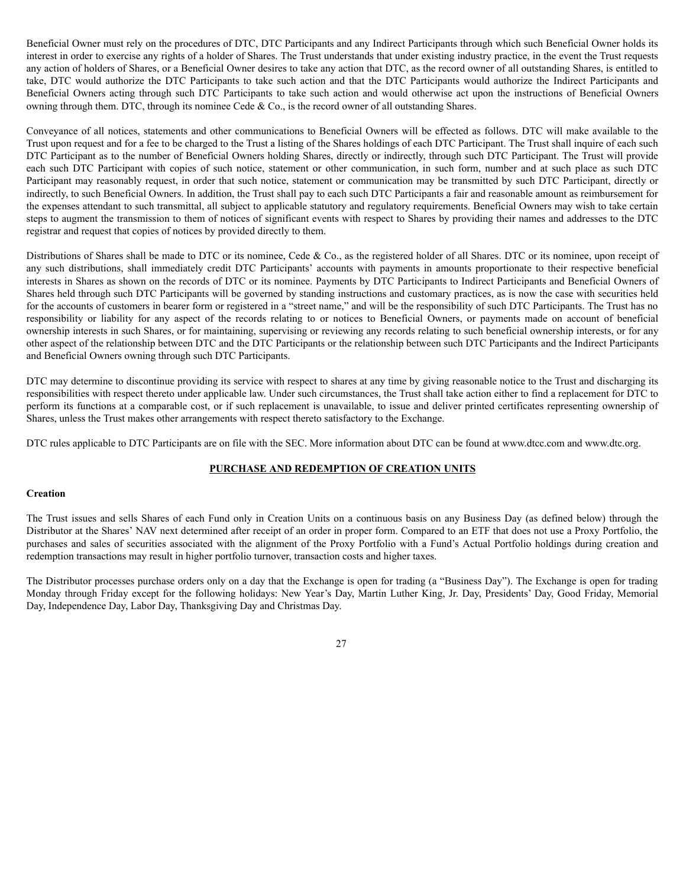Beneficial Owner must rely on the procedures of DTC, DTC Participants and any Indirect Participants through which such Beneficial Owner holds its interest in order to exercise any rights of a holder of Shares. The Trust understands that under existing industry practice, in the event the Trust requests any action of holders of Shares, or a Beneficial Owner desires to take any action that DTC, as the record owner of all outstanding Shares, is entitled to take, DTC would authorize the DTC Participants to take such action and that the DTC Participants would authorize the Indirect Participants and Beneficial Owners acting through such DTC Participants to take such action and would otherwise act upon the instructions of Beneficial Owners owning through them. DTC, through its nominee Cede & Co., is the record owner of all outstanding Shares.

Conveyance of all notices, statements and other communications to Beneficial Owners will be effected as follows. DTC will make available to the Trust upon request and for a fee to be charged to the Trust a listing of the Shares holdings of each DTC Participant. The Trust shall inquire of each such DTC Participant as to the number of Beneficial Owners holding Shares, directly or indirectly, through such DTC Participant. The Trust will provide each such DTC Participant with copies of such notice, statement or other communication, in such form, number and at such place as such DTC Participant may reasonably request, in order that such notice, statement or communication may be transmitted by such DTC Participant, directly or indirectly, to such Beneficial Owners. In addition, the Trust shall pay to each such DTC Participants a fair and reasonable amount as reimbursement for the expenses attendant to such transmittal, all subject to applicable statutory and regulatory requirements. Beneficial Owners may wish to take certain steps to augment the transmission to them of notices of significant events with respect to Shares by providing their names and addresses to the DTC registrar and request that copies of notices by provided directly to them.

Distributions of Shares shall be made to DTC or its nominee, Cede & Co., as the registered holder of all Shares. DTC or its nominee, upon receipt of any such distributions, shall immediately credit DTC Participants' accounts with payments in amounts proportionate to their respective beneficial interests in Shares as shown on the records of DTC or its nominee. Payments by DTC Participants to Indirect Participants and Beneficial Owners of Shares held through such DTC Participants will be governed by standing instructions and customary practices, as is now the case with securities held for the accounts of customers in bearer form or registered in a "street name," and will be the responsibility of such DTC Participants. The Trust has no responsibility or liability for any aspect of the records relating to or notices to Beneficial Owners, or payments made on account of beneficial ownership interests in such Shares, or for maintaining, supervising or reviewing any records relating to such beneficial ownership interests, or for any other aspect of the relationship between DTC and the DTC Participants or the relationship between such DTC Participants and the Indirect Participants and Beneficial Owners owning through such DTC Participants.

DTC may determine to discontinue providing its service with respect to shares at any time by giving reasonable notice to the Trust and discharging its responsibilities with respect thereto under applicable law. Under such circumstances, the Trust shall take action either to find a replacement for DTC to perform its functions at a comparable cost, or if such replacement is unavailable, to issue and deliver printed certificates representing ownership of Shares, unless the Trust makes other arrangements with respect thereto satisfactory to the Exchange.

DTC rules applicable to DTC Participants are on file with the SEC. More information about DTC can be found at www.dtcc.com and www.dtc.org.

## PURCHASE AND REDEMPTION OF CREATION UNITS

### Creation

The Trust issues and sells Shares of each Fund only in Creation Units on a continuous basis on any Business Day (as defined below) through the Distributor at the Shares' NAV next determined after receipt of an order in proper form. Compared to an ETF that does not use a Proxy Portfolio, the purchases and sales of securities associated with the alignment of the Proxy Portfolio with a Fund's Actual Portfolio holdings during creation and redemption transactions may result in higher portfolio turnover, transaction costs and higher taxes.

The Distributor processes purchase orders only on a day that the Exchange is open for trading (a "Business Day"). The Exchange is open for trading Monday through Friday except for the following holidays: New Year's Day, Martin Luther King, Jr. Day, Presidents' Day, Good Friday, Memorial Day, Independence Day, Labor Day, Thanksgiving Day and Christmas Day.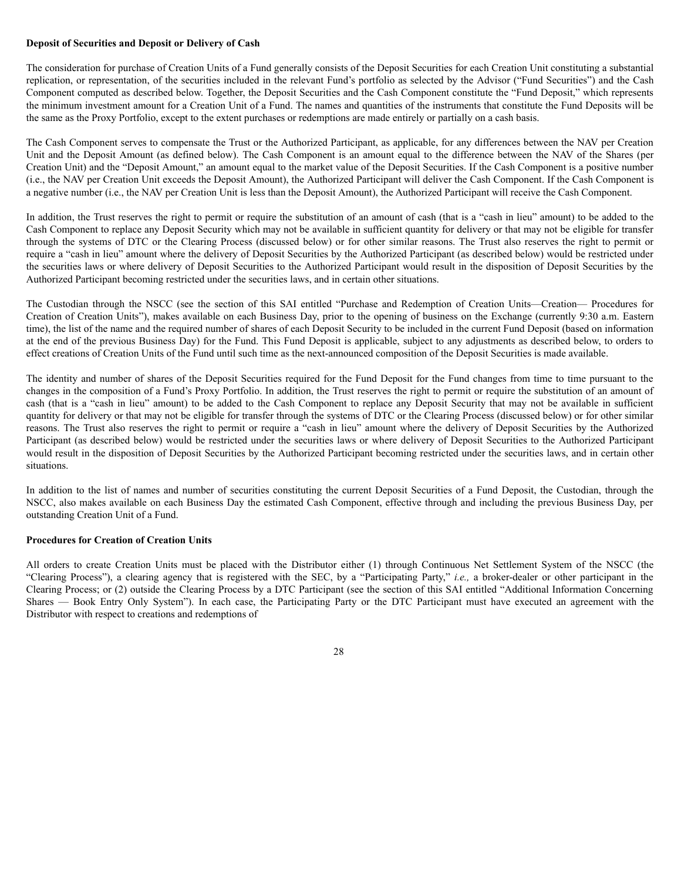**Deposit of Securities and Deposit or Delivery of Cash**

The consideration for purchase of Creation Units of a Fund generally consists of the Deposit Securities for each Creation Unit constituting a substantial replication, or representation, of the securities included in the relevant Fund's portfolio as selected by the Advisor ("Fund Securities") and the Cash Component computed as described below. Together, the Deposit Securities and the Cash Component constitute the "Fund Deposit," which represents the minimum investment amount for a Creation Unit of a Fund. The names and quantities of the instruments that constitute the Fund Deposits will be the same as the Proxy Portfolio, except to the extent purchases or redemptions are made entirely or partially on a cash basis.

The Cash Component serves to compensate the Trust or the Authorized Participant, as applicable, for any differences between the NAV per Creation Unit and the Deposit Amount (as defined below). The Cash Component is an amount equal to the difference between the NAV of the Shares (per Creation Unit) and the "Deposit Amount," an amount equal to the market value of the Deposit Securities. If the Cash Component is a positive number (i.e., the NAV per Creation Unit exceeds the Deposit Amount), the Authorized Participant will deliver the Cash Component. If the Cash Component is a negative number (i.e., the NAV per Creation Unit is less than the Deposit Amount), the Authorized Participant will receive the Cash Component.

In addition, the Trust reserves the right to permit or require the substitution of an amount of cash (that is a "cash in lieu" amount) to be added to the Cash Component to replace any Deposit Security which may not be available in sufficient quantity for delivery or that may not be eligible for transfer through the systems of DTC or the Clearing Process (discussed below) or for other similar reasons. The Trust also reserves the right to permit or require a "cash in lieu" amount where the delivery of Deposit Securities by the Authorized Participant (as described below) would be restricted under the securities laws or where delivery of Deposit Securities to the Authorized Participant would result in the disposition of Deposit Securities by the Authorized Participant becoming restricted under the securities laws, and in certain other situations.

The Custodian through the NSCC (see the section of this SAI entitled "Purchase and Redemption of Creation Units—Creation— Procedures for Creation of Creation Units"), makes available on each Business Day, prior to the opening of business on the Exchange (currently 9:30 a.m. Eastern time), the list of the name and the required number of shares of each Deposit Security to be included in the current Fund Deposit (based on information at the end of the previous Business Day) for the Fund. This Fund Deposit is applicable, subject to any adjustments as described below, to orders to effect creations of Creation Units of the Fund until such time as the next-announced composition of the Deposit Securities is made available.

The identity and number of shares of the Deposit Securities required for the Fund Deposit for the Fund changes from time to time pursuant to the changes in the composition of a Fund's Proxy Portfolio. In addition, the Trust reserves the right to permit or require the substitution of an amount of cash (that is a "cash in lieu" amount) to be added to the Cash Component to replace any Deposit Security that may not be available in sufficient quantity for delivery or that may not be eligible for transfer through the systems of DTC or the Clearing Process (discussed below) or for other similar reasons. The Trust also reserves the right to permit or require a "cash in lieu" amount where the delivery of Deposit Securities by the Authorized Participant (as described below) would be restricted under the securities laws or where delivery of Deposit Securities to the Authorized Participant would result in the disposition of Deposit Securities by the Authorized Participant becoming restricted under the securities laws, and in certain other situations.

In addition to the list of names and number of securities constituting the current Deposit Securities of a Fund Deposit, the Custodian, through the NSCC, also makes available on each Business Day the estimated Cash Component, effective through and including the previous Business Day, per outstanding Creation Unit of a Fund.

**Procedures for Creation of Creation Units**

All orders to create Creation Units must be placed with the Distributor either (1) through Continuous Net Settlement System of the NSCC (the "Clearing Process"), a clearing agency that is registered with the SEC, by a "Participating Party," *i.e.,* a broker-dealer or other participant in the Clearing Process; or (2) outside the Clearing Process by a DTC Participant (see the section of this SAI entitled "Additional Information Concerning Shares — Book Entry Only System"). In each case, the Participating Party or the DTC Participant must have executed an agreement with the Distributor with respect to creations and redemptions of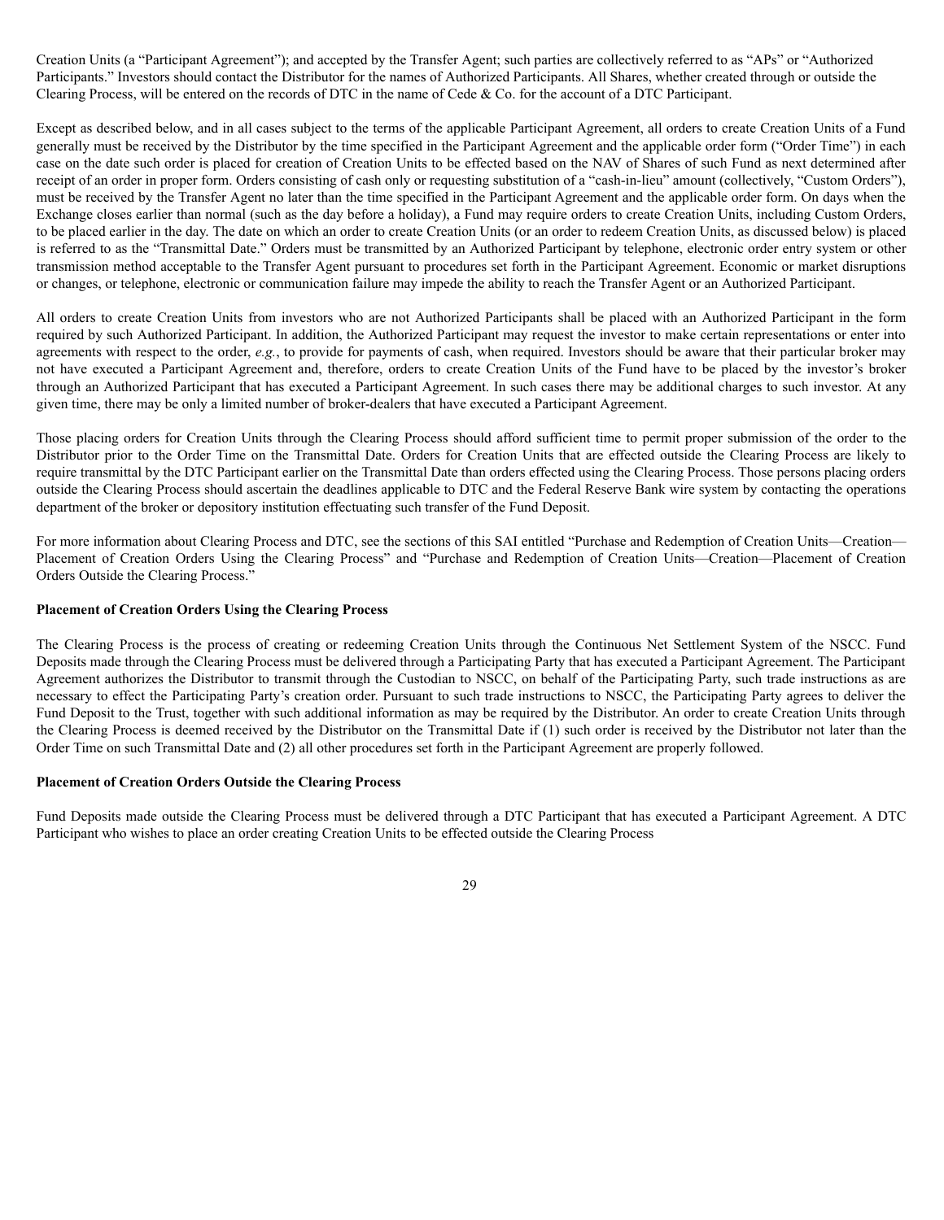Creation Units (a "Participant Agreement"); and accepted by the Transfer Agent; such parties are collectively referred to as "APs" or "Authorized Participants." Investors should contact the Distributor for the names of Authorized Participants. All Shares, whether created through or outside the Clearing Process, will be entered on the records of DTC in the name of Cede & Co. for the account of a DTC Participant.

Except as described below, and in all cases subject to the terms of the applicable Participant Agreement, all orders to create Creation Units of a Fund generally must be received by the Distributor by the time specified in the Participant Agreement and the applicable order form ("Order Time") in each case on the date such order is placed for creation of Creation Units to be effected based on the NAV of Shares of such Fund as next determined after receipt of an order in proper form. Orders consisting of cash only or requesting substitution of a "cash-in-lieu" amount (collectively, "Custom Orders"), must be received by the Transfer Agent no later than the time specified in the Participant Agreement and the applicable order form. On days when the Exchange closes earlier than normal (such as the day before a holiday), a Fund may require orders to create Creation Units, including Custom Orders, to be placed earlier in the day. The date on which an order to create Creation Units (or an order to redeem Creation Units, as discussed below) is placed is referred to as the "Transmittal Date." Orders must be transmitted by an Authorized Participant by telephone, electronic order entry system or other transmission method acceptable to the Transfer Agent pursuant to procedures set forth in the Participant Agreement. Economic or market disruptions or changes, or telephone, electronic or communication failure may impede the ability to reach the Transfer Agent or an Authorized Participant.

All orders to create Creation Units from investors who are not Authorized Participants shall be placed with an Authorized Participant in the form required by such Authorized Participant. In addition, the Authorized Participant may request the investor to make certain representations or enter into agreements with respect to the order, *e.g.*, to provide for payments of cash, when required. Investors should be aware that their particular broker may not have executed a Participant Agreement and, therefore, orders to create Creation Units of the Fund have to be placed by the investor's broker through an Authorized Participant that has executed a Participant Agreement. In such cases there may be additional charges to such investor. At any given time, there may be only a limited number of broker-dealers that have executed a Participant Agreement.

Those placing orders for Creation Units through the Clearing Process should afford sufficient time to permit proper submission of the order to the Distributor prior to the Order Time on the Transmittal Date. Orders for Creation Units that are effected outside the Clearing Process are likely to require transmittal by the DTC Participant earlier on the Transmittal Date than orders effected using the Clearing Process. Those persons placing orders outside the Clearing Process should ascertain the deadlines applicable to DTC and the Federal Reserve Bank wire system by contacting the operations department of the broker or depository institution effectuating such transfer of the Fund Deposit.

For more information about Clearing Process and DTC, see the sections of this SAI entitled "Purchase and Redemption of Creation Units—Creation—Placement of Creation Orders Using the Clearing Process" and "Purchase and Redemption of Creation Units—Creation—Placement of Creation Orders Outside the Clearing Process."

**Placement of Creation Orders Using the Clearing Process**

The Clearing Process is the process of creating or redeeming Creation Units through the Continuous Net Settlement System of the NSCC. Fund Deposits made through the Clearing Process must be delivered through a Participating Party that has executed a Participant Agreement. The Participant Agreement authorizes the Distributor to transmit through the Custodian to NSCC, on behalf of the Participating Party, such trade instructions as are necessary to effect the Participating Party's creation order. Pursuant to such trade instructions to NSCC, the Participating Party agrees to deliver the Fund Deposit to the Trust, together with such additional information as may be required by the Distributor. An order to create Creation Units through the Clearing Process is deemed received by the Distributor on the Transmittal Date if (1) such order is received by the Distributor not later than the Order Time on such Transmittal Date and (2) all other procedures set forth in the Participant Agreement are properly followed.

**Placement of Creation Orders Outside the Clearing Process**

Fund Deposits made outside the Clearing Process must be delivered through a DTC Participant that has executed a Participant Agreement. A DTC Participant who wishes to place an order creating Creation Units to be effected outside the Clearing Process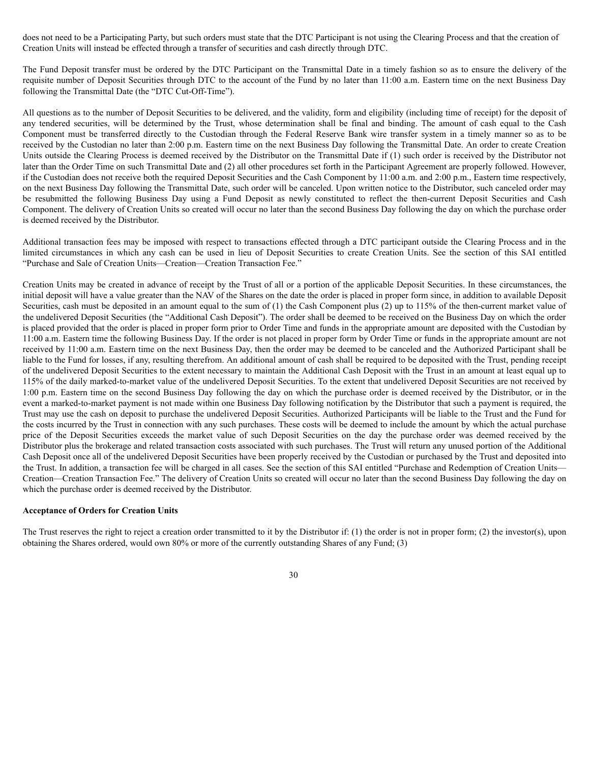does not need to be a Participating Party, but such orders must state that the DTC Participant is not using the Clearing Process and that the creation of Creation Units will instead be effected through a transfer of securities and cash directly through DTC.

The Fund Deposit transfer must be ordered by the DTC Participant on the Transmittal Date in a timely fashion so as to ensure the delivery of the requisite number of Deposit Securities through DTC to the account of the Fund by no later than 11:00 a.m. Eastern time on the next Business Day following the Transmittal Date (the "DTC Cut-Off-Time").

All questions as to the number of Deposit Securities to be delivered, and the validity, form and eligibility (including time of receipt) for the deposit of any tendered securities, will be determined by the Trust, whose determination shall be final and binding. The amount of cash equal to the Cash Component must be transferred directly to the Custodian through the Federal Reserve Bank wire transfer system in a timely manner so as to be received by the Custodian no later than 2:00 p.m. Eastern time on the next Business Day following the Transmittal Date. An order to create Creation Units outside the Clearing Process is deemed received by the Distributor on the Transmittal Date if (1) such order is received by the Distributor not later than the Order Time on such Transmittal Date and (2) all other procedures set forth in the Participant Agreement are properly followed. However, if the Custodian does not receive both the required Deposit Securities and the Cash Component by 11:00 a.m. and 2:00 p.m., Eastern time respectively, on the next Business Day following the Transmittal Date, such order will be canceled. Upon written notice to the Distributor, such canceled order may be resubmitted the following Business Day using a Fund Deposit as newly constituted to reflect the then-current Deposit Securities and Cash Component. The delivery of Creation Units so created will occur no later than the second Business Day following the day on which the purchase order is deemed received by the Distributor.

Additional transaction fees may be imposed with respect to transactions effected through a DTC participant outside the Clearing Process and in the limited circumstances in which any cash can be used in lieu of Deposit Securities to create Creation Units. See the section of this SAI entitled "Purchase and Sale of Creation Units—Creation—Creation Transaction Fee."

Creation Units may be created in advance of receipt by the Trust of all or a portion of the applicable Deposit Securities. In these circumstances, the initial deposit will have a value greater than the NAV of the Shares on the date the order is placed in proper form since, in addition to available Deposit Securities, cash must be deposited in an amount equal to the sum of (1) the Cash Component plus (2) up to 115% of the then-current market value of the undelivered Deposit Securities (the "Additional Cash Deposit"). The order shall be deemed to be received on the Business Day on which the order is placed provided that the order is placed in proper form prior to Order Time and funds in the appropriate amount are deposited with the Custodian by 11:00 a.m. Eastern time the following Business Day. If the order is not placed in proper form by Order Time or funds in the appropriate amount are not received by 11:00 a.m. Eastern time on the next Business Day, then the order may be deemed to be canceled and the Authorized Participant shall be liable to the Fund for losses, if any, resulting therefrom. An additional amount of cash shall be required to be deposited with the Trust, pending receipt of the undelivered Deposit Securities to the extent necessary to maintain the Additional Cash Deposit with the Trust in an amount at least equal up to 115% of the daily marked-to-market value of the undelivered Deposit Securities. To the extent that undelivered Deposit Securities are not received by 1:00 p.m. Eastern time on the second Business Day following the day on which the purchase order is deemed received by the Distributor, or in the event a marked-to-market payment is not made within one Business Day following notification by the Distributor that such a payment is required, the Trust may use the cash on deposit to purchase the undelivered Deposit Securities. Authorized Participants will be liable to the Trust and the Fund for the costs incurred by the Trust in connection with any such purchases. These costs will be deemed to include the amount by which the actual purchase price of the Deposit Securities exceeds the market value of such Deposit Securities on the day the purchase order was deemed received by the Distributor plus the brokerage and related transaction costs associated with such purchases. The Trust will return any unused portion of the Additional Cash Deposit once all of the undelivered Deposit Securities have been properly received by the Custodian or purchased by the Trust and deposited into the Trust. In addition, a transaction fee will be charged in all cases. See the section of this SAI entitled "Purchase and Redemption of Creation Units—Creation—Creation Transaction Fee." The delivery of Creation Units so created will occur no later than the second Business Day following the day on which the purchase order is deemed received by the Distributor.

**Acceptance of Orders for Creation Units**

The Trust reserves the right to reject a creation order transmitted to it by the Distributor if: (1) the order is not in proper form; (2) the investor(s), upon obtaining the Shares ordered, would own 80% or more of the currently outstanding Shares of any Fund; (3)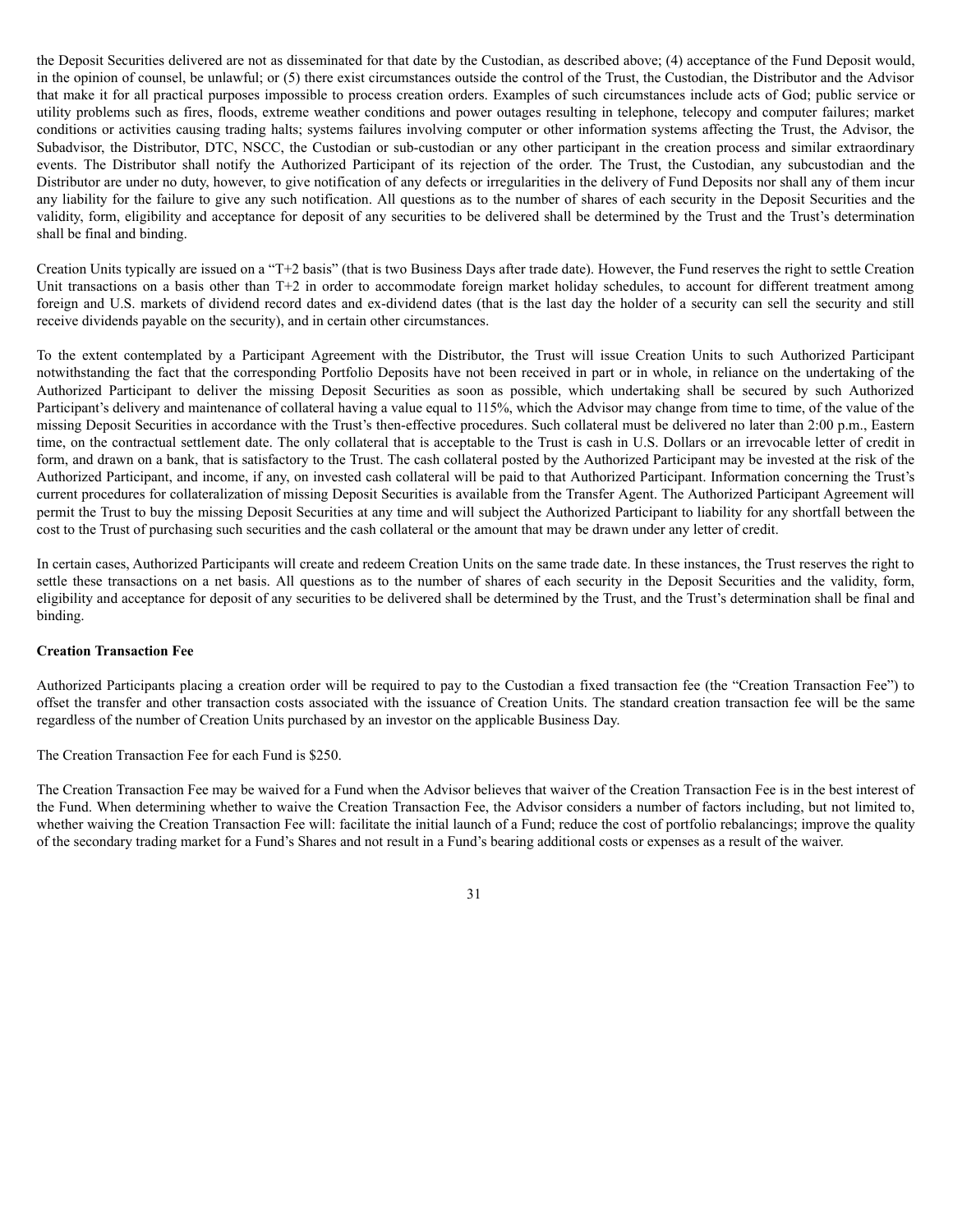the Deposit Securities delivered are not as disseminated for that date by the Custodian, as described above; (4) acceptance of the Fund Deposit would, in the opinion of counsel, be unlawful; or (5) there exist circumstances outside the control of the Trust, the Custodian, the Distributor and the Advisor that make it for all practical purposes impossible to process creation orders. Examples of such circumstances include acts of God; public service or utility problems such as fires, floods, extreme weather conditions and power outages resulting in telephone, telecopy and computer failures; market conditions or activities causing trading halts; systems failures involving computer or other information systems affecting the Trust, the Advisor, the Subadvisor, the Distributor, DTC, NSCC, the Custodian or sub-custodian or any other participant in the creation process and similar extraordinary events. The Distributor shall notify the Authorized Participant of its rejection of the order. The Trust, the Custodian, any subcustodian and the Distributor are under no duty, however, to give notification of any defects or irregularities in the delivery of Fund Deposits nor shall any of them incur any liability for the failure to give any such notification. All questions as to the number of shares of each security in the Deposit Securities and the validity, form, eligibility and acceptance for deposit of any securities to be delivered shall be determined by the Trust and the Trust's determination shall be final and binding.

Creation Units typically are issued on a "T+2 basis" (that is two Business Days after trade date). However, the Fund reserves the right to settle Creation Unit transactions on a basis other than T+2 in order to accommodate foreign market holiday schedules, to account for different treatment among foreign and U.S. markets of dividend record dates and ex-dividend dates (that is the last day the holder of a security can sell the security and still receive dividends payable on the security), and in certain other circumstances.

To the extent contemplated by a Participant Agreement with the Distributor, the Trust will issue Creation Units to such Authorized Participant notwithstanding the fact that the corresponding Portfolio Deposits have not been received in part or in whole, in reliance on the undertaking of the Authorized Participant to deliver the missing Deposit Securities as soon as possible, which undertaking shall be secured by such Authorized Participant's delivery and maintenance of collateral having a value equal to 115%, which the Advisor may change from time to time, of the value of the missing Deposit Securities in accordance with the Trust's then-effective procedures. Such collateral must be delivered no later than 2:00 p.m., Eastern time, on the contractual settlement date. The only collateral that is acceptable to the Trust is cash in U.S. Dollars or an irrevocable letter of credit in form, and drawn on a bank, that is satisfactory to the Trust. The cash collateral posted by the Authorized Participant may be invested at the risk of the Authorized Participant, and income, if any, on invested cash collateral will be paid to that Authorized Participant. Information concerning the Trust's current procedures for collateralization of missing Deposit Securities is available from the Transfer Agent. The Authorized Participant Agreement will permit the Trust to buy the missing Deposit Securities at any time and will subject the Authorized Participant to liability for any shortfall between the cost to the Trust of purchasing such securities and the cash collateral or the amount that may be drawn under any letter of credit.

In certain cases, Authorized Participants will create and redeem Creation Units on the same trade date. In these instances, the Trust reserves the right to settle these transactions on a net basis. All questions as to the number of shares of each security in the Deposit Securities and the validity, form, eligibility and acceptance for deposit of any securities to be delivered shall be determined by the Trust, and the Trust's determination shall be final and binding.

**Creation Transaction Fee**

Authorized Participants placing a creation order will be required to pay to the Custodian a fixed transaction fee (the "Creation Transaction Fee") to offset the transfer and other transaction costs associated with the issuance of Creation Units. The standard creation transaction fee will be the same regardless of the number of Creation Units purchased by an investor on the applicable Business Day.

The Creation Transaction Fee for each Fund is $250.

The Creation Transaction Fee may be waived for a Fund when the Advisor believes that waiver of the Creation Transaction Fee is in the best interest of the Fund. When determining whether to waive the Creation Transaction Fee, the Advisor considers a number of factors including, but not limited to, whether waiving the Creation Transaction Fee will: facilitate the initial launch of a Fund; reduce the cost of portfolio rebalancings; improve the quality of the secondary trading market for a Fund's Shares and not result in a Fund's bearing additional costs or expenses as a result of the waiver.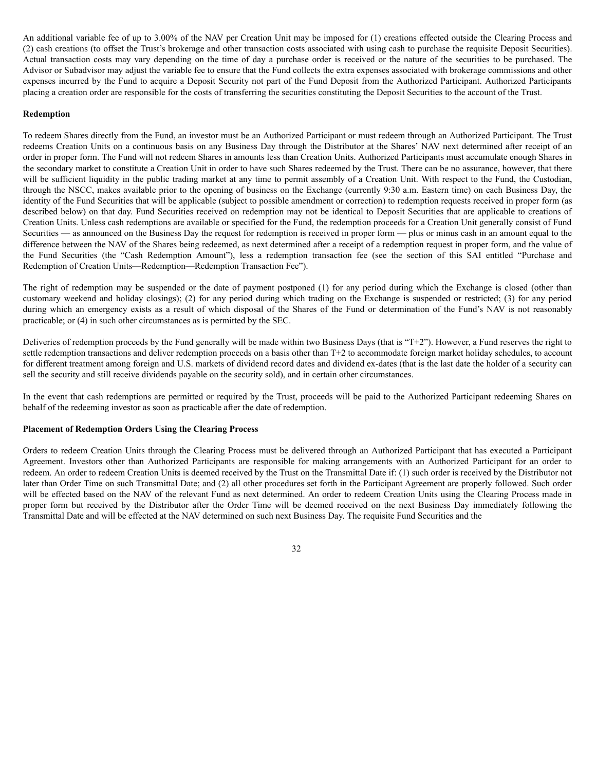An additional variable fee of up to 3.00% of the NAV per Creation Unit may be imposed for (1) creations effected outside the Clearing Process and (2) cash creations (to offset the Trust's brokerage and other transaction costs associated with using cash to purchase the requisite Deposit Securities). Actual transaction costs may vary depending on the time of day a purchase order is received or the nature of the securities to be purchased. The Advisor or Subadvisor may adjust the variable fee to ensure that the Fund collects the extra expenses associated with brokerage commissions and other expenses incurred by the Fund to acquire a Deposit Security not part of the Fund Deposit from the Authorized Participant. Authorized Participants placing a creation order are responsible for the costs of transferring the securities constituting the Deposit Securities to the account of the Trust.

**Redemption**

To redeem Shares directly from the Fund, an investor must be an Authorized Participant or must redeem through an Authorized Participant. The Trust redeems Creation Units on a continuous basis on any Business Day through the Distributor at the Shares' NAV next determined after receipt of an order in proper form. The Fund will not redeem Shares in amounts less than Creation Units. Authorized Participants must accumulate enough Shares in the secondary market to constitute a Creation Unit in order to have such Shares redeemed by the Trust. There can be no assurance, however, that there will be sufficient liquidity in the public trading market at any time to permit assembly of a Creation Unit. With respect to the Fund, the Custodian, through the NSCC, makes available prior to the opening of business on the Exchange (currently 9:30 a.m. Eastern time) on each Business Day, the identity of the Fund Securities that will be applicable (subject to possible amendment or correction) to redemption requests received in proper form (as described below) on that day. Fund Securities received on redemption may not be identical to Deposit Securities that are applicable to creations of Creation Units. Unless cash redemptions are available or specified for the Fund, the redemption proceeds for a Creation Unit generally consist of Fund Securities — as announced on the Business Day the request for redemption is received in proper form — plus or minus cash in an amount equal to the difference between the NAV of the Shares being redeemed, as next determined after a receipt of a redemption request in proper form, and the value of the Fund Securities (the "Cash Redemption Amount"), less a redemption transaction fee (see the section of this SAI entitled "Purchase and Redemption of Creation Units—Redemption—Redemption Transaction Fee").

The right of redemption may be suspended or the date of payment postponed (1) for any period during which the Exchange is closed (other than customary weekend and holiday closings); (2) for any period during which trading on the Exchange is suspended or restricted; (3) for any period during which an emergency exists as a result of which disposal of the Shares of the Fund or determination of the Fund's NAV is not reasonably practicable; or (4) in such other circumstances as is permitted by the SEC.

Deliveries of redemption proceeds by the Fund generally will be made within two Business Days (that is "T+2"). However, a Fund reserves the right to settle redemption transactions and deliver redemption proceeds on a basis other than T+2 to accommodate foreign market holiday schedules, to account for different treatment among foreign and U.S. markets of dividend record dates and dividend ex-dates (that is the last date the holder of a security can sell the security and still receive dividends payable on the security sold), and in certain other circumstances.

In the event that cash redemptions are permitted or required by the Trust, proceeds will be paid to the Authorized Participant redeeming Shares on behalf of the redeeming investor as soon as practicable after the date of redemption.

**Placement of Redemption Orders Using the Clearing Process**

Orders to redeem Creation Units through the Clearing Process must be delivered through an Authorized Participant that has executed a Participant Agreement. Investors other than Authorized Participants are responsible for making arrangements with an Authorized Participant for an order to redeem. An order to redeem Creation Units is deemed received by the Trust on the Transmittal Date if: (1) such order is received by the Distributor not later than Order Time on such Transmittal Date; and (2) all other procedures set forth in the Participant Agreement are properly followed. Such order will be effected based on the NAV of the relevant Fund as next determined. An order to redeem Creation Units using the Clearing Process made in proper form but received by the Distributor after the Order Time will be deemed received on the next Business Day immediately following the Transmittal Date and will be effected at the NAV determined on such next Business Day. The requisite Fund Securities and the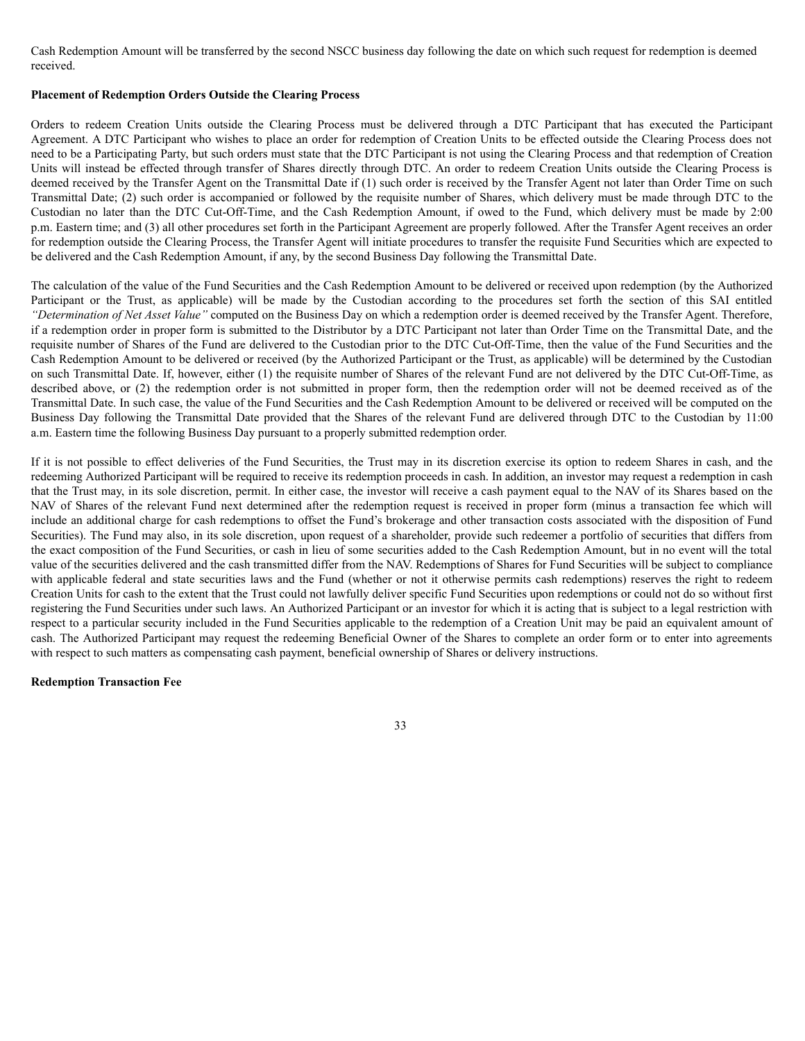Cash Redemption Amount will be transferred by the second NSCC business day following the date on which such request for redemption is deemed received.

**Placement of Redemption Orders Outside the Clearing Process**

Orders to redeem Creation Units outside the Clearing Process must be delivered through a DTC Participant that has executed the Participant Agreement. A DTC Participant who wishes to place an order for redemption of Creation Units to be effected outside the Clearing Process does not need to be a Participating Party, but such orders must state that the DTC Participant is not using the Clearing Process and that redemption of Creation Units will instead be effected through transfer of Shares directly through DTC. An order to redeem Creation Units outside the Clearing Process is deemed received by the Transfer Agent on the Transmittal Date if (1) such order is received by the Transfer Agent not later than Order Time on such Transmittal Date; (2) such order is accompanied or followed by the requisite number of Shares, which delivery must be made through DTC to the Custodian no later than the DTC Cut-Off-Time, and the Cash Redemption Amount, if owed to the Fund, which delivery must be made by 2:00 p.m. Eastern time; and (3) all other procedures set forth in the Participant Agreement are properly followed. After the Transfer Agent receives an order for redemption outside the Clearing Process, the Transfer Agent will initiate procedures to transfer the requisite Fund Securities which are expected to be delivered and the Cash Redemption Amount, if any, by the second Business Day following the Transmittal Date.

The calculation of the value of the Fund Securities and the Cash Redemption Amount to be delivered or received upon redemption (by the Authorized Participant or the Trust, as applicable) will be made by the Custodian according to the procedures set forth the section of this SAI entitled *"Determination of Net Asset Value"* computed on the Business Day on which a redemption order is deemed received by the Transfer Agent. Therefore, if a redemption order in proper form is submitted to the Distributor by a DTC Participant not later than Order Time on the Transmittal Date, and the requisite number of Shares of the Fund are delivered to the Custodian prior to the DTC Cut-Off-Time, then the value of the Fund Securities and the Cash Redemption Amount to be delivered or received (by the Authorized Participant or the Trust, as applicable) will be determined by the Custodian on such Transmittal Date. If, however, either (1) the requisite number of Shares of the relevant Fund are not delivered by the DTC Cut-Off-Time, as described above, or (2) the redemption order is not submitted in proper form, then the redemption order will not be deemed received as of the Transmittal Date. In such case, the value of the Fund Securities and the Cash Redemption Amount to be delivered or received will be computed on the Business Day following the Transmittal Date provided that the Shares of the relevant Fund are delivered through DTC to the Custodian by 11:00 a.m. Eastern time the following Business Day pursuant to a properly submitted redemption order.

If it is not possible to effect deliveries of the Fund Securities, the Trust may in its discretion exercise its option to redeem Shares in cash, and the redeeming Authorized Participant will be required to receive its redemption proceeds in cash. In addition, an investor may request a redemption in cash that the Trust may, in its sole discretion, permit. In either case, the investor will receive a cash payment equal to the NAV of its Shares based on the NAV of Shares of the relevant Fund next determined after the redemption request is received in proper form (minus a transaction fee which will include an additional charge for cash redemptions to offset the Fund's brokerage and other transaction costs associated with the disposition of Fund Securities). The Fund may also, in its sole discretion, upon request of a shareholder, provide such redeemer a portfolio of securities that differs from the exact composition of the Fund Securities, or cash in lieu of some securities added to the Cash Redemption Amount, but in no event will the total value of the securities delivered and the cash transmitted differ from the NAV. Redemptions of Shares for Fund Securities will be subject to compliance with applicable federal and state securities laws and the Fund (whether or not it otherwise permits cash redemptions) reserves the right to redeem Creation Units for cash to the extent that the Trust could not lawfully deliver specific Fund Securities upon redemptions or could not do so without first registering the Fund Securities under such laws. An Authorized Participant or an investor for which it is acting that is subject to a legal restriction with respect to a particular security included in the Fund Securities applicable to the redemption of a Creation Unit may be paid an equivalent amount of cash. The Authorized Participant may request the redeeming Beneficial Owner of the Shares to complete an order form or to enter into agreements with respect to such matters as compensating cash payment, beneficial ownership of Shares or delivery instructions.

**Redemption Transaction Fee**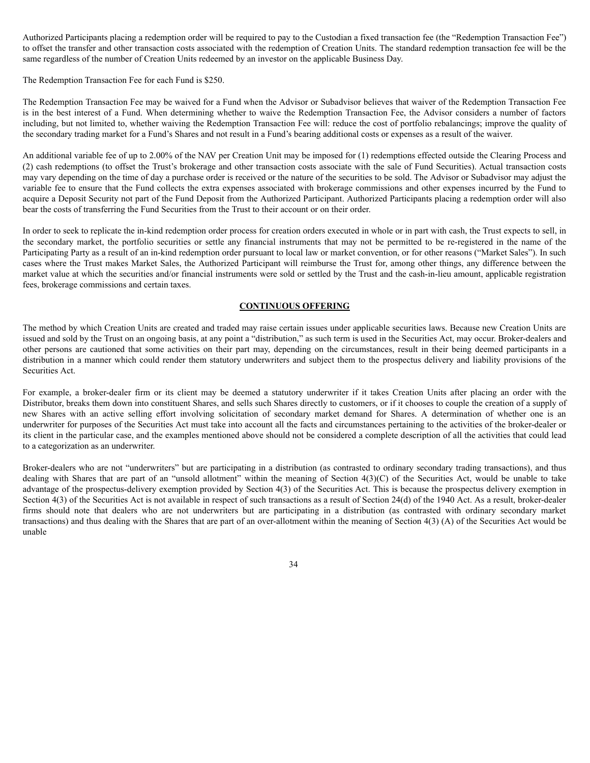Authorized Participants placing a redemption order will be required to pay to the Custodian a fixed transaction fee (the "Redemption Transaction Fee") to offset the transfer and other transaction costs associated with the redemption of Creation Units. The standard redemption transaction fee will be the same regardless of the number of Creation Units redeemed by an investor on the applicable Business Day.

The Redemption Transaction Fee for each Fund is $250.

The Redemption Transaction Fee may be waived for a Fund when the Advisor or Subadvisor believes that waiver of the Redemption Transaction Fee is in the best interest of a Fund. When determining whether to waive the Redemption Transaction Fee, the Advisor considers a number of factors including, but not limited to, whether waiving the Redemption Transaction Fee will: reduce the cost of portfolio rebalancings; improve the quality of the secondary trading market for a Fund's Shares and not result in a Fund's bearing additional costs or expenses as a result of the waiver.

An additional variable fee of up to 2.00% of the NAV per Creation Unit may be imposed for (1) redemptions effected outside the Clearing Process and (2) cash redemptions (to offset the Trust's brokerage and other transaction costs associate with the sale of Fund Securities). Actual transaction costs may vary depending on the time of day a purchase order is received or the nature of the securities to be sold. The Advisor or Subadvisor may adjust the variable fee to ensure that the Fund collects the extra expenses associated with brokerage commissions and other expenses incurred by the Fund to acquire a Deposit Security not part of the Fund Deposit from the Authorized Participant. Authorized Participants placing a redemption order will also bear the costs of transferring the Fund Securities from the Trust to their account or on their order.

In order to seek to replicate the in-kind redemption order process for creation orders executed in whole or in part with cash, the Trust expects to sell, in the secondary market, the portfolio securities or settle any financial instruments that may not be permitted to be re-registered in the name of the Participating Party as a result of an in-kind redemption order pursuant to local law or market convention, or for other reasons ("Market Sales"). In such cases where the Trust makes Market Sales, the Authorized Participant will reimburse the Trust for, among other things, any difference between the market value at which the securities and/or financial instruments were sold or settled by the Trust and the cash-in-lieu amount, applicable registration fees, brokerage commissions and certain taxes.

## CONTINUOUS OFFERING

The method by which Creation Units are created and traded may raise certain issues under applicable securities laws. Because new Creation Units are issued and sold by the Trust on an ongoing basis, at any point a "distribution," as such term is used in the Securities Act, may occur. Broker-dealers and other persons are cautioned that some activities on their part may, depending on the circumstances, result in their being deemed participants in a distribution in a manner which could render them statutory underwriters and subject them to the prospectus delivery and liability provisions of the Securities Act.

For example, a broker-dealer firm or its client may be deemed a statutory underwriter if it takes Creation Units after placing an order with the Distributor, breaks them down into constituent Shares, and sells such Shares directly to customers, or if it chooses to couple the creation of a supply of new Shares with an active selling effort involving solicitation of secondary market demand for Shares. A determination of whether one is an underwriter for purposes of the Securities Act must take into account all the facts and circumstances pertaining to the activities of the broker-dealer or its client in the particular case, and the examples mentioned above should not be considered a complete description of all the activities that could lead to a categorization as an underwriter.

Broker-dealers who are not "underwriters" but are participating in a distribution (as contrasted to ordinary secondary trading transactions), and thus dealing with Shares that are part of an "unsold allotment" within the meaning of Section 4(3)(C) of the Securities Act, would be unable to take advantage of the prospectus-delivery exemption provided by Section 4(3) of the Securities Act. This is because the prospectus delivery exemption in Section 4(3) of the Securities Act is not available in respect of such transactions as a result of Section 24(d) of the 1940 Act. As a result, broker-dealer firms should note that dealers who are not underwriters but are participating in a distribution (as contrasted with ordinary secondary market transactions) and thus dealing with the Shares that are part of an over-allotment within the meaning of Section 4(3) (A) of the Securities Act would be unable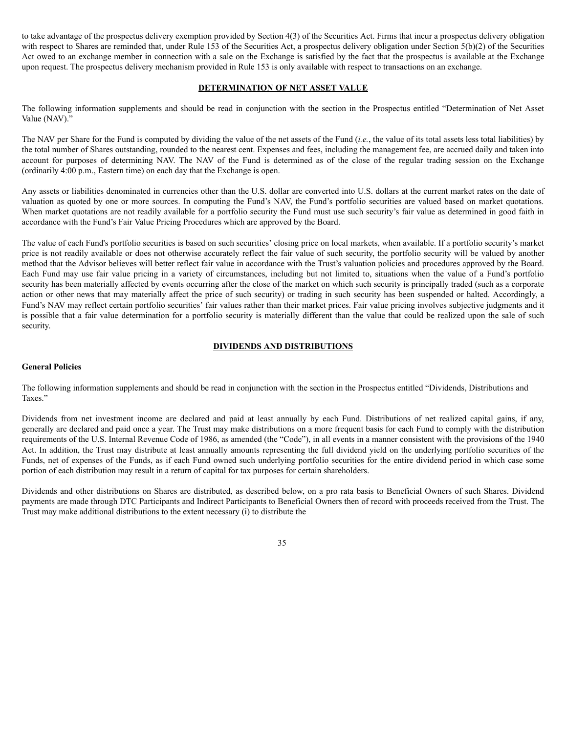to take advantage of the prospectus delivery exemption provided by Section 4(3) of the Securities Act. Firms that incur a prospectus delivery obligation with respect to Shares are reminded that, under Rule 153 of the Securities Act, a prospectus delivery obligation under Section 5(b)(2) of the Securities Act owed to an exchange member in connection with a sale on the Exchange is satisfied by the fact that the prospectus is available at the Exchange upon request. The prospectus delivery mechanism provided in Rule 153 is only available with respect to transactions on an exchange.

## DETERMINATION OF NET ASSET VALUE

The following information supplements and should be read in conjunction with the section in the Prospectus entitled "Determination of Net Asset Value (NAV)."

The NAV per Share for the Fund is computed by dividing the value of the net assets of the Fund (*i.e.*, the value of its total assets less total liabilities) by the total number of Shares outstanding, rounded to the nearest cent. Expenses and fees, including the management fee, are accrued daily and taken into account for purposes of determining NAV. The NAV of the Fund is determined as of the close of the regular trading session on the Exchange (ordinarily 4:00 p.m., Eastern time) on each day that the Exchange is open.

Any assets or liabilities denominated in currencies other than the U.S. dollar are converted into U.S. dollars at the current market rates on the date of valuation as quoted by one or more sources. In computing the Fund's NAV, the Fund's portfolio securities are valued based on market quotations. When market quotations are not readily available for a portfolio security the Fund must use such security's fair value as determined in good faith in accordance with the Fund's Fair Value Pricing Procedures which are approved by the Board.

The value of each Fund's portfolio securities is based on such securities' closing price on local markets, when available. If a portfolio security's market price is not readily available or does not otherwise accurately reflect the fair value of such security, the portfolio security will be valued by another method that the Advisor believes will better reflect fair value in accordance with the Trust's valuation policies and procedures approved by the Board. Each Fund may use fair value pricing in a variety of circumstances, including but not limited to, situations when the value of a Fund's portfolio security has been materially affected by events occurring after the close of the market on which such security is principally traded (such as a corporate action or other news that may materially affect the price of such security) or trading in such security has been suspended or halted. Accordingly, a Fund's NAV may reflect certain portfolio securities' fair values rather than their market prices. Fair value pricing involves subjective judgments and it is possible that a fair value determination for a portfolio security is materially different than the value that could be realized upon the sale of such security.

## DIVIDENDS AND DISTRIBUTIONS

### General Policies

The following information supplements and should be read in conjunction with the section in the Prospectus entitled "Dividends, Distributions and Taxes."

Dividends from net investment income are declared and paid at least annually by each Fund. Distributions of net realized capital gains, if any, generally are declared and paid once a year. The Trust may make distributions on a more frequent basis for each Fund to comply with the distribution requirements of the U.S. Internal Revenue Code of 1986, as amended (the "Code"), in all events in a manner consistent with the provisions of the 1940 Act. In addition, the Trust may distribute at least annually amounts representing the full dividend yield on the underlying portfolio securities of the Funds, net of expenses of the Funds, as if each Fund owned such underlying portfolio securities for the entire dividend period in which case some portion of each distribution may result in a return of capital for tax purposes for certain shareholders.

Dividends and other distributions on Shares are distributed, as described below, on a pro rata basis to Beneficial Owners of such Shares. Dividend payments are made through DTC Participants and Indirect Participants to Beneficial Owners then of record with proceeds received from the Trust. The Trust may make additional distributions to the extent necessary (i) to distribute the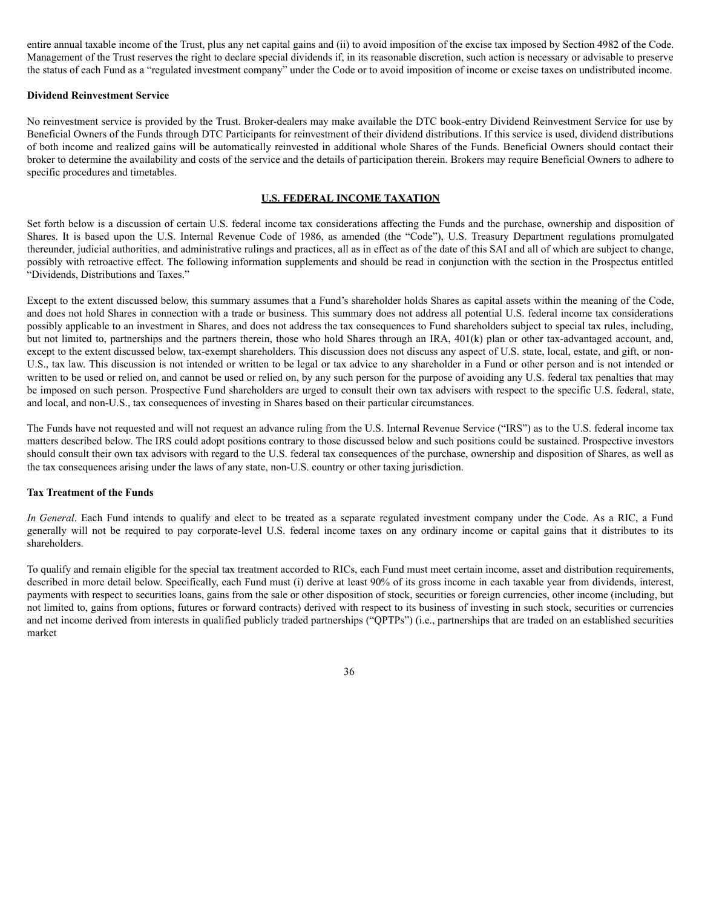entire annual taxable income of the Trust, plus any net capital gains and (ii) to avoid imposition of the excise tax imposed by Section 4982 of the Code. Management of the Trust reserves the right to declare special dividends if, in its reasonable discretion, such action is necessary or advisable to preserve the status of each Fund as a "regulated investment company" under the Code or to avoid imposition of income or excise taxes on undistributed income.

**Dividend Reinvestment Service**

No reinvestment service is provided by the Trust. Broker-dealers may make available the DTC book-entry Dividend Reinvestment Service for use by Beneficial Owners of the Funds through DTC Participants for reinvestment of their dividend distributions. If this service is used, dividend distributions of both income and realized gains will be automatically reinvested in additional whole Shares of the Funds. Beneficial Owners should contact their broker to determine the availability and costs of the service and the details of participation therein. Brokers may require Beneficial Owners to adhere to specific procedures and timetables.

## U.S. FEDERAL INCOME TAXATION

Set forth below is a discussion of certain U.S. federal income tax considerations affecting the Funds and the purchase, ownership and disposition of Shares. It is based upon the U.S. Internal Revenue Code of 1986, as amended (the "Code"), U.S. Treasury Department regulations promulgated thereunder, judicial authorities, and administrative rulings and practices, all as in effect as of the date of this SAI and all of which are subject to change, possibly with retroactive effect. The following information supplements and should be read in conjunction with the section in the Prospectus entitled "Dividends, Distributions and Taxes."

Except to the extent discussed below, this summary assumes that a Fund's shareholder holds Shares as capital assets within the meaning of the Code, and does not hold Shares in connection with a trade or business. This summary does not address all potential U.S. federal income tax considerations possibly applicable to an investment in Shares, and does not address the tax consequences to Fund shareholders subject to special tax rules, including, but not limited to, partnerships and the partners therein, those who hold Shares through an IRA, 401(k) plan or other tax-advantaged account, and, except to the extent discussed below, tax-exempt shareholders. This discussion does not discuss any aspect of U.S. state, local, estate, and gift, or non-U.S., tax law. This discussion is not intended or written to be legal or tax advice to any shareholder in a Fund or other person and is not intended or written to be used or relied on, and cannot be used or relied on, by any such person for the purpose of avoiding any U.S. federal tax penalties that may be imposed on such person. Prospective Fund shareholders are urged to consult their own tax advisers with respect to the specific U.S. federal, state, and local, and non-U.S., tax consequences of investing in Shares based on their particular circumstances.

The Funds have not requested and will not request an advance ruling from the U.S. Internal Revenue Service ("IRS") as to the U.S. federal income tax matters described below. The IRS could adopt positions contrary to those discussed below and such positions could be sustained. Prospective investors should consult their own tax advisors with regard to the U.S. federal tax consequences of the purchase, ownership and disposition of Shares, as well as the tax consequences arising under the laws of any state, non-U.S. country or other taxing jurisdiction.

**Tax Treatment of the Funds**

*In General*. Each Fund intends to qualify and elect to be treated as a separate regulated investment company under the Code. As a RIC, a Fund generally will not be required to pay corporate-level U.S. federal income taxes on any ordinary income or capital gains that it distributes to its shareholders.

To qualify and remain eligible for the special tax treatment accorded to RICs, each Fund must meet certain income, asset and distribution requirements, described in more detail below. Specifically, each Fund must (i) derive at least 90% of its gross income in each taxable year from dividends, interest, payments with respect to securities loans, gains from the sale or other disposition of stock, securities or foreign currencies, other income (including, but not limited to, gains from options, futures or forward contracts) derived with respect to its business of investing in such stock, securities or currencies and net income derived from interests in qualified publicly traded partnerships ("QPTPs") (i.e., partnerships that are traded on an established securities market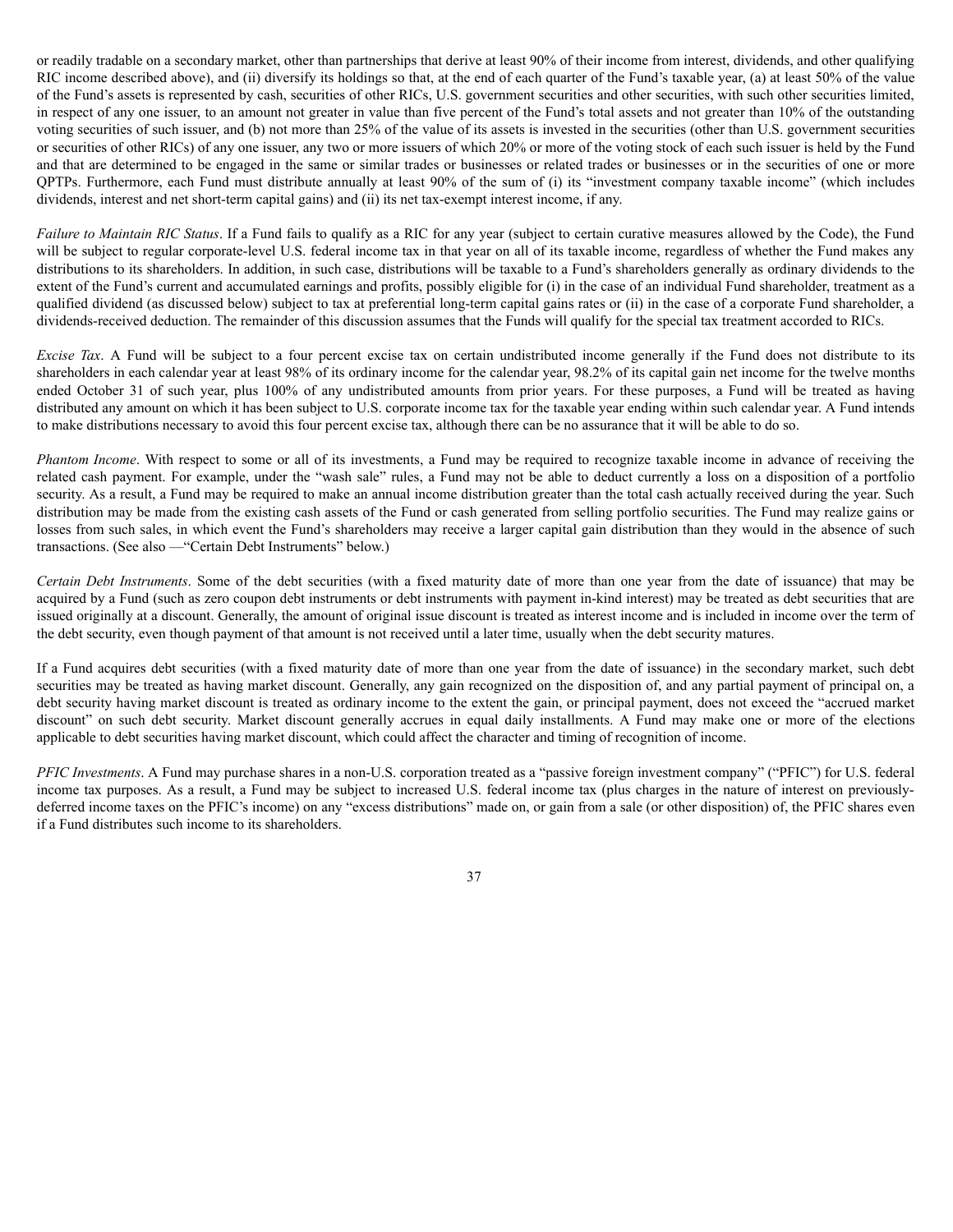or readily tradable on a secondary market, other than partnerships that derive at least 90% of their income from interest, dividends, and other qualifying RIC income described above), and (ii) diversify its holdings so that, at the end of each quarter of the Fund's taxable year, (a) at least 50% of the value of the Fund's assets is represented by cash, securities of other RICs, U.S. government securities and other securities, with such other securities limited, in respect of any one issuer, to an amount not greater in value than five percent of the Fund's total assets and not greater than 10% of the outstanding voting securities of such issuer, and (b) not more than 25% of the value of its assets is invested in the securities (other than U.S. government securities or securities of other RICs) of any one issuer, any two or more issuers of which 20% or more of the voting stock of each such issuer is held by the Fund and that are determined to be engaged in the same or similar trades or businesses or related trades or businesses or in the securities of one or more QPTPs. Furthermore, each Fund must distribute annually at least 90% of the sum of (i) its "investment company taxable income" (which includes dividends, interest and net short-term capital gains) and (ii) its net tax-exempt interest income, if any.

*Failure to Maintain RIC Status*. If a Fund fails to qualify as a RIC for any year (subject to certain curative measures allowed by the Code), the Fund will be subject to regular corporate-level U.S. federal income tax in that year on all of its taxable income, regardless of whether the Fund makes any distributions to its shareholders. In addition, in such case, distributions will be taxable to a Fund's shareholders generally as ordinary dividends to the extent of the Fund's current and accumulated earnings and profits, possibly eligible for (i) in the case of an individual Fund shareholder, treatment as a qualified dividend (as discussed below) subject to tax at preferential long-term capital gains rates or (ii) in the case of a corporate Fund shareholder, a dividends-received deduction. The remainder of this discussion assumes that the Funds will qualify for the special tax treatment accorded to RICs.

*Excise Tax*. A Fund will be subject to a four percent excise tax on certain undistributed income generally if the Fund does not distribute to its shareholders in each calendar year at least 98% of its ordinary income for the calendar year, 98.2% of its capital gain net income for the twelve months ended October 31 of such year, plus 100% of any undistributed amounts from prior years. For these purposes, a Fund will be treated as having distributed any amount on which it has been subject to U.S. corporate income tax for the taxable year ending within such calendar year. A Fund intends to make distributions necessary to avoid this four percent excise tax, although there can be no assurance that it will be able to do so.

*Phantom Income*. With respect to some or all of its investments, a Fund may be required to recognize taxable income in advance of receiving the related cash payment. For example, under the "wash sale" rules, a Fund may not be able to deduct currently a loss on a disposition of a portfolio security. As a result, a Fund may be required to make an annual income distribution greater than the total cash actually received during the year. Such distribution may be made from the existing cash assets of the Fund or cash generated from selling portfolio securities. The Fund may realize gains or losses from such sales, in which event the Fund's shareholders may receive a larger capital gain distribution than they would in the absence of such transactions. (See also —"Certain Debt Instruments" below.)

*Certain Debt Instruments*. Some of the debt securities (with a fixed maturity date of more than one year from the date of issuance) that may be acquired by a Fund (such as zero coupon debt instruments or debt instruments with payment in-kind interest) may be treated as debt securities that are issued originally at a discount. Generally, the amount of original issue discount is treated as interest income and is included in income over the term of the debt security, even though payment of that amount is not received until a later time, usually when the debt security matures.

If a Fund acquires debt securities (with a fixed maturity date of more than one year from the date of issuance) in the secondary market, such debt securities may be treated as having market discount. Generally, any gain recognized on the disposition of, and any partial payment of principal on, a debt security having market discount is treated as ordinary income to the extent the gain, or principal payment, does not exceed the "accrued market discount" on such debt security. Market discount generally accrues in equal daily installments. A Fund may make one or more of the elections applicable to debt securities having market discount, which could affect the character and timing of recognition of income.

*PFIC Investments*. A Fund may purchase shares in a non-U.S. corporation treated as a "passive foreign investment company" ("PFIC") for U.S. federal income tax purposes. As a result, a Fund may be subject to increased U.S. federal income tax (plus charges in the nature of interest on previously-deferred income taxes on the PFIC's income) on any "excess distributions" made on, or gain from a sale (or other disposition) of, the PFIC shares even if a Fund distributes such income to its shareholders.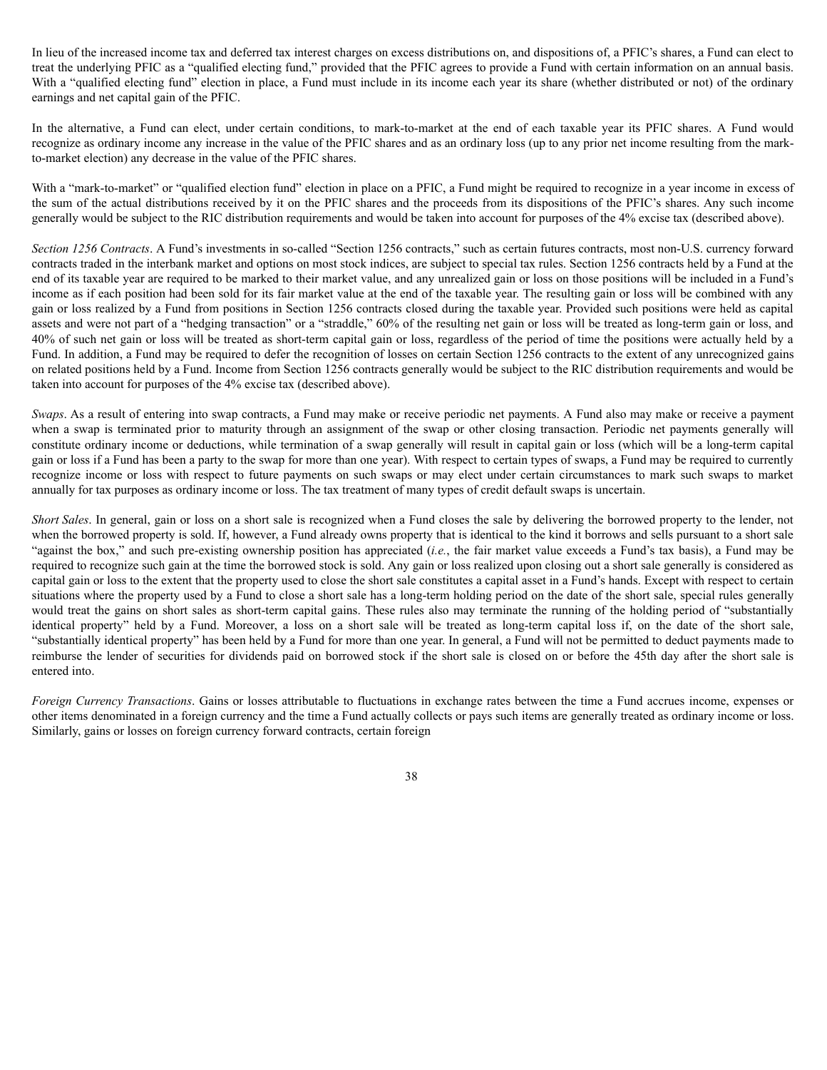In lieu of the increased income tax and deferred tax interest charges on excess distributions on, and dispositions of, a PFIC's shares, a Fund can elect to treat the underlying PFIC as a "qualified electing fund," provided that the PFIC agrees to provide a Fund with certain information on an annual basis. With a "qualified electing fund" election in place, a Fund must include in its income each year its share (whether distributed or not) of the ordinary earnings and net capital gain of the PFIC.

In the alternative, a Fund can elect, under certain conditions, to mark-to-market at the end of each taxable year its PFIC shares. A Fund would recognize as ordinary income any increase in the value of the PFIC shares and as an ordinary loss (up to any prior net income resulting from the mark-to-market election) any decrease in the value of the PFIC shares.

With a "mark-to-market" or "qualified election fund" election in place on a PFIC, a Fund might be required to recognize in a year income in excess of the sum of the actual distributions received by it on the PFIC shares and the proceeds from its dispositions of the PFIC's shares. Any such income generally would be subject to the RIC distribution requirements and would be taken into account for purposes of the 4% excise tax (described above).

*Section 1256 Contracts*. A Fund's investments in so-called "Section 1256 contracts," such as certain futures contracts, most non-U.S. currency forward contracts traded in the interbank market and options on most stock indices, are subject to special tax rules. Section 1256 contracts held by a Fund at the end of its taxable year are required to be marked to their market value, and any unrealized gain or loss on those positions will be included in a Fund's income as if each position had been sold for its fair market value at the end of the taxable year. The resulting gain or loss will be combined with any gain or loss realized by a Fund from positions in Section 1256 contracts closed during the taxable year. Provided such positions were held as capital assets and were not part of a "hedging transaction" or a "straddle," 60% of the resulting net gain or loss will be treated as long-term gain or loss, and 40% of such net gain or loss will be treated as short-term capital gain or loss, regardless of the period of time the positions were actually held by a Fund. In addition, a Fund may be required to defer the recognition of losses on certain Section 1256 contracts to the extent of any unrecognized gains on related positions held by a Fund. Income from Section 1256 contracts generally would be subject to the RIC distribution requirements and would be taken into account for purposes of the 4% excise tax (described above).

*Swaps*. As a result of entering into swap contracts, a Fund may make or receive periodic net payments. A Fund also may make or receive a payment when a swap is terminated prior to maturity through an assignment of the swap or other closing transaction. Periodic net payments generally will constitute ordinary income or deductions, while termination of a swap generally will result in capital gain or loss (which will be a long-term capital gain or loss if a Fund has been a party to the swap for more than one year). With respect to certain types of swaps, a Fund may be required to currently recognize income or loss with respect to future payments on such swaps or may elect under certain circumstances to mark such swaps to market annually for tax purposes as ordinary income or loss. The tax treatment of many types of credit default swaps is uncertain.

*Short Sales*. In general, gain or loss on a short sale is recognized when a Fund closes the sale by delivering the borrowed property to the lender, not when the borrowed property is sold. If, however, a Fund already owns property that is identical to the kind it borrows and sells pursuant to a short sale "against the box," and such pre-existing ownership position has appreciated (*i.e.*, the fair market value exceeds a Fund's tax basis), a Fund may be required to recognize such gain at the time the borrowed stock is sold. Any gain or loss realized upon closing out a short sale generally is considered as capital gain or loss to the extent that the property used to close the short sale constitutes a capital asset in a Fund's hands. Except with respect to certain situations where the property used by a Fund to close a short sale has a long-term holding period on the date of the short sale, special rules generally would treat the gains on short sales as short-term capital gains. These rules also may terminate the running of the holding period of "substantially identical property" held by a Fund. Moreover, a loss on a short sale will be treated as long-term capital loss if, on the date of the short sale, "substantially identical property" has been held by a Fund for more than one year. In general, a Fund will not be permitted to deduct payments made to reimburse the lender of securities for dividends paid on borrowed stock if the short sale is closed on or before the 45th day after the short sale is entered into.

*Foreign Currency Transactions*. Gains or losses attributable to fluctuations in exchange rates between the time a Fund accrues income, expenses or other items denominated in a foreign currency and the time a Fund actually collects or pays such items are generally treated as ordinary income or loss. Similarly, gains or losses on foreign currency forward contracts, certain foreign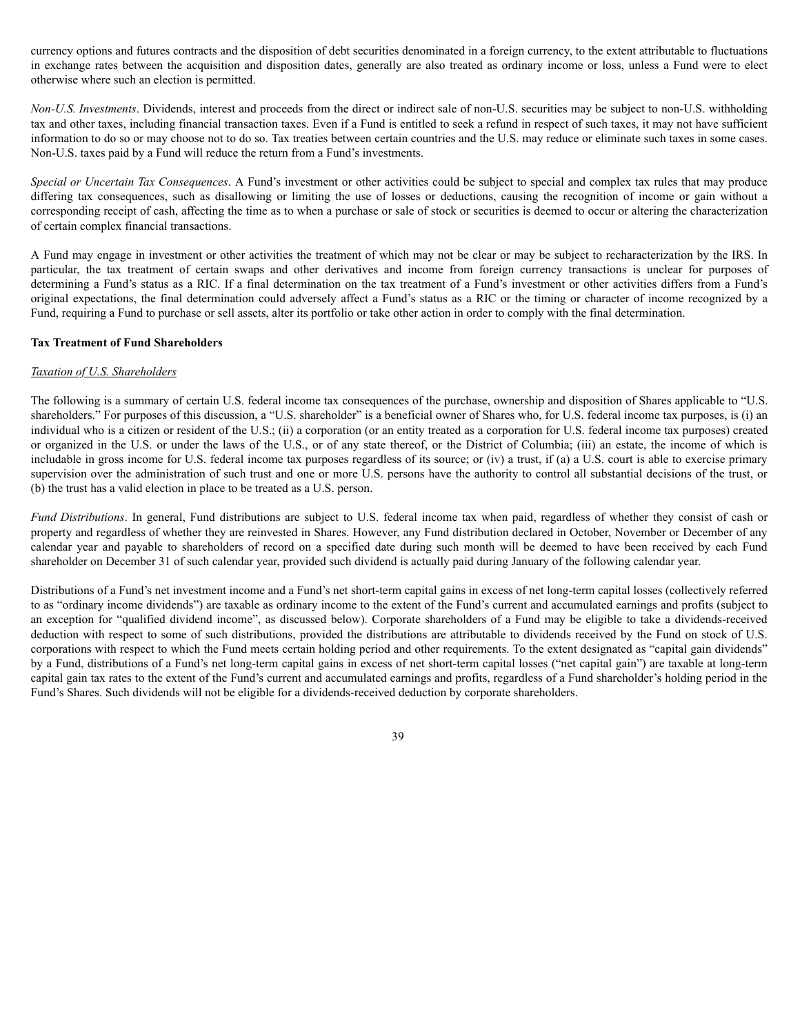currency options and futures contracts and the disposition of debt securities denominated in a foreign currency, to the extent attributable to fluctuations in exchange rates between the acquisition and disposition dates, generally are also treated as ordinary income or loss, unless a Fund were to elect otherwise where such an election is permitted.

*Non-U.S. Investments*. Dividends, interest and proceeds from the direct or indirect sale of non-U.S. securities may be subject to non-U.S. withholding tax and other taxes, including financial transaction taxes. Even if a Fund is entitled to seek a refund in respect of such taxes, it may not have sufficient information to do so or may choose not to do so. Tax treaties between certain countries and the U.S. may reduce or eliminate such taxes in some cases. Non-U.S. taxes paid by a Fund will reduce the return from a Fund's investments.

*Special or Uncertain Tax Consequences*. A Fund's investment or other activities could be subject to special and complex tax rules that may produce differing tax consequences, such as disallowing or limiting the use of losses or deductions, causing the recognition of income or gain without a corresponding receipt of cash, affecting the time as to when a purchase or sale of stock or securities is deemed to occur or altering the characterization of certain complex financial transactions.

A Fund may engage in investment or other activities the treatment of which may not be clear or may be subject to recharacterization by the IRS. In particular, the tax treatment of certain swaps and other derivatives and income from foreign currency transactions is unclear for purposes of determining a Fund's status as a RIC. If a final determination on the tax treatment of a Fund's investment or other activities differs from a Fund's original expectations, the final determination could adversely affect a Fund's status as a RIC or the timing or character of income recognized by a Fund, requiring a Fund to purchase or sell assets, alter its portfolio or take other action in order to comply with the final determination.

**Tax Treatment of Fund Shareholders**

*Taxation of U.S. Shareholders*

The following is a summary of certain U.S. federal income tax consequences of the purchase, ownership and disposition of Shares applicable to "U.S. shareholders." For purposes of this discussion, a "U.S. shareholder" is a beneficial owner of Shares who, for U.S. federal income tax purposes, is (i) an individual who is a citizen or resident of the U.S.; (ii) a corporation (or an entity treated as a corporation for U.S. federal income tax purposes) created or organized in the U.S. or under the laws of the U.S., or of any state thereof, or the District of Columbia; (iii) an estate, the income of which is includable in gross income for U.S. federal income tax purposes regardless of its source; or (iv) a trust, if (a) a U.S. court is able to exercise primary supervision over the administration of such trust and one or more U.S. persons have the authority to control all substantial decisions of the trust, or (b) the trust has a valid election in place to be treated as a U.S. person.

*Fund Distributions*. In general, Fund distributions are subject to U.S. federal income tax when paid, regardless of whether they consist of cash or property and regardless of whether they are reinvested in Shares. However, any Fund distribution declared in October, November or December of any calendar year and payable to shareholders of record on a specified date during such month will be deemed to have been received by each Fund shareholder on December 31 of such calendar year, provided such dividend is actually paid during January of the following calendar year.

Distributions of a Fund's net investment income and a Fund's net short-term capital gains in excess of net long-term capital losses (collectively referred to as "ordinary income dividends") are taxable as ordinary income to the extent of the Fund's current and accumulated earnings and profits (subject to an exception for "qualified dividend income", as discussed below). Corporate shareholders of a Fund may be eligible to take a dividends-received deduction with respect to some of such distributions, provided the distributions are attributable to dividends received by the Fund on stock of U.S. corporations with respect to which the Fund meets certain holding period and other requirements. To the extent designated as "capital gain dividends" by a Fund, distributions of a Fund's net long-term capital gains in excess of net short-term capital losses ("net capital gain") are taxable at long-term capital gain tax rates to the extent of the Fund's current and accumulated earnings and profits, regardless of a Fund shareholder's holding period in the Fund's Shares. Such dividends will not be eligible for a dividends-received deduction by corporate shareholders.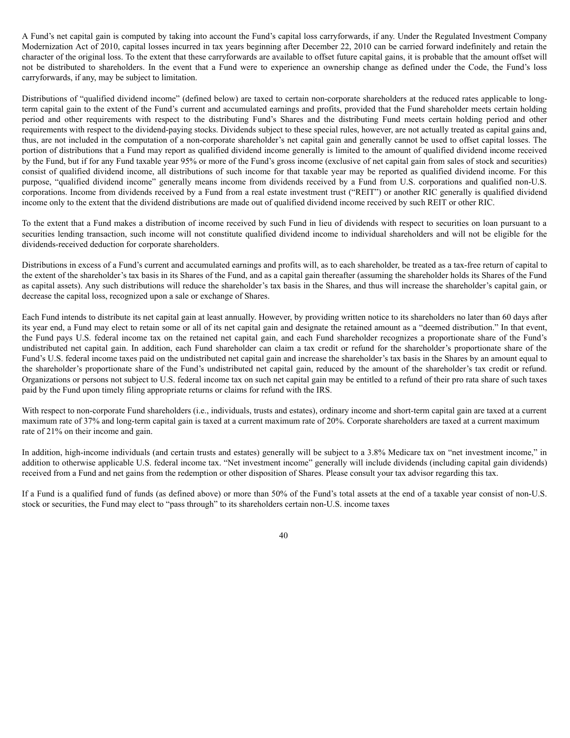A Fund's net capital gain is computed by taking into account the Fund's capital loss carryforwards, if any. Under the Regulated Investment Company Modernization Act of 2010, capital losses incurred in tax years beginning after December 22, 2010 can be carried forward indefinitely and retain the character of the original loss. To the extent that these carryforwards are available to offset future capital gains, it is probable that the amount offset will not be distributed to shareholders. In the event that a Fund were to experience an ownership change as defined under the Code, the Fund's loss carryforwards, if any, may be subject to limitation.

Distributions of "qualified dividend income" (defined below) are taxed to certain non-corporate shareholders at the reduced rates applicable to long-term capital gain to the extent of the Fund's current and accumulated earnings and profits, provided that the Fund shareholder meets certain holding period and other requirements with respect to the distributing Fund's Shares and the distributing Fund meets certain holding period and other requirements with respect to the dividend-paying stocks. Dividends subject to these special rules, however, are not actually treated as capital gains and, thus, are not included in the computation of a non-corporate shareholder's net capital gain and generally cannot be used to offset capital losses. The portion of distributions that a Fund may report as qualified dividend income generally is limited to the amount of qualified dividend income received by the Fund, but if for any Fund taxable year 95% or more of the Fund's gross income (exclusive of net capital gain from sales of stock and securities) consist of qualified dividend income, all distributions of such income for that taxable year may be reported as qualified dividend income. For this purpose, "qualified dividend income" generally means income from dividends received by a Fund from U.S. corporations and qualified non-U.S. corporations. Income from dividends received by a Fund from a real estate investment trust ("REIT") or another RIC generally is qualified dividend income only to the extent that the dividend distributions are made out of qualified dividend income received by such REIT or other RIC.

To the extent that a Fund makes a distribution of income received by such Fund in lieu of dividends with respect to securities on loan pursuant to a securities lending transaction, such income will not constitute qualified dividend income to individual shareholders and will not be eligible for the dividends-received deduction for corporate shareholders.

Distributions in excess of a Fund's current and accumulated earnings and profits will, as to each shareholder, be treated as a tax-free return of capital to the extent of the shareholder's tax basis in its Shares of the Fund, and as a capital gain thereafter (assuming the shareholder holds its Shares of the Fund as capital assets). Any such distributions will reduce the shareholder's tax basis in the Shares, and thus will increase the shareholder's capital gain, or decrease the capital loss, recognized upon a sale or exchange of Shares.

Each Fund intends to distribute its net capital gain at least annually. However, by providing written notice to its shareholders no later than 60 days after its year end, a Fund may elect to retain some or all of its net capital gain and designate the retained amount as a "deemed distribution." In that event, the Fund pays U.S. federal income tax on the retained net capital gain, and each Fund shareholder recognizes a proportionate share of the Fund's undistributed net capital gain. In addition, each Fund shareholder can claim a tax credit or refund for the shareholder's proportionate share of the Fund's U.S. federal income taxes paid on the undistributed net capital gain and increase the shareholder's tax basis in the Shares by an amount equal to the shareholder's proportionate share of the Fund's undistributed net capital gain, reduced by the amount of the shareholder's tax credit or refund. Organizations or persons not subject to U.S. federal income tax on such net capital gain may be entitled to a refund of their pro rata share of such taxes paid by the Fund upon timely filing appropriate returns or claims for refund with the IRS.

With respect to non-corporate Fund shareholders (i.e., individuals, trusts and estates), ordinary income and short-term capital gain are taxed at a current maximum rate of 37% and long-term capital gain is taxed at a current maximum rate of 20%. Corporate shareholders are taxed at a current maximum rate of 21% on their income and gain.

In addition, high-income individuals (and certain trusts and estates) generally will be subject to a 3.8% Medicare tax on "net investment income," in addition to otherwise applicable U.S. federal income tax. "Net investment income" generally will include dividends (including capital gain dividends) received from a Fund and net gains from the redemption or other disposition of Shares. Please consult your tax advisor regarding this tax.

If a Fund is a qualified fund of funds (as defined above) or more than 50% of the Fund's total assets at the end of a taxable year consist of non-U.S. stock or securities, the Fund may elect to "pass through" to its shareholders certain non-U.S. income taxes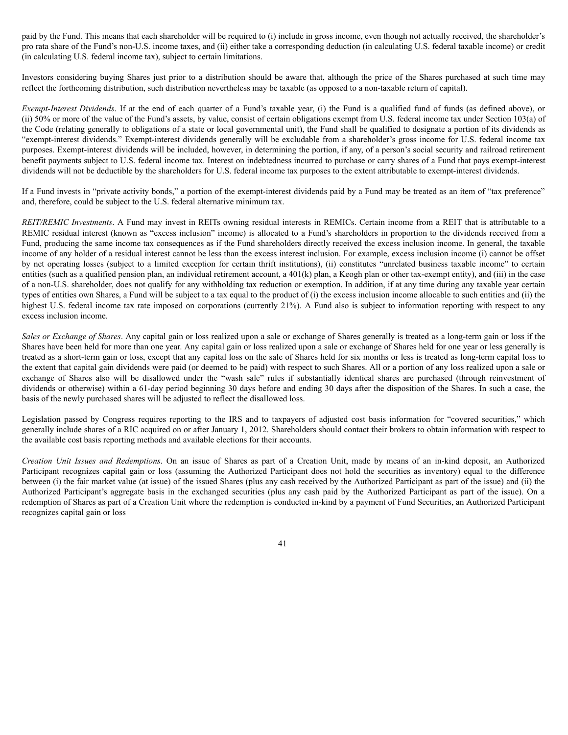paid by the Fund. This means that each shareholder will be required to (i) include in gross income, even though not actually received, the shareholder's pro rata share of the Fund's non-U.S. income taxes, and (ii) either take a corresponding deduction (in calculating U.S. federal taxable income) or credit (in calculating U.S. federal income tax), subject to certain limitations.

Investors considering buying Shares just prior to a distribution should be aware that, although the price of the Shares purchased at such time may reflect the forthcoming distribution, such distribution nevertheless may be taxable (as opposed to a non-taxable return of capital).

*Exempt-Interest Dividends*. If at the end of each quarter of a Fund's taxable year, (i) the Fund is a qualified fund of funds (as defined above), or (ii) 50% or more of the value of the Fund's assets, by value, consist of certain obligations exempt from U.S. federal income tax under Section 103(a) of the Code (relating generally to obligations of a state or local governmental unit), the Fund shall be qualified to designate a portion of its dividends as "exempt-interest dividends." Exempt-interest dividends generally will be excludable from a shareholder's gross income for U.S. federal income tax purposes. Exempt-interest dividends will be included, however, in determining the portion, if any, of a person's social security and railroad retirement benefit payments subject to U.S. federal income tax. Interest on indebtedness incurred to purchase or carry shares of a Fund that pays exempt-interest dividends will not be deductible by the shareholders for U.S. federal income tax purposes to the extent attributable to exempt-interest dividends.

If a Fund invests in "private activity bonds," a portion of the exempt-interest dividends paid by a Fund may be treated as an item of "tax preference" and, therefore, could be subject to the U.S. federal alternative minimum tax.

*REIT/REMIC Investments*. A Fund may invest in REITs owning residual interests in REMICs. Certain income from a REIT that is attributable to a REMIC residual interest (known as "excess inclusion" income) is allocated to a Fund's shareholders in proportion to the dividends received from a Fund, producing the same income tax consequences as if the Fund shareholders directly received the excess inclusion income. In general, the taxable income of any holder of a residual interest cannot be less than the excess interest inclusion. For example, excess inclusion income (i) cannot be offset by net operating losses (subject to a limited exception for certain thrift institutions), (ii) constitutes "unrelated business taxable income" to certain entities (such as a qualified pension plan, an individual retirement account, a 401(k) plan, a Keogh plan or other tax-exempt entity), and (iii) in the case of a non-U.S. shareholder, does not qualify for any withholding tax reduction or exemption. In addition, if at any time during any taxable year certain types of entities own Shares, a Fund will be subject to a tax equal to the product of (i) the excess inclusion income allocable to such entities and (ii) the highest U.S. federal income tax rate imposed on corporations (currently 21%). A Fund also is subject to information reporting with respect to any excess inclusion income.

*Sales or Exchange of Shares*. Any capital gain or loss realized upon a sale or exchange of Shares generally is treated as a long-term gain or loss if the Shares have been held for more than one year. Any capital gain or loss realized upon a sale or exchange of Shares held for one year or less generally is treated as a short-term gain or loss, except that any capital loss on the sale of Shares held for six months or less is treated as long-term capital loss to the extent that capital gain dividends were paid (or deemed to be paid) with respect to such Shares. All or a portion of any loss realized upon a sale or exchange of Shares also will be disallowed under the "wash sale" rules if substantially identical shares are purchased (through reinvestment of dividends or otherwise) within a 61-day period beginning 30 days before and ending 30 days after the disposition of the Shares. In such a case, the basis of the newly purchased shares will be adjusted to reflect the disallowed loss.

Legislation passed by Congress requires reporting to the IRS and to taxpayers of adjusted cost basis information for "covered securities," which generally include shares of a RIC acquired on or after January 1, 2012. Shareholders should contact their brokers to obtain information with respect to the available cost basis reporting methods and available elections for their accounts.

*Creation Unit Issues and Redemptions*. On an issue of Shares as part of a Creation Unit, made by means of an in-kind deposit, an Authorized Participant recognizes capital gain or loss (assuming the Authorized Participant does not hold the securities as inventory) equal to the difference between (i) the fair market value (at issue) of the issued Shares (plus any cash received by the Authorized Participant as part of the issue) and (ii) the Authorized Participant's aggregate basis in the exchanged securities (plus any cash paid by the Authorized Participant as part of the issue). On a redemption of Shares as part of a Creation Unit where the redemption is conducted in-kind by a payment of Fund Securities, an Authorized Participant recognizes capital gain or loss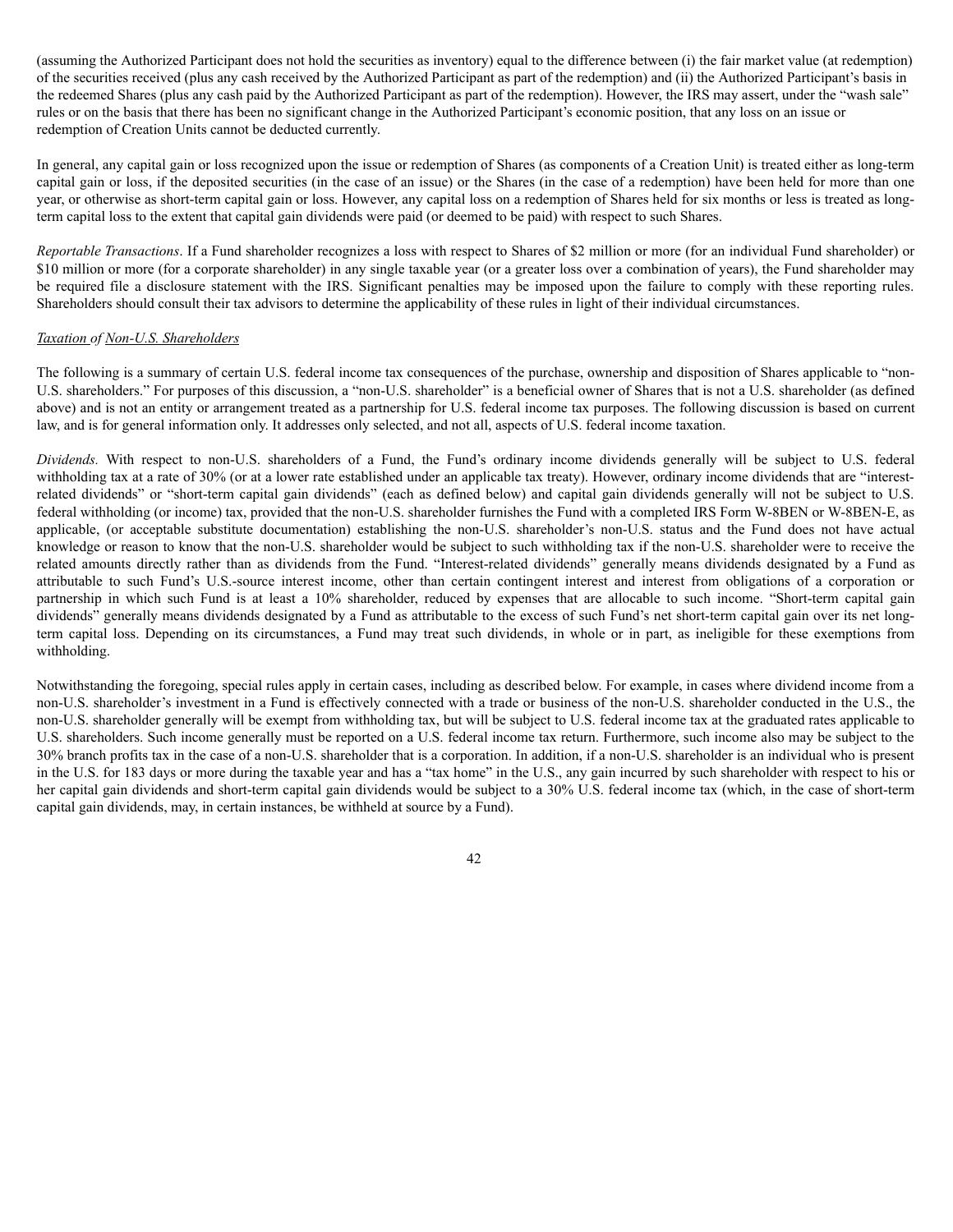(assuming the Authorized Participant does not hold the securities as inventory) equal to the difference between (i) the fair market value (at redemption) of the securities received (plus any cash received by the Authorized Participant as part of the redemption) and (ii) the Authorized Participant's basis in the redeemed Shares (plus any cash paid by the Authorized Participant as part of the redemption). However, the IRS may assert, under the "wash sale" rules or on the basis that there has been no significant change in the Authorized Participant's economic position, that any loss on an issue or redemption of Creation Units cannot be deducted currently.

In general, any capital gain or loss recognized upon the issue or redemption of Shares (as components of a Creation Unit) is treated either as long-term capital gain or loss, if the deposited securities (in the case of an issue) or the Shares (in the case of a redemption) have been held for more than one year, or otherwise as short-term capital gain or loss. However, any capital loss on a redemption of Shares held for six months or less is treated as long-term capital loss to the extent that capital gain dividends were paid (or deemed to be paid) with respect to such Shares.

*Reportable Transactions*. If a Fund shareholder recognizes a loss with respect to Shares of $2 million or more (for an individual Fund shareholder) or $10 million or more (for a corporate shareholder) in any single taxable year (or a greater loss over a combination of years), the Fund shareholder may be required file a disclosure statement with the IRS. Significant penalties may be imposed upon the failure to comply with these reporting rules. Shareholders should consult their tax advisors to determine the applicability of these rules in light of their individual circumstances.

*Taxation of Non-U.S. Shareholders*

The following is a summary of certain U.S. federal income tax consequences of the purchase, ownership and disposition of Shares applicable to "non-U.S. shareholders." For purposes of this discussion, a "non-U.S. shareholder" is a beneficial owner of Shares that is not a U.S. shareholder (as defined above) and is not an entity or arrangement treated as a partnership for U.S. federal income tax purposes. The following discussion is based on current law, and is for general information only. It addresses only selected, and not all, aspects of U.S. federal income taxation.

*Dividends.* With respect to non-U.S. shareholders of a Fund, the Fund's ordinary income dividends generally will be subject to U.S. federal withholding tax at a rate of 30% (or at a lower rate established under an applicable tax treaty). However, ordinary income dividends that are "interest-related dividends" or "short-term capital gain dividends" (each as defined below) and capital gain dividends generally will not be subject to U.S. federal withholding (or income) tax, provided that the non-U.S. shareholder furnishes the Fund with a completed IRS Form W-8BEN or W-8BEN-E, as applicable, (or acceptable substitute documentation) establishing the non-U.S. shareholder's non-U.S. status and the Fund does not have actual knowledge or reason to know that the non-U.S. shareholder would be subject to such withholding tax if the non-U.S. shareholder were to receive the related amounts directly rather than as dividends from the Fund. "Interest-related dividends" generally means dividends designated by a Fund as attributable to such Fund's U.S.-source interest income, other than certain contingent interest and interest from obligations of a corporation or partnership in which such Fund is at least a 10% shareholder, reduced by expenses that are allocable to such income. "Short-term capital gain dividends" generally means dividends designated by a Fund as attributable to the excess of such Fund's net short-term capital gain over its net long-term capital loss. Depending on its circumstances, a Fund may treat such dividends, in whole or in part, as ineligible for these exemptions from withholding.

Notwithstanding the foregoing, special rules apply in certain cases, including as described below. For example, in cases where dividend income from a non-U.S. shareholder's investment in a Fund is effectively connected with a trade or business of the non-U.S. shareholder conducted in the U.S., the non-U.S. shareholder generally will be exempt from withholding tax, but will be subject to U.S. federal income tax at the graduated rates applicable to U.S. shareholders. Such income generally must be reported on a U.S. federal income tax return. Furthermore, such income also may be subject to the 30% branch profits tax in the case of a non-U.S. shareholder that is a corporation. In addition, if a non-U.S. shareholder is an individual who is present in the U.S. for 183 days or more during the taxable year and has a "tax home" in the U.S., any gain incurred by such shareholder with respect to his or her capital gain dividends and short-term capital gain dividends would be subject to a 30% U.S. federal income tax (which, in the case of short-term capital gain dividends, may, in certain instances, be withheld at source by a Fund).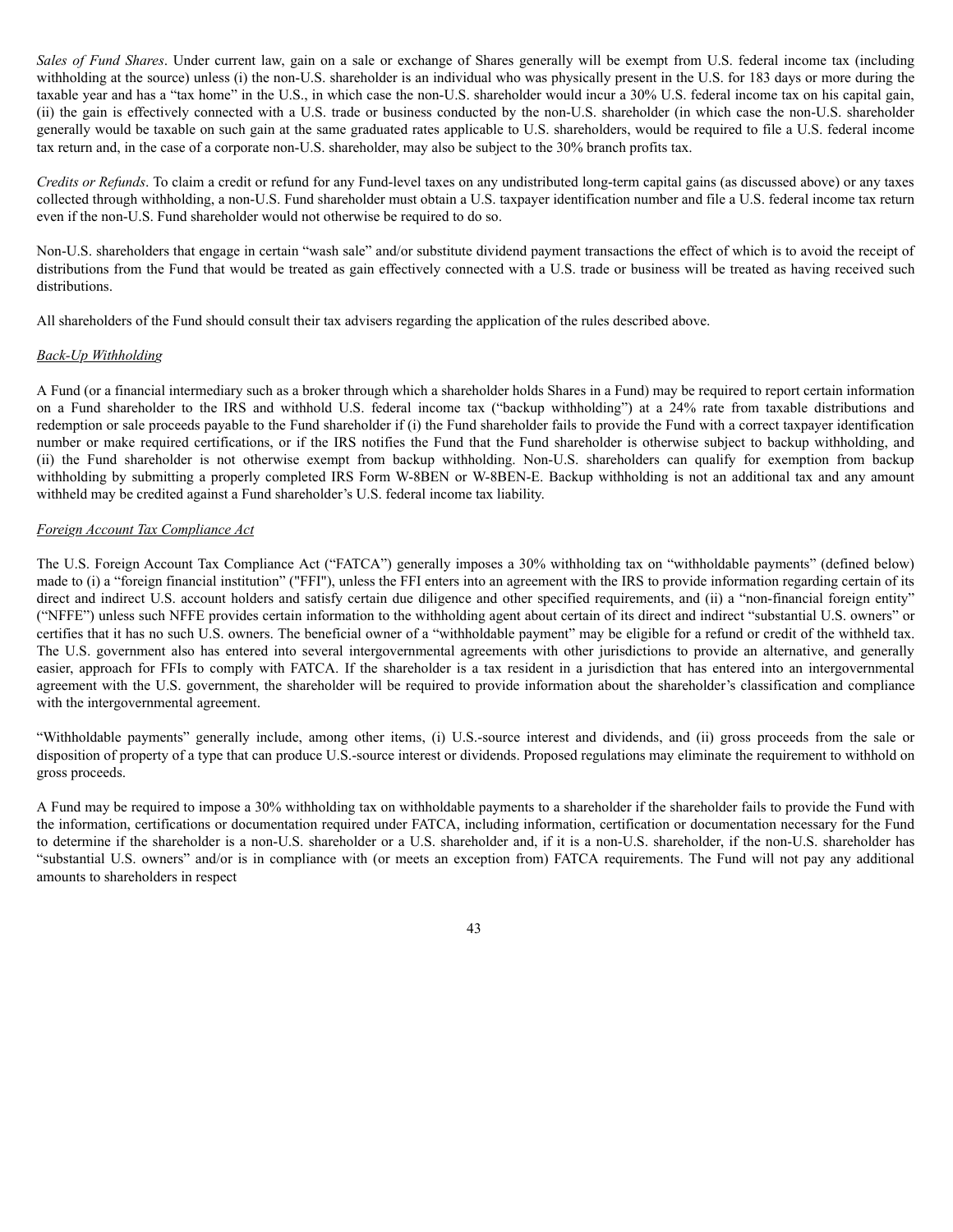*Sales of Fund Shares*. Under current law, gain on a sale or exchange of Shares generally will be exempt from U.S. federal income tax (including withholding at the source) unless (i) the non-U.S. shareholder is an individual who was physically present in the U.S. for 183 days or more during the taxable year and has a "tax home" in the U.S., in which case the non-U.S. shareholder would incur a 30% U.S. federal income tax on his capital gain, (ii) the gain is effectively connected with a U.S. trade or business conducted by the non-U.S. shareholder (in which case the non-U.S. shareholder generally would be taxable on such gain at the same graduated rates applicable to U.S. shareholders, would be required to file a U.S. federal income tax return and, in the case of a corporate non-U.S. shareholder, may also be subject to the 30% branch profits tax.

*Credits or Refunds*. To claim a credit or refund for any Fund-level taxes on any undistributed long-term capital gains (as discussed above) or any taxes collected through withholding, a non-U.S. Fund shareholder must obtain a U.S. taxpayer identification number and file a U.S. federal income tax return even if the non-U.S. Fund shareholder would not otherwise be required to do so.

Non-U.S. shareholders that engage in certain "wash sale" and/or substitute dividend payment transactions the effect of which is to avoid the receipt of distributions from the Fund that would be treated as gain effectively connected with a U.S. trade or business will be treated as having received such distributions.

All shareholders of the Fund should consult their tax advisers regarding the application of the rules described above.

<u>*Back-Up Withholding*</u>

A Fund (or a financial intermediary such as a broker through which a shareholder holds Shares in a Fund) may be required to report certain information on a Fund shareholder to the IRS and withhold U.S. federal income tax ("backup withholding") at a 24% rate from taxable distributions and redemption or sale proceeds payable to the Fund shareholder if (i) the Fund shareholder fails to provide the Fund with a correct taxpayer identification number or make required certifications, or if the IRS notifies the Fund that the Fund shareholder is otherwise subject to backup withholding, and (ii) the Fund shareholder is not otherwise exempt from backup withholding. Non-U.S. shareholders can qualify for exemption from backup withholding by submitting a properly completed IRS Form W-8BEN or W-8BEN-E. Backup withholding is not an additional tax and any amount withheld may be credited against a Fund shareholder's U.S. federal income tax liability.

<u>*Foreign Account Tax Compliance Act*</u>

The U.S. Foreign Account Tax Compliance Act ("FATCA") generally imposes a 30% withholding tax on "withholdable payments" (defined below) made to (i) a "foreign financial institution" ("FFI"), unless the FFI enters into an agreement with the IRS to provide information regarding certain of its direct and indirect U.S. account holders and satisfy certain due diligence and other specified requirements, and (ii) a "non-financial foreign entity" ("NFFE") unless such NFFE provides certain information to the withholding agent about certain of its direct and indirect "substantial U.S. owners" or certifies that it has no such U.S. owners. The beneficial owner of a "withholdable payment" may be eligible for a refund or credit of the withheld tax. The U.S. government also has entered into several intergovernmental agreements with other jurisdictions to provide an alternative, and generally easier, approach for FFIs to comply with FATCA. If the shareholder is a tax resident in a jurisdiction that has entered into an intergovernmental agreement with the U.S. government, the shareholder will be required to provide information about the shareholder's classification and compliance with the intergovernmental agreement.

"Withholdable payments" generally include, among other items, (i) U.S.-source interest and dividends, and (ii) gross proceeds from the sale or disposition of property of a type that can produce U.S.-source interest or dividends. Proposed regulations may eliminate the requirement to withhold on gross proceeds.

A Fund may be required to impose a 30% withholding tax on withholdable payments to a shareholder if the shareholder fails to provide the Fund with the information, certifications or documentation required under FATCA, including information, certification or documentation necessary for the Fund to determine if the shareholder is a non-U.S. shareholder or a U.S. shareholder and, if it is a non-U.S. shareholder, if the non-U.S. shareholder has "substantial U.S. owners" and/or is in compliance with (or meets an exception from) FATCA requirements. The Fund will not pay any additional amounts to shareholders in respect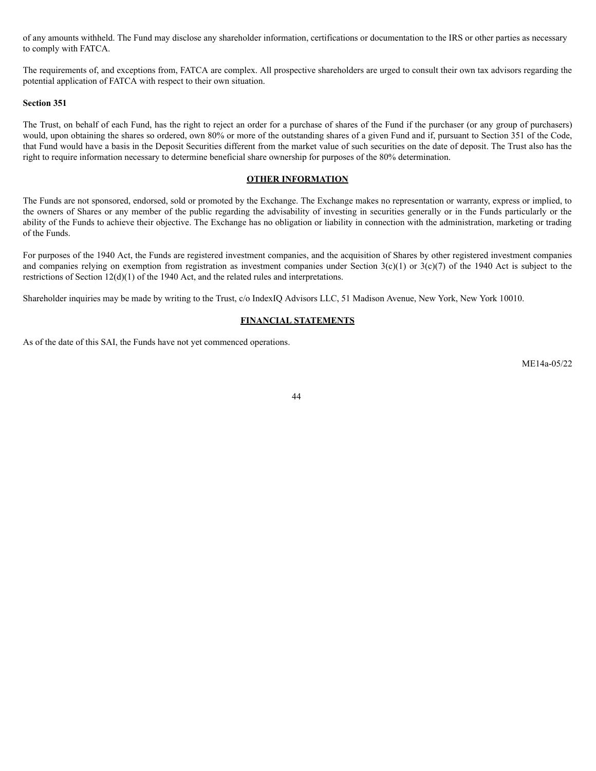of any amounts withheld. The Fund may disclose any shareholder information, certifications or documentation to the IRS or other parties as necessary to comply with FATCA.

The requirements of, and exceptions from, FATCA are complex. All prospective shareholders are urged to consult their own tax advisors regarding the potential application of FATCA with respect to their own situation.

**Section 351**

The Trust, on behalf of each Fund, has the right to reject an order for a purchase of shares of the Fund if the purchaser (or any group of purchasers) would, upon obtaining the shares so ordered, own 80% or more of the outstanding shares of a given Fund and if, pursuant to Section 351 of the Code, that Fund would have a basis in the Deposit Securities different from the market value of such securities on the date of deposit. The Trust also has the right to require information necessary to determine beneficial share ownership for purposes of the 80% determination.

## OTHER INFORMATION

The Funds are not sponsored, endorsed, sold or promoted by the Exchange. The Exchange makes no representation or warranty, express or implied, to the owners of Shares or any member of the public regarding the advisability of investing in securities generally or in the Funds particularly or the ability of the Funds to achieve their objective. The Exchange has no obligation or liability in connection with the administration, marketing or trading of the Funds.

For purposes of the 1940 Act, the Funds are registered investment companies, and the acquisition of Shares by other registered investment companies and companies relying on exemption from registration as investment companies under Section 3(c)(1) or 3(c)(7) of the 1940 Act is subject to the restrictions of Section 12(d)(1) of the 1940 Act, and the related rules and interpretations.

Shareholder inquiries may be made by writing to the Trust, c/o IndexIQ Advisors LLC, 51 Madison Avenue, New York, New York 10010.

## FINANCIAL STATEMENTS

As of the date of this SAI, the Funds have not yet commenced operations.

ME14a-05/22